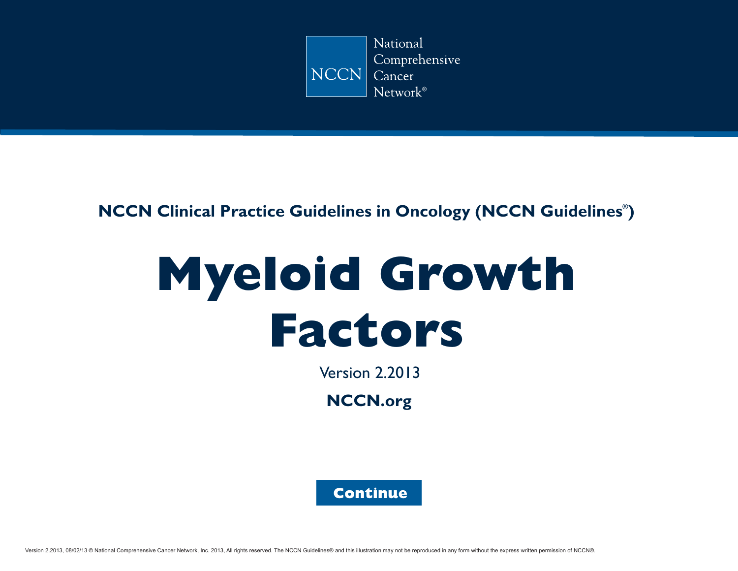National Comprehensive Cancer Network®

**NCCN Clinical Practice Guidelines in Oncology (NCCN Guidelines®)**

# Myeloid Growth Factors

Version 2.2013

**NCCN.org**

**Continue**

Version 2.2013, 08/02/13 © National Comprehensive Cancer Network, Inc. 2013, All rights reserved. The NCCN Guidelines® and this illustration may not be reproduced in any form without the express written permission of NCCN®.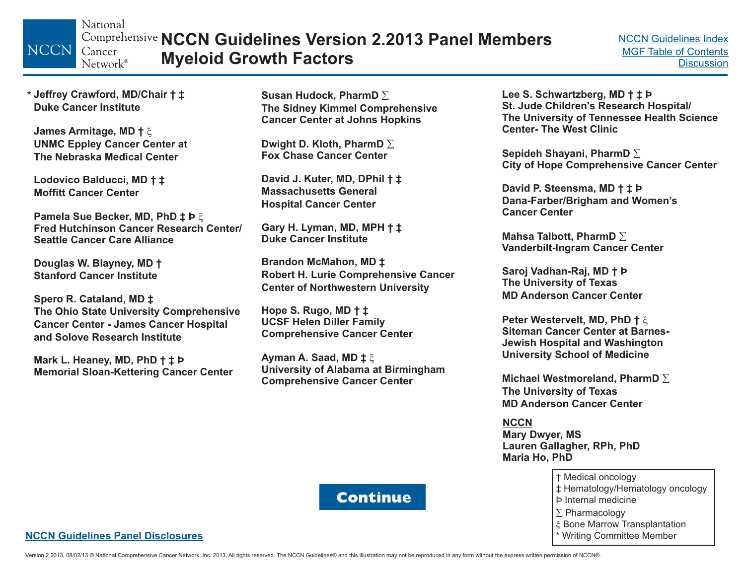# NCCN Guidelines Version 2.2013 Panel Members
# Myeloid Growth Factors

NCCN Guidelines Index
MGF Table of Contents
Discussion

\* **Jeffrey Crawford, MD/Chair † ‡**
**Duke Cancer Institute**

**James Armitage, MD † ξ**
**UNMC Eppley Cancer Center at The Nebraska Medical Center**

**Lodovico Balducci, MD † ‡**
**Moffitt Cancer Center**

**Pamela Sue Becker, MD, PhD ‡ Þ ξ**
**Fred Hutchinson Cancer Research Center/ Seattle Cancer Care Alliance**

**Douglas W. Blayney, MD †**
**Stanford Cancer Institute**

**Spero R. Cataland, MD ‡**
**The Ohio State University Comprehensive Cancer Center - James Cancer Hospital and Solove Research Institute**

**Mark L. Heaney, MD, PhD † ‡ Þ**
**Memorial Sloan-Kettering Cancer Center**

**Susan Hudock, PharmD ∑**
**The Sidney Kimmel Comprehensive Cancer Center at Johns Hopkins**

**Dwight D. Kloth, PharmD ∑**
**Fox Chase Cancer Center**

**David J. Kuter, MD, DPhil † ‡**
**Massachusetts General Hospital Cancer Center**

**Gary H. Lyman, MD, MPH † ‡**
**Duke Cancer Institute**

**Brandon McMahon, MD ‡**
**Robert H. Lurie Comprehensive Cancer Center of Northwestern University**

**Hope S. Rugo, MD † ‡**
**UCSF Helen Diller Family Comprehensive Cancer Center**

**Ayman A. Saad, MD ‡ ξ**
**University of Alabama at Birmingham Comprehensive Cancer Center**

**Lee S. Schwartzberg, MD † ‡ Þ**
**St. Jude Children's Research Hospital/ The University of Tennessee Health Science Center- The West Clinic**

**Sepideh Shayani, PharmD ∑**
**City of Hope Comprehensive Cancer Center**

**David P. Steensma, MD † ‡ Þ**
**Dana-Farber/Brigham and Women's Cancer Center**

**Mahsa Talbott, PharmD ∑**
**Vanderbilt-Ingram Cancer Center**

**Saroj Vadhan-Raj, MD † Þ**
**The University of Texas MD Anderson Cancer Center**

**Peter Westervelt, MD, PhD † ξ**
**Siteman Cancer Center at Barnes-Jewish Hospital and Washington University School of Medicine**

**Michael Westmoreland, PharmD ∑**
**The University of Texas MD Anderson Cancer Center**

**NCCN**
**Mary Dwyer, MS**
**Lauren Gallagher, RPh, PhD**
**Maria Ho, PhD**

† Medical oncology
‡ Hematology/Hematology oncology
Þ Internal medicine
∑ Pharmacology
ξ Bone Marrow Transplantation
\* Writing Committee Member

Continue

NCCN Guidelines Panel Disclosures

Version 2.2013, 08/02/13 © National Comprehensive Cancer Network, Inc. 2013, All rights reserved. The NCCN Guidelines® and this illustration may not be reproduced in any form without the express written permission of NCCN®.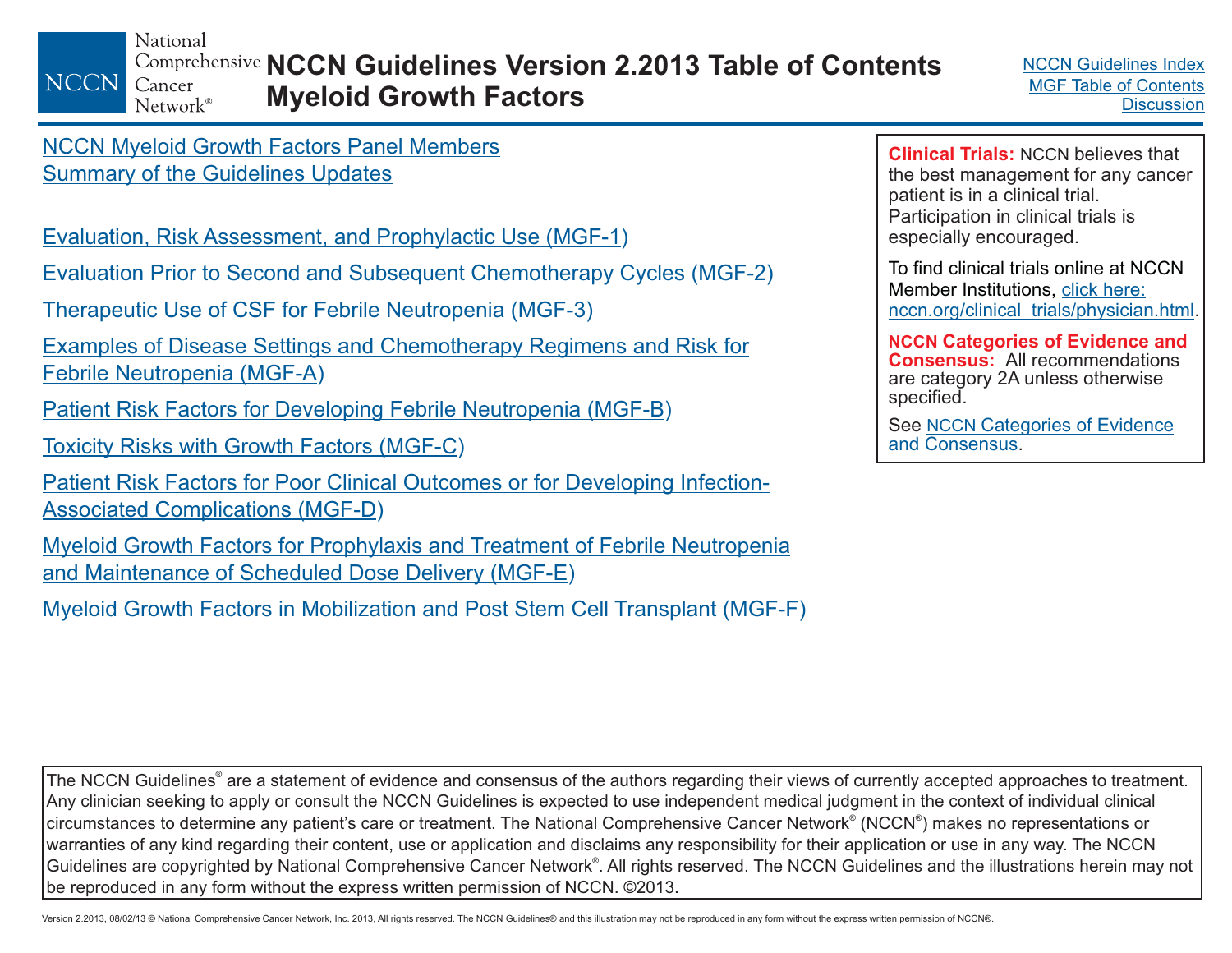# NCCN Guidelines Version 2.2013 Table of Contents
# Myeloid Growth Factors

NCCN Guidelines Index
MGF Table of Contents
Discussion

NCCN Myeloid Growth Factors Panel Members
Summary of the Guidelines Updates

Evaluation, Risk Assessment, and Prophylactic Use (MGF-1)

Evaluation Prior to Second and Subsequent Chemotherapy Cycles (MGF-2)

Therapeutic Use of CSF for Febrile Neutropenia (MGF-3)

Examples of Disease Settings and Chemotherapy Regimens and Risk for Febrile Neutropenia (MGF-A)

Patient Risk Factors for Developing Febrile Neutropenia (MGF-B)

Toxicity Risks with Growth Factors (MGF-C)

Patient Risk Factors for Poor Clinical Outcomes or for Developing Infection-Associated Complications (MGF-D)

Myeloid Growth Factors for Prophylaxis and Treatment of Febrile Neutropenia and Maintenance of Scheduled Dose Delivery (MGF-E)

Myeloid Growth Factors in Mobilization and Post Stem Cell Transplant (MGF-F)

**Clinical Trials:** NCCN believes that the best management for any cancer patient is in a clinical trial. Participation in clinical trials is especially encouraged.

To find clinical trials online at NCCN Member Institutions, click here: nccn.org/clinical_trials/physician.html.

**NCCN Categories of Evidence and Consensus:** All recommendations are category 2A unless otherwise specified.

See NCCN Categories of Evidence and Consensus.

The NCCN Guidelines® are a statement of evidence and consensus of the authors regarding their views of currently accepted approaches to treatment. Any clinician seeking to apply or consult the NCCN Guidelines is expected to use independent medical judgment in the context of individual clinical circumstances to determine any patient's care or treatment. The National Comprehensive Cancer Network® (NCCN®) makes no representations or warranties of any kind regarding their content, use or application and disclaims any responsibility for their application or use in any way. The NCCN Guidelines are copyrighted by National Comprehensive Cancer Network®. All rights reserved. The NCCN Guidelines and the illustrations herein may not be reproduced in any form without the express written permission of NCCN. ©2013.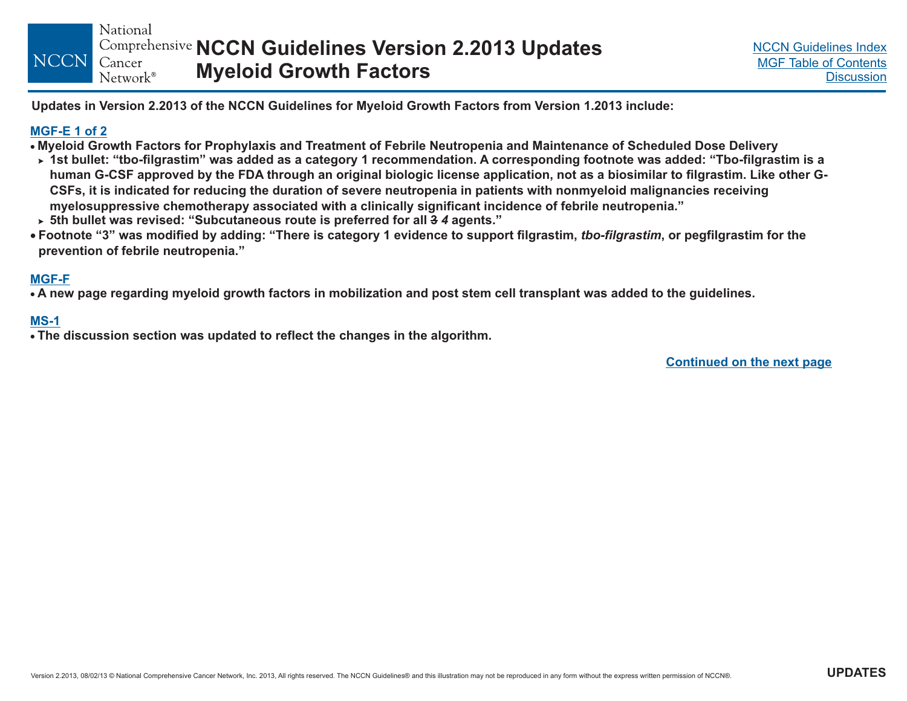# NCCN Guidelines Version 2.2013 Updates Myeloid Growth Factors

NCCN Guidelines Index
MGF Table of Contents
Discussion

**Updates in Version 2.2013 of the NCCN Guidelines for Myeloid Growth Factors from Version 1.2013 include:**

**MGF-E 1 of 2**

- **Myeloid Growth Factors for Prophylaxis and Treatment of Febrile Neutropenia and Maintenance of Scheduled Dose Delivery**
  - **1st bullet: "tbo-filgrastim" was added as a category 1 recommendation. A corresponding footnote was added: "Tbo-filgrastim is a human G-CSF approved by the FDA through an original biologic license application, not as a biosimilar to filgrastim. Like other G-CSFs, it is indicated for reducing the duration of severe neutropenia in patients with nonmyeloid malignancies receiving myelosuppressive chemotherapy associated with a clinically significant incidence of febrile neutropenia."**
  - **5th bullet was revised: "Subcutaneous route is preferred for all ~~3~~ *4* agents."**
- **Footnote "3" was modified by adding: "There is category 1 evidence to support filgrastim, *tbo-filgrastim*, or pegfilgrastim for the prevention of febrile neutropenia."**

**MGF-F**

- **A new page regarding myeloid growth factors in mobilization and post stem cell transplant was added to the guidelines.**

**MS-1**

- **The discussion section was updated to reflect the changes in the algorithm.**

**Continued on the next page**

Version 2.2013, 08/02/13 © National Comprehensive Cancer Network, Inc. 2013, All rights reserved. The NCCN Guidelines® and this illustration may not be reproduced in any form without the express written permission of NCCN®.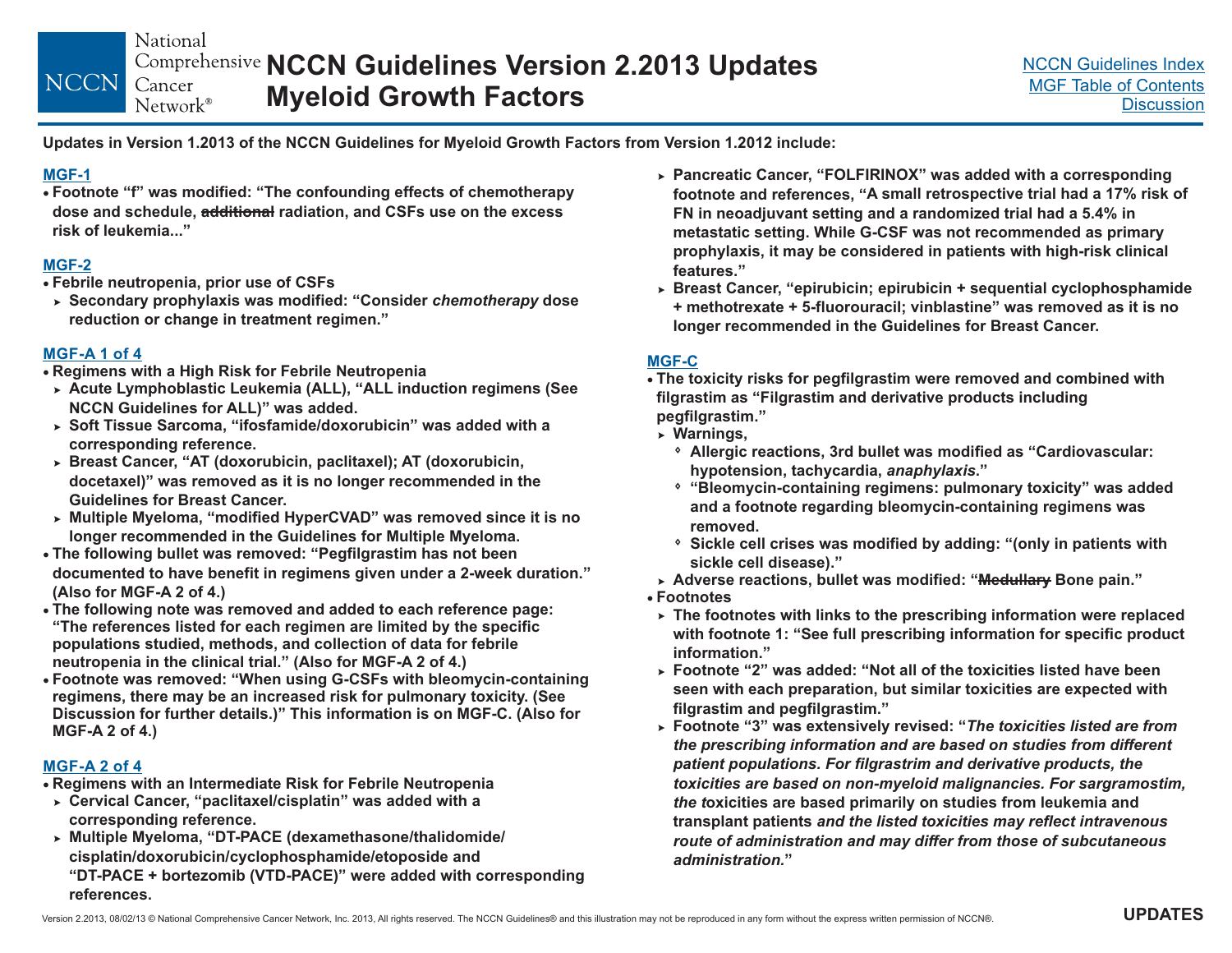# NCCN Guidelines Version 2.2013 Updates Myeloid Growth Factors

**Updates in Version 1.2013 of the NCCN Guidelines for Myeloid Growth Factors from Version 1.2012 include:**

**MGF-1**

- Footnote "f" was modified: "The confounding effects of chemotherapy dose and schedule, ~~additional~~ radiation, and CSFs use on the excess risk of leukemia..."

**MGF-2**

- Febrile neutropenia, prior use of CSFs
  - Secondary prophylaxis was modified: "Consider *chemotherapy* dose reduction or change in treatment regimen."

**MGF-A 1 of 4**

- Regimens with a High Risk for Febrile Neutropenia
  - Acute Lymphoblastic Leukemia (ALL), "ALL induction regimens (See NCCN Guidelines for ALL)" was added.
  - Soft Tissue Sarcoma, "ifosfamide/doxorubicin" was added with a corresponding reference.
  - Breast Cancer, "AT (doxorubicin, paclitaxel); AT (doxorubicin, docetaxel)" was removed as it is no longer recommended in the Guidelines for Breast Cancer.
  - Multiple Myeloma, "modified HyperCVAD" was removed since it is no longer recommended in the Guidelines for Multiple Myeloma.
- The following bullet was removed: "Pegfilgrastim has not been documented to have benefit in regimens given under a 2-week duration." (Also for MGF-A 2 of 4.)
- The following note was removed and added to each reference page: "The references listed for each regimen are limited by the specific populations studied, methods, and collection of data for febrile neutropenia in the clinical trial." (Also for MGF-A 2 of 4.)
- Footnote was removed: "When using G-CSFs with bleomycin-containing regimens, there may be an increased risk for pulmonary toxicity. (See Discussion for further details.)" This information is on MGF-C. (Also for MGF-A 2 of 4.)

**MGF-A 2 of 4**

- Regimens with an Intermediate Risk for Febrile Neutropenia
  - Cervical Cancer, "paclitaxel/cisplatin" was added with a corresponding reference.
  - Multiple Myeloma, "DT-PACE (dexamethasone/thalidomide/cisplatin/doxorubicin/cyclophosphamide/etoposide and "DT-PACE + bortezomib (VTD-PACE)" were added with corresponding references.
  - Pancreatic Cancer, "FOLFIRINOX" was added with a corresponding footnote and references, "A small retrospective trial had a 17% risk of FN in neoadjuvant setting and a randomized trial had a 5.4% in metastatic setting. While G-CSF was not recommended as primary prophylaxis, it may be considered in patients with high-risk clinical features."
  - Breast Cancer, "epirubicin; epirubicin + sequential cyclophosphamide + methotrexate + 5-fluorouracil; vinblastine" was removed as it is no longer recommended in the Guidelines for Breast Cancer.

**MGF-C**

- The toxicity risks for pegfilgrastim were removed and combined with filgrastim as "Filgrastim and derivative products including pegfilgrastim."
  - Warnings,
    - Allergic reactions, 3rd bullet was modified as "Cardiovascular: hypotension, tachycardia, *anaphylaxis*."
    - "Bleomycin-containing regimens: pulmonary toxicity" was added and a footnote regarding bleomycin-containing regimens was removed.
    - Sickle cell crises was modified by adding: "(only in patients with sickle cell disease)."
  - Adverse reactions, bullet was modified: "~~Medullary~~ Bone pain."
- Footnotes
  - The footnotes with links to the prescribing information were replaced with footnote 1: "See full prescribing information for specific product information."
  - Footnote "2" was added: "Not all of the toxicities listed have been seen with each preparation, but similar toxicities are expected with filgrastim and pegfilgrastim."
  - Footnote "3" was extensively revised: "*The toxicities listed are from the prescribing information and are based on studies from different patient populations. For filgrastim and derivative products, the toxicities are based on non-myeloid malignancies. For sargramostim, the t*oxicities are based primarily on studies from leukemia and transplant patients *and the listed toxicities may reflect intravenous route of administration and may differ from those of subcutaneous administration.*"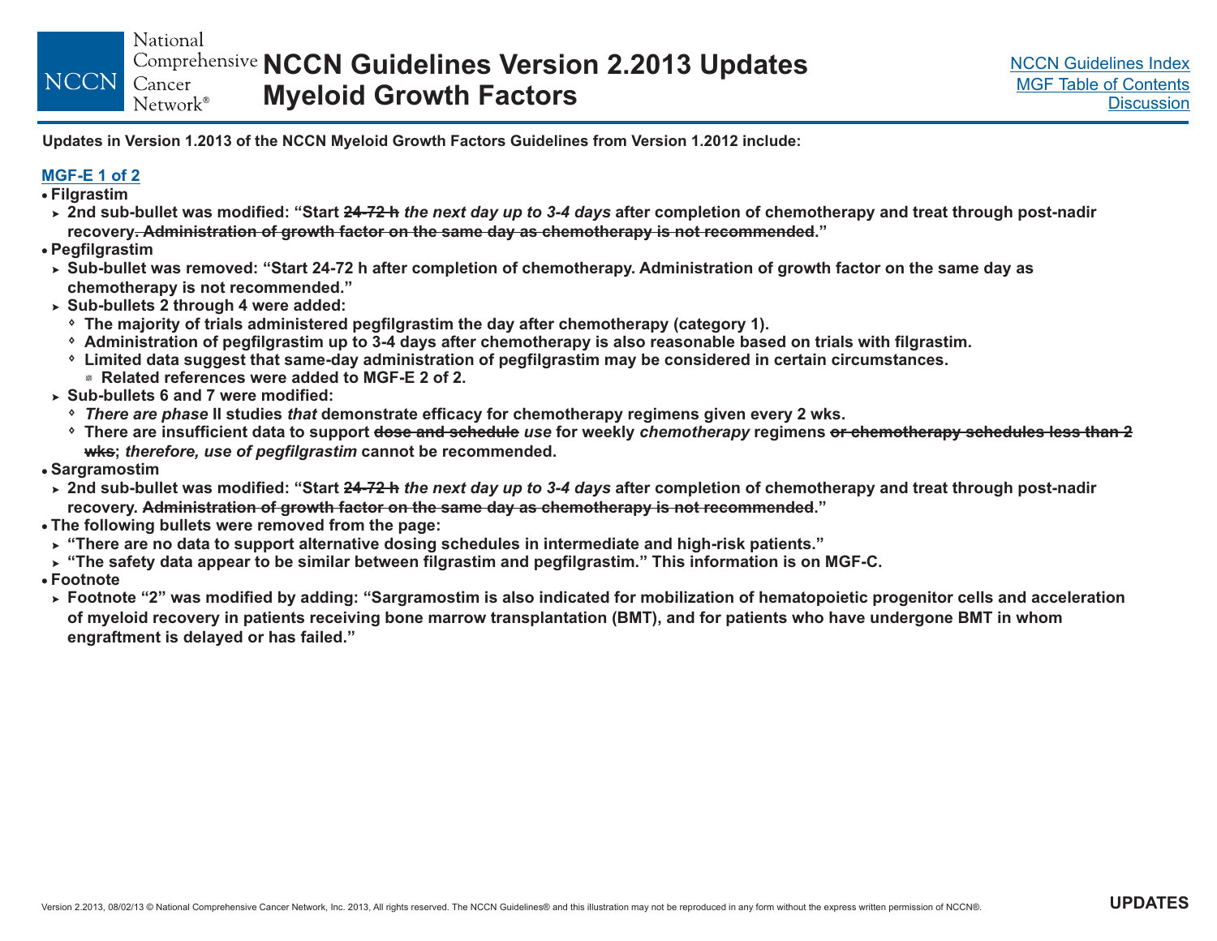# NCCN Guidelines Version 2.2013 Updates Myeloid Growth Factors

**Updates in Version 1.2013 of the NCCN Myeloid Growth Factors Guidelines from Version 1.2012 include:**

**MGF-E 1 of 2**

- **Filgrastim**
  - **2nd sub-bullet was modified: "Start ~~24-72 h~~ *the next day up to 3-4 days* after completion of chemotherapy and treat through post-nadir recovery~~. Administration of growth factor on the same day as chemotherapy is not recommended~~."**
- **Pegfilgrastim**
  - **Sub-bullet was removed: "Start 24-72 h after completion of chemotherapy. Administration of growth factor on the same day as chemotherapy is not recommended."**
  - **Sub-bullets 2 through 4 were added:**
    - **The majority of trials administered pegfilgrastim the day after chemotherapy (category 1).**
    - **Administration of pegfilgrastim up to 3-4 days after chemotherapy is also reasonable based on trials with filgrastim.**
    - **Limited data suggest that same-day administration of pegfilgrastim may be considered in certain circumstances.**
      - **Related references were added to MGF-E 2 of 2.**
  - **Sub-bullets 6 and 7 were modified:**
    - ***There are phase* II studies *that* demonstrate efficacy for chemotherapy regimens given every 2 wks.**
    - **There are insufficient data to support ~~dose and schedule~~ *use* for weekly *chemotherapy* regimens ~~or chemotherapy schedules less than 2 wks~~; *therefore, use of pegfilgrastim* cannot be recommended.**
- **Sargramostim**
  - **2nd sub-bullet was modified: "Start ~~24-72 h~~ *the next day up to 3-4 days* after completion of chemotherapy and treat through post-nadir recovery. ~~Administration of growth factor on the same day as chemotherapy is not recommended~~."**
- **The following bullets were removed from the page:**
  - **"There are no data to support alternative dosing schedules in intermediate and high-risk patients."**
  - **"The safety data appear to be similar between filgrastim and pegfilgrastim." This information is on MGF-C.**
- **Footnote**
  - **Footnote "2" was modified by adding: "Sargramostim is also indicated for mobilization of hematopoietic progenitor cells and acceleration of myeloid recovery in patients receiving bone marrow transplantation (BMT), and for patients who have undergone BMT in whom engraftment is delayed or has failed."**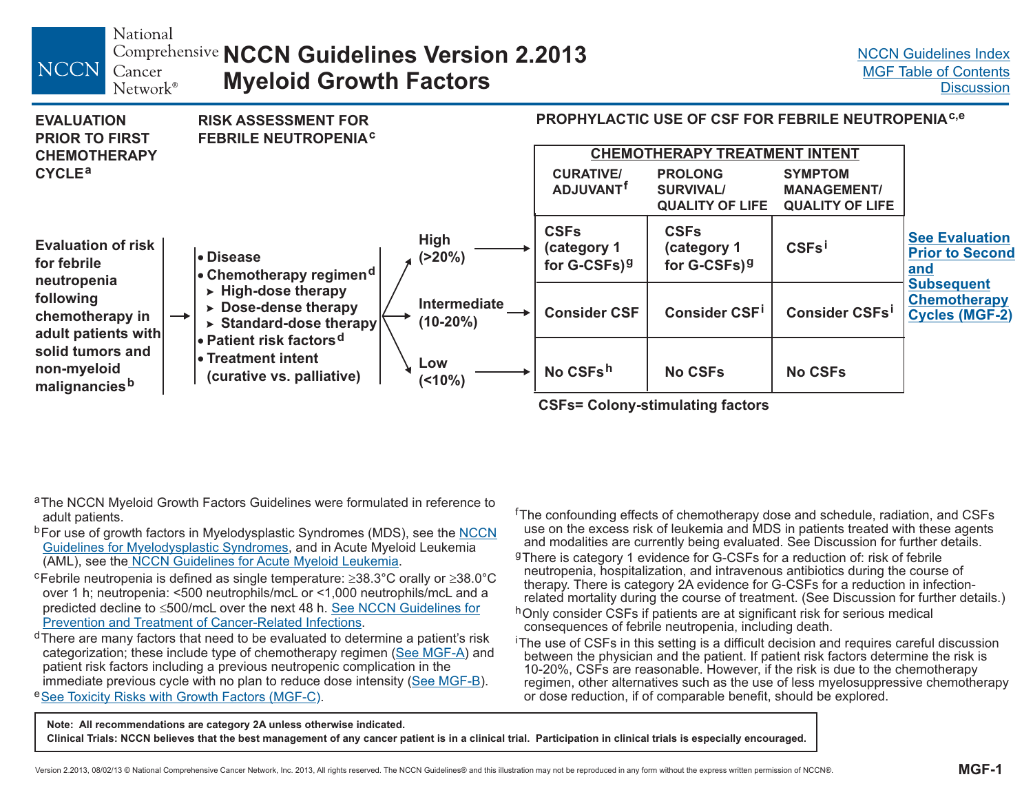# NCCN Guidelines Version 2.2013 Myeloid Growth Factors

NCCN Guidelines Index
MGF Table of Contents
Discussion

## EVALUATION PRIOR TO FIRST CHEMOTHERAPY CYCLE[a]

Evaluation of risk for febrile neutropenia following chemotherapy in adult patients with solid tumors and non-myeloid malignancies[b] →

## RISK ASSESSMENT FOR FEBRILE NEUTROPENIA[c]

- Disease
- Chemotherapy regimen[d]
  - ▸ High-dose therapy
  - ▸ Dose-dense therapy
  - ▸ Standard-dose therapy
- Patient risk factors[d]
- Treatment intent (curative vs. palliative)

## PROPHYLACTIC USE OF CSF FOR FEBRILE NEUTROPENIA[c,e]

| Risk | CHEMOTHERAPY TREATMENT INTENT: CURATIVE/ ADJUVANT[f] | PROLONG SURVIVAL/ QUALITY OF LIFE | SYMPTOM MANAGEMENT/ QUALITY OF LIFE |
|---|---|---|---|
| High (>20%) → | CSFs (category 1 for G-CSFs)[g] | CSFs (category 1 for G-CSFs)[g] | CSFs[i] |
| Intermediate (10-20%) → | Consider CSF | Consider CSF[i] | Consider CSFs[i] |
| Low (<10%) → | No CSFs[h] | No CSFs | No CSFs |

CSFs= Colony-stimulating factors

See Evaluation Prior to Second and Subsequent Chemotherapy Cycles (MGF-2)

[a]The NCCN Myeloid Growth Factors Guidelines were formulated in reference to adult patients.

[b]For use of growth factors in Myelodysplastic Syndromes (MDS), see the NCCN Guidelines for Myelodysplastic Syndromes, and in Acute Myeloid Leukemia (AML), see the NCCN Guidelines for Acute Myeloid Leukemia.

[c]Febrile neutropenia is defined as single temperature: ≥38.3°C orally or ≥38.0°C over 1 h; neutropenia: <500 neutrophils/mcL or <1,000 neutrophils/mcL and a predicted decline to ≤500/mcL over the next 48 h. See NCCN Guidelines for Prevention and Treatment of Cancer-Related Infections.

[d]There are many factors that need to be evaluated to determine a patient's risk categorization; these include type of chemotherapy regimen (See MGF-A) and patient risk factors including a previous neutropenic complication in the immediate previous cycle with no plan to reduce dose intensity (See MGF-B).

[e]See Toxicity Risks with Growth Factors (MGF-C).

[f]The confounding effects of chemotherapy dose and schedule, radiation, and CSFs use on the excess risk of leukemia and MDS in patients treated with these agents and modalities are currently being evaluated. See Discussion for further details.

[g]There is category 1 evidence for G-CSFs for a reduction of: risk of febrile neutropenia, hospitalization, and intravenous antibiotics during the course of therapy. There is category 2A evidence for G-CSFs for a reduction in infection-related mortality during the course of treatment. (See Discussion for further details.)

[h]Only consider CSFs if patients are at significant risk for serious medical consequences of febrile neutropenia, including death.

[i]The use of CSFs in this setting is a difficult decision and requires careful discussion between the physician and the patient. If patient risk factors determine the risk is 10-20%, CSFs are reasonable. However, if the risk is due to the chemotherapy regimen, other alternatives such as the use of less myelosuppressive chemotherapy or dose reduction, if of comparable benefit, should be explored.

**Note: All recommendations are category 2A unless otherwise indicated.**
**Clinical Trials: NCCN believes that the best management of any cancer patient is in a clinical trial. Participation in clinical trials is especially encouraged.**

Version 2.2013, 08/02/13 © National Comprehensive Cancer Network, Inc. 2013, All rights reserved. The NCCN Guidelines® and this illustration may not be reproduced in any form without the express written permission of NCCN®.

MGF-1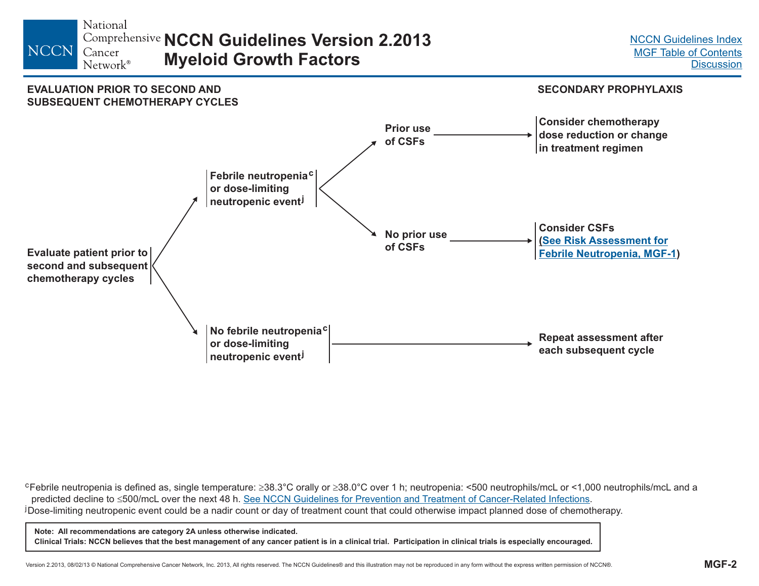# NCCN Guidelines Version 2.2013 Myeloid Growth Factors

NCCN Guidelines Index
MGF Table of Contents
Discussion

## EVALUATION PRIOR TO SECOND AND SUBSEQUENT CHEMOTHERAPY CYCLES

## SECONDARY PROPHYLAXIS

**Evaluate patient prior to second and subsequent chemotherapy cycles**

- **Febrile neutropenia[c] or dose-limiting neutropenic event[j]**
  - **Prior use of CSFs** → **Consider chemotherapy dose reduction or change in treatment regimen**
  - **No prior use of CSFs** → **Consider CSFs (See Risk Assessment for Febrile Neutropenia, MGF-1)**
- **No febrile neutropenia[c] or dose-limiting neutropenic event[j]** → **Repeat assessment after each subsequent cycle**

[c]Febrile neutropenia is defined as, single temperature: ≥38.3°C orally or ≥38.0°C over 1 h; neutropenia: <500 neutrophils/mcL or <1,000 neutrophils/mcL and a predicted decline to ≤500/mcL over the next 48 h. See NCCN Guidelines for Prevention and Treatment of Cancer-Related Infections.

[j]Dose-limiting neutropenic event could be a nadir count or day of treatment count that could otherwise impact planned dose of chemotherapy.

**Note: All recommendations are category 2A unless otherwise indicated.**
**Clinical Trials: NCCN believes that the best management of any cancer patient is in a clinical trial. Participation in clinical trials is especially encouraged.**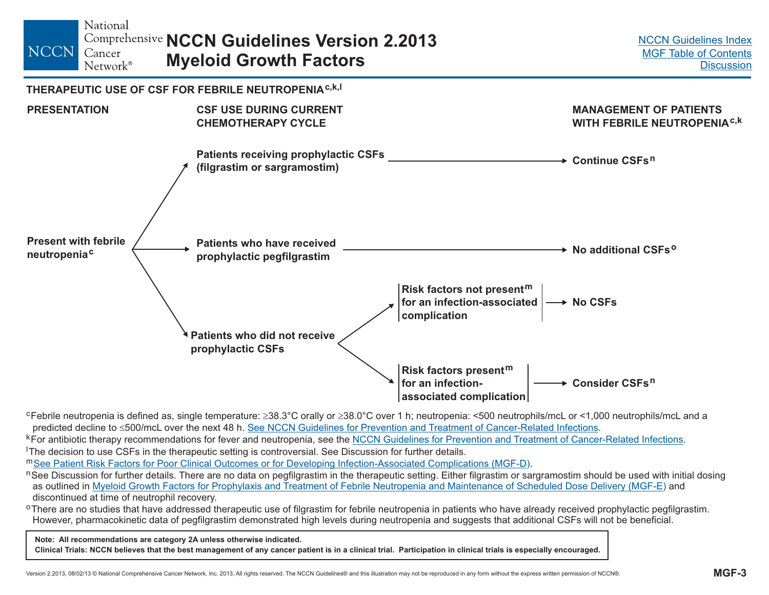## THERAPEUTIC USE OF CSF FOR FEBRILE NEUTROPENIA[c,k,l]

| PRESENTATION | CSF USE DURING CURRENT CHEMOTHERAPY CYCLE | | MANAGEMENT OF PATIENTS WITH FEBRILE NEUTROPENIA[c,k] |
|---|---|---|---|
| Present with febrile neutropenia[c] | Patients receiving prophylactic CSFs (filgrastim or sargramostim) | | → Continue CSFs[n] |
| | Patients who have received prophylactic pegfilgrastim | | → No additional CSFs[o] |
| | Patients who did not receive prophylactic CSFs | Risk factors not present[m] for an infection-associated complication | → No CSFs |
| | | Risk factors present[m] for an infection-associated complication | → Consider CSFs[n] |

[c]Febrile neutropenia is defined as, single temperature: ≥38.3°C orally or ≥38.0°C over 1 h; neutropenia: <500 neutrophils/mcL or <1,000 neutrophils/mcL and a predicted decline to ≤500/mcL over the next 48 h. See NCCN Guidelines for Prevention and Treatment of Cancer-Related Infections.

[k]For antibiotic therapy recommendations for fever and neutropenia, see the NCCN Guidelines for Prevention and Treatment of Cancer-Related Infections.

[l]The decision to use CSFs in the therapeutic setting is controversial. See Discussion for further details.

[m]See Patient Risk Factors for Poor Clinical Outcomes or for Developing Infection-Associated Complications (MGF-D).

[n]See Discussion for further details. There are no data on pegfilgrastim in the therapeutic setting. Either filgrastim or sargramostim should be used with initial dosing as outlined in Myeloid Growth Factors for Prophylaxis and Treatment of Febrile Neutropenia and Maintenance of Scheduled Dose Delivery (MGF-E) and discontinued at time of neutrophil recovery.

[o]There are no studies that have addressed therapeutic use of filgrastim for febrile neutropenia in patients who have already received prophylactic pegfilgrastim. However, pharmacokinetic data of pegfilgrastim demonstrated high levels during neutropenia and suggests that additional CSFs will not be beneficial.

**Note: All recommendations are category 2A unless otherwise indicated.**
**Clinical Trials: NCCN believes that the best management of any cancer patient is in a clinical trial. Participation in clinical trials is especially encouraged.**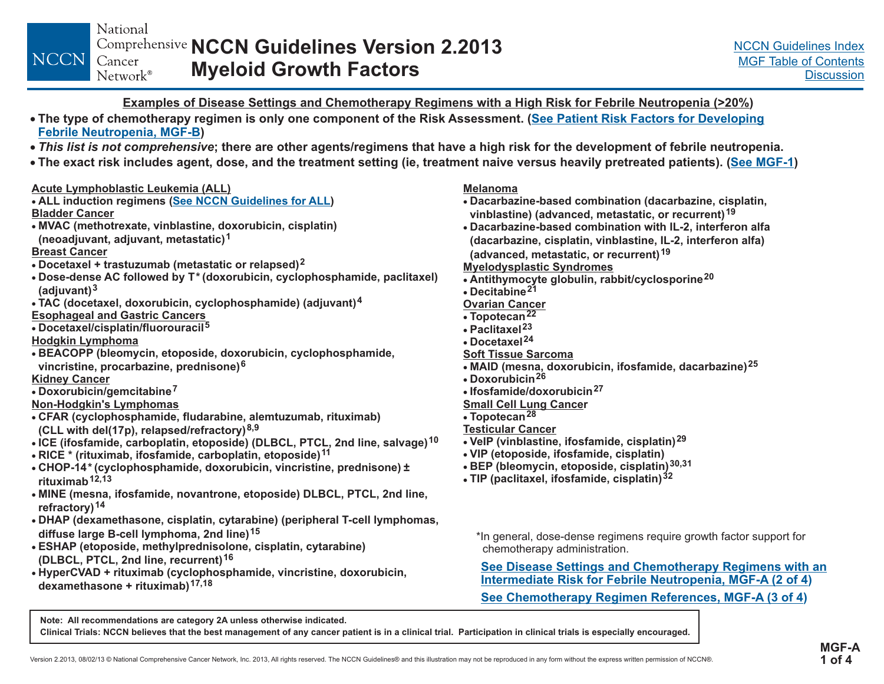## Examples of Disease Settings and Chemotherapy Regimens with a High Risk for Febrile Neutropenia (>20%)

- **The type of chemotherapy regimen is only one component of the Risk Assessment. (See Patient Risk Factors for Developing Febrile Neutropenia, MGF-B)**
- ***This list is not comprehensive*; there are other agents/regimens that have a high risk for the development of febrile neutropenia.**
- **The exact risk includes agent, dose, and the treatment setting (ie, treatment naive versus heavily pretreated patients). (See MGF-1)**

**Acute Lymphoblastic Leukemia (ALL)**
- ALL induction regimens (See NCCN Guidelines for ALL)

**Bladder Cancer**
- MVAC (methotrexate, vinblastine, doxorubicin, cisplatin) (neoadjuvant, adjuvant, metastatic)[1]

**Breast Cancer**
- Docetaxel + trastuzumab (metastatic or relapsed)[2]
- Dose-dense AC followed by T* (doxorubicin, cyclophosphamide, paclitaxel) (adjuvant)[3]
- TAC (docetaxel, doxorubicin, cyclophosphamide) (adjuvant)[4]

**Esophageal and Gastric Cancers**
- Docetaxel/cisplatin/fluorouracil[5]

**Hodgkin Lymphoma**
- BEACOPP (bleomycin, etoposide, doxorubicin, cyclophosphamide, vincristine, procarbazine, prednisone)[6]

**Kidney Cancer**
- Doxorubicin/gemcitabine[7]

**Non-Hodgkin's Lymphomas**
- CFAR (cyclophosphamide, fludarabine, alemtuzumab, rituximab) (CLL with del(17p), relapsed/refractory)[8,9]
- ICE (ifosfamide, carboplatin, etoposide) (DLBCL, PTCL, 2nd line, salvage)[10]
- RICE * (rituximab, ifosfamide, carboplatin, etoposide)[11]
- CHOP-14* (cyclophosphamide, doxorubicin, vincristine, prednisone) ± rituximab[12,13]
- MINE (mesna, ifosfamide, novantrone, etoposide) DLBCL, PTCL, 2nd line, refractory)[14]
- DHAP (dexamethasone, cisplatin, cytarabine) (peripheral T-cell lymphomas, diffuse large B-cell lymphoma, 2nd line)[15]
- ESHAP (etoposide, methylprednisolone, cisplatin, cytarabine) (DLBCL, PTCL, 2nd line, recurrent)[16]
- HyperCVAD + rituximab (cyclophosphamide, vincristine, doxorubicin, dexamethasone + rituximab)[17,18]

**Melanoma**
- Dacarbazine-based combination (dacarbazine, cisplatin, vinblastine) (advanced, metastatic, or recurrent)[19]
- Dacarbazine-based combination with IL-2, interferon alfa (dacarbazine, cisplatin, vinblastine, IL-2, interferon alfa) (advanced, metastatic, or recurrent)[19]

**Myelodysplastic Syndromes**
- Antithymocyte globulin, rabbit/cyclosporine[20]
- Decitabine[21]

**Ovarian Cancer**
- Topotecan[22]
- Paclitaxel[23]
- Docetaxel[24]

**Soft Tissue Sarcoma**
- MAID (mesna, doxorubicin, ifosfamide, dacarbazine)[25]
- Doxorubicin[26]
- Ifosfamide/doxorubicin[27]

**Small Cell Lung Cancer**
- Topotecan[28]

**Testicular Cancer**
- VeIP (vinblastine, ifosfamide, cisplatin)[29]
- VIP (etoposide, ifosfamide, cisplatin)
- BEP (bleomycin, etoposide, cisplatin)[30,31]
- TIP (paclitaxel, ifosfamide, cisplatin)[32]

*In general, dose-dense regimens require growth factor support for chemotherapy administration.

**See Disease Settings and Chemotherapy Regimens with an Intermediate Risk for Febrile Neutropenia, MGF-A (2 of 4)**

**See Chemotherapy Regimen References, MGF-A (3 of 4)**

**Note: All recommendations are category 2A unless otherwise indicated.**
**Clinical Trials: NCCN believes that the best management of any cancer patient is in a clinical trial. Participation in clinical trials is especially encouraged.**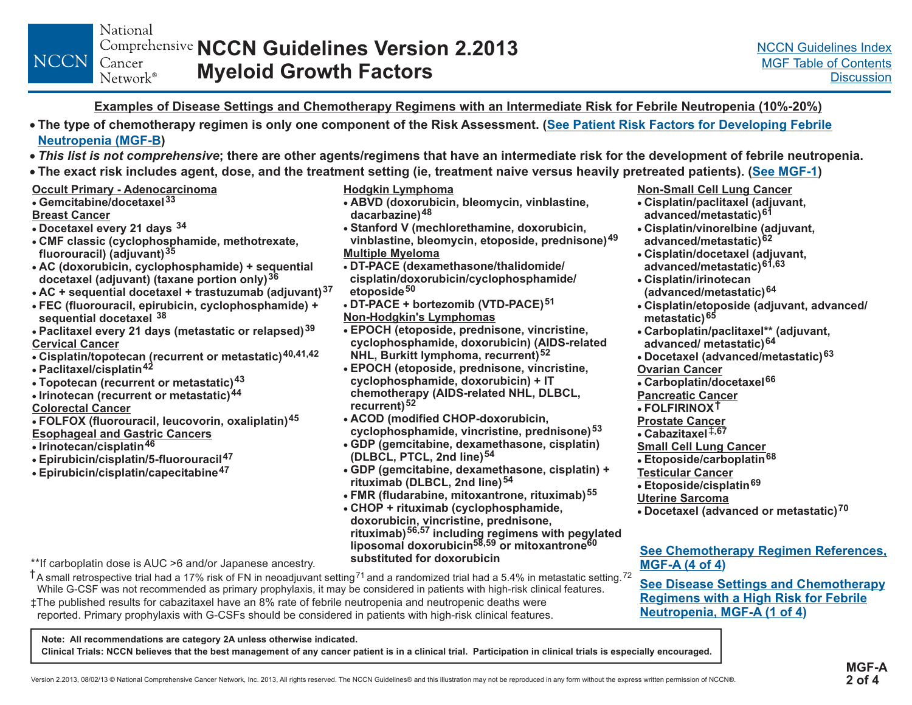## Examples of Disease Settings and Chemotherapy Regimens with an Intermediate Risk for Febrile Neutropenia (10%-20%)

- **The type of chemotherapy regimen is only one component of the Risk Assessment. (See Patient Risk Factors for Developing Febrile Neutropenia (MGF-B))**
- ***This list is not comprehensive*; there are other agents/regimens that have an intermediate risk for the development of febrile neutropenia.**
- **The exact risk includes agent, dose, and the treatment setting (ie, treatment naive versus heavily pretreated patients). (See MGF-1)**

**Occult Primary - Adenocarcinoma**
- Gemcitabine/docetaxel[33]

**Breast Cancer**
- Docetaxel every 21 days[34]
- CMF classic (cyclophosphamide, methotrexate, fluorouracil) (adjuvant)[35]
- AC (doxorubicin, cyclophosphamide) + sequential docetaxel (adjuvant) (taxane portion only)[36]
- AC + sequential docetaxel + trastuzumab (adjuvant)[37]
- FEC (fluorouracil, epirubicin, cyclophosphamide) + sequential docetaxel[38]
- Paclitaxel every 21 days (metastatic or relapsed)[39]

**Cervical Cancer**
- Cisplatin/topotecan (recurrent or metastatic)[40,41,42]
- Paclitaxel/cisplatin[42]
- Topotecan (recurrent or metastatic)[43]
- Irinotecan (recurrent or metastatic)[44]

**Colorectal Cancer**
- FOLFOX (fluorouracil, leucovorin, oxaliplatin)[45]

**Esophageal and Gastric Cancers**
- Irinotecan/cisplatin[46]
- Epirubicin/cisplatin/5-fluorouracil[47]
- Epirubicin/cisplatin/capecitabine[47]

**Hodgkin Lymphoma**
- ABVD (doxorubicin, bleomycin, vinblastine, dacarbazine)[48]
- Stanford V (mechlorethamine, doxorubicin, vinblastine, bleomycin, etoposide, prednisone)[49]

**Multiple Myeloma**
- DT-PACE (dexamethasone/thalidomide/cisplatin/doxorubicin/cyclophosphamide/etoposide[50]
- DT-PACE + bortezomib (VTD-PACE)[51]

**Non-Hodgkin's Lymphomas**
- EPOCH (etoposide, prednisone, vincristine, cyclophosphamide, doxorubicin) (AIDS-related NHL, Burkitt lymphoma, recurrent)[52]
- EPOCH (etoposide, prednisone, vincristine, cyclophosphamide, doxorubicin) + IT chemotherapy (AIDS-related NHL, DLBCL, recurrent)[52]
- ACOD (modified CHOP-doxorubicin, cyclophosphamide, vincristine, prednisone)[53]
- GDP (gemcitabine, dexamethasone, cisplatin) (DLBCL, PTCL, 2nd line)[54]
- GDP (gemcitabine, dexamethasone, cisplatin) + rituximab (DLBCL, 2nd line)[54]
- FMR (fludarabine, mitoxantrone, rituximab)[55]
- CHOP + rituximab (cyclophosphamide, doxorubicin, vincristine, prednisone, rituximab)[56,57] including regimens with pegylated liposomal doxorubicin[58,59] or mitoxantrone[60] substituted for doxorubicin

**Non-Small Cell Lung Cancer**
- Cisplatin/paclitaxel (adjuvant, advanced/metastatic)[61]
- Cisplatin/vinorelbine (adjuvant, advanced/metastatic)[62]
- Cisplatin/docetaxel (adjuvant, advanced/metastatic)[61,63]
- Cisplatin/irinotecan (advanced/metastatic)[64]
- Cisplatin/etoposide (adjuvant, advanced/metastatic)[65]
- Carboplatin/paclitaxel** (adjuvant, advanced/ metastatic)[64]
- Docetaxel (advanced/metastatic)[63]

**Ovarian Cancer**
- Carboplatin/docetaxel[66]

**Pancreatic Cancer**
- FOLFIRINOX†

**Prostate Cancer**
- Cabazitaxel‡,[67]

**Small Cell Lung Cancer**
- Etoposide/carboplatin[68]

**Testicular Cancer**
- Etoposide/cisplatin[69]

**Uterine Sarcoma**
- Docetaxel (advanced or metastatic)[70]

**See Chemotherapy Regimen References, MGF-A (4 of 4)**

**See Disease Settings and Chemotherapy Regimens with a High Risk for Febrile Neutropenia, MGF-A (1 of 4)**

**If carboplatin dose is AUC >6 and/or Japanese ancestry.

†A small retrospective trial had a 17% risk of FN in neoadjuvant setting[71] and a randomized trial had a 5.4% in metastatic setting.[72] While G-CSF was not recommended as primary prophylaxis, it may be considered in patients with high-risk clinical features.

‡The published results for cabazitaxel have an 8% rate of febrile neutropenia and neutropenic deaths were reported. Primary prophylaxis with G-CSFs should be considered in patients with high-risk clinical features.

**Note: All recommendations are category 2A unless otherwise indicated.**

**Clinical Trials: NCCN believes that the best management of any cancer patient is in a clinical trial. Participation in clinical trials is especially encouraged.**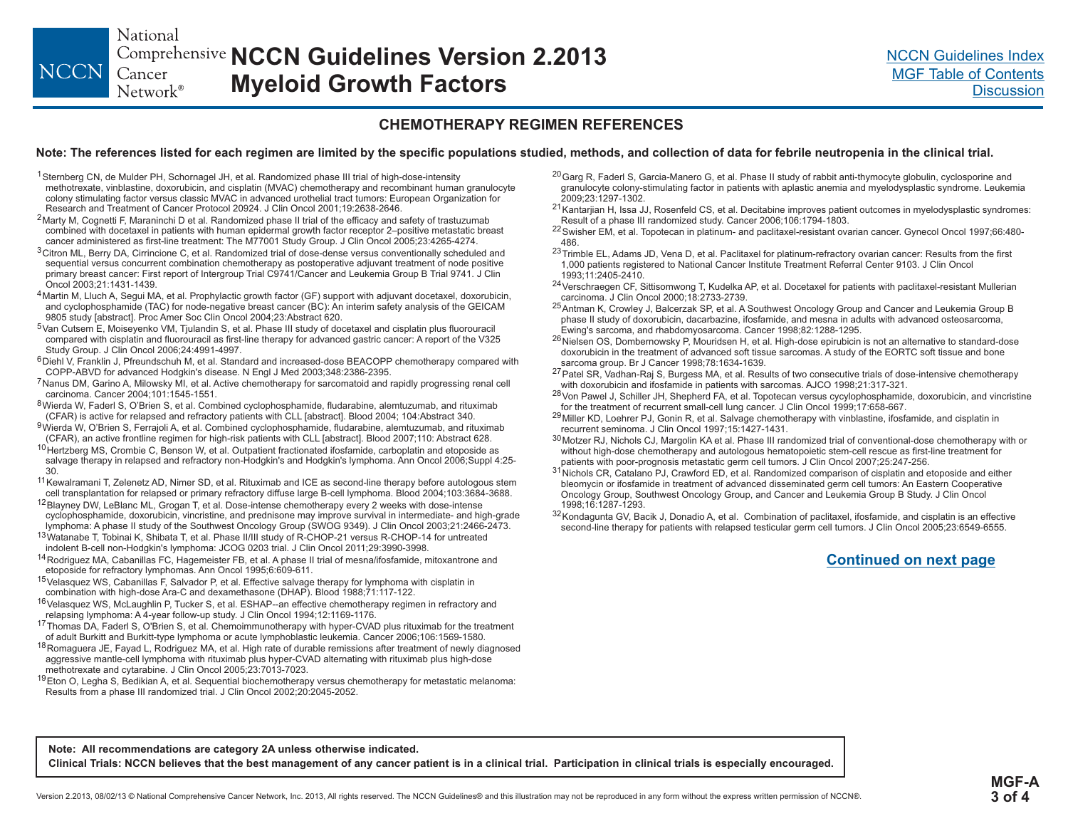## CHEMOTHERAPY REGIMEN REFERENCES

**Note: The references listed for each regimen are limited by the specific populations studied, methods, and collection of data for febrile neutropenia in the clinical trial.**

[1] Sternberg CN, de Mulder PH, Schornagel JH, et al. Randomized phase III trial of high-dose-intensity methotrexate, vinblastine, doxorubicin, and cisplatin (MVAC) chemotherapy and recombinant human granulocyte colony stimulating factor versus classic MVAC in advanced urothelial tract tumors: European Organization for Research and Treatment of Cancer Protocol 20924. J Clin Oncol 2001;19:2638-2646.

[2] Marty M, Cognetti F, Maraninchi D et al. Randomized phase II trial of the efficacy and safety of trastuzumab combined with docetaxel in patients with human epidermal growth factor receptor 2–positive metastatic breast cancer administered as first-line treatment: The M77001 Study Group. J Clin Oncol 2005;23:4265-4274.

[3] Citron ML, Berry DA, Cirrincione C, et al. Randomized trial of dose-dense versus conventionally scheduled and sequential versus concurrent combination chemotherapy as postoperative adjuvant treatment of node positive primary breast cancer: First report of Intergroup Trial C9741/Cancer and Leukemia Group B Trial 9741. J Clin Oncol 2003;21:1431-1439.

[4] Martin M, Lluch A, Segui MA, et al. Prophylactic growth factor (GF) support with adjuvant docetaxel, doxorubicin, and cyclophosphamide (TAC) for node-negative breast cancer (BC): An interim safety analysis of the GEICAM 9805 study [abstract]. Proc Amer Soc Clin Oncol 2004;23:Abstract 620.

[5] Van Cutsem E, Moiseyenko VM, Tjulandin S, et al. Phase III study of docetaxel and cisplatin plus fluorouracil compared with cisplatin and fluorouracil as first-line therapy for advanced gastric cancer: A report of the V325 Study Group. J Clin Oncol 2006;24:4991-4997.

[6] Diehl V, Franklin J, Pfreundschuh M, et al. Standard and increased-dose BEACOPP chemotherapy compared with COPP-ABVD for advanced Hodgkin's disease. N Engl J Med 2003;348:2386-2395.

[7] Nanus DM, Garino A, Milowsky MI, et al. Active chemotherapy for sarcomatoid and rapidly progressing renal cell carcinoma. Cancer 2004;101:1545-1551.

[8] Wierda W, Faderl S, O'Brien S, et al. Combined cyclophosphamide, fludarabine, alemtuzumab, and rituximab (CFAR) is active for relapsed and refractory patients with CLL [abstract]. Blood 2004; 104:Abstract 340.

[9] Wierda W, O'Brien S, Ferrajoli A, et al. Combined cyclophosphamide, fludarabine, alemtuzumab, and rituximab (CFAR), an active frontline regimen for high-risk patients with CLL [abstract]. Blood 2007;110: Abstract 628.

[10] Hertzberg MS, Crombie C, Benson W, et al. Outpatient fractionated ifosfamide, carboplatin and etoposide as salvage therapy in relapsed and refractory non-Hodgkin's and Hodgkin's lymphoma. Ann Oncol 2006;Suppl 4:25-30.

[11] Kewalramani T, Zelenetz AD, Nimer SD, et al. Rituximab and ICE as second-line therapy before autologous stem cell transplantation for relapsed or primary refractory diffuse large B-cell lymphoma. Blood 2004;103:3684-3688.

[12] Blayney DW, LeBlanc ML, Grogan T, et al. Dose-intense chemotherapy every 2 weeks with dose-intense cyclophosphamide, doxorubicin, vincristine, and prednisone may improve survival in intermediate- and high-grade lymphoma: A phase II study of the Southwest Oncology Group (SWOG 9349). J Clin Oncol 2003;21:2466-2473.

[13] Watanabe T, Tobinai K, Shibata T, et al. Phase II/III study of R-CHOP-21 versus R-CHOP-14 for untreated indolent B-cell non-Hodgkin's lymphoma: JCOG 0203 trial. J Clin Oncol 2011;29:3990-3998.

[14] Rodriguez MA, Cabanillas FC, Hagemeister FB, et al. A phase II trial of mesna/ifosfamide, mitoxantrone and etoposide for refractory lymphomas. Ann Oncol 1995;6:609-611.

[15] Velasquez WS, Cabanillas F, Salvador P, et al. Effective salvage therapy for lymphoma with cisplatin in combination with high-dose Ara-C and dexamethasone (DHAP). Blood 1988;71:117-122.

[16] Velasquez WS, McLaughlin P, Tucker S, et al. ESHAP--an effective chemotherapy regimen in refractory and relapsing lymphoma: A 4-year follow-up study. J Clin Oncol 1994;12:1169-1176.

[17] Thomas DA, Faderl S, O'Brien S, et al. Chemoimmunotherapy with hyper-CVAD plus rituximab for the treatment of adult Burkitt and Burkitt-type lymphoma or acute lymphoblastic leukemia. Cancer 2006;106:1569-1580.

[18] Romaguera JE, Fayad L, Rodriguez MA, et al. High rate of durable remissions after treatment of newly diagnosed aggressive mantle-cell lymphoma with rituximab plus hyper-CVAD alternating with rituximab plus high-dose methotrexate and cytarabine. J Clin Oncol 2005;23:7013-7023.

[19] Eton O, Legha S, Bedikian A, et al. Sequential biochemotherapy versus chemotherapy for metastatic melanoma: Results from a phase III randomized trial. J Clin Oncol 2002;20:2045-2052.

[20] Garg R, Faderl S, Garcia-Manero G, et al. Phase II study of rabbit anti-thymocyte globulin, cyclosporine and granulocyte colony-stimulating factor in patients with aplastic anemia and myelodysplastic syndrome. Leukemia 2009;23:1297-1302.

[21] Kantarjian H, Issa JJ, Rosenfeld CS, et al. Decitabine improves patient outcomes in myelodysplastic syndromes: Result of a phase III randomized study. Cancer 2006;106:1794-1803.

[22] Swisher EM, et al. Topotecan in platinum- and paclitaxel-resistant ovarian cancer. Gynecol Oncol 1997;66:480-486.

[23] Trimble EL, Adams JD, Vena D, et al. Paclitaxel for platinum-refractory ovarian cancer: Results from the first 1,000 patients registered to National Cancer Institute Treatment Referral Center 9103. J Clin Oncol 1993;11:2405-2410.

[24] Verschraegen CF, Sittisomwong T, Kudelka AP, et al. Docetaxel for patients with paclitaxel-resistant Mullerian carcinoma. J Clin Oncol 2000;18:2733-2739.

[25] Antman K, Crowley J, Balcerzak SP, et al. A Southwest Oncology Group and Cancer and Leukemia Group B phase II study of doxorubicin, dacarbazine, ifosfamide, and mesna in adults with advanced osteosarcoma, Ewing's sarcoma, and rhabdomyosarcoma. Cancer 1998;82:1288-1295.

[26] Nielsen OS, Dombernowsky P, Mouridsen H, et al. High-dose epirubicin is not an alternative to standard-dose doxorubicin in the treatment of advanced soft tissue sarcomas. A study of the EORTC soft tissue and bone sarcoma group. Br J Cancer 1998;78:1634-1639.

[27] Patel SR, Vadhan-Raj S, Burgess MA, et al. Results of two consecutive trials of dose-intensive chemotherapy with doxorubicin and ifosfamide in patients with sarcomas. AJCO 1998;21:317-321.

[28] Von Pawel J, Schiller JH, Shepherd FA, et al. Topotecan versus cycylophosphamide, doxorubicin, and vincristine for the treatment of recurrent small-cell lung cancer. J Clin Oncol 1999;17:658-667.

[29] Miller KD, Loehrer PJ, Gonin R, et al. Salvage chemotherapy with vinblastine, ifosfamide, and cisplatin in recurrent seminoma. J Clin Oncol 1997;15:1427-1431.

[30] Motzer RJ, Nichols CJ, Margolin KA et al. Phase III randomized trial of conventional-dose chemotherapy with or without high-dose chemotherapy and autologous hematopoietic stem-cell rescue as first-line treatment for patients with poor-prognosis metastatic germ cell tumors. J Clin Oncol 2007;25:247-256.

[31] Nichols CR, Catalano PJ, Crawford ED, et al. Randomized comparison of cisplatin and etoposide and either bleomycin or ifosfamide in treatment of advanced disseminated germ cell tumors: An Eastern Cooperative Oncology Group, Southwest Oncology Group, and Cancer and Leukemia Group B Study. J Clin Oncol 1998;16:1287-1293.

[32] Kondagunta GV, Bacik J, Donadio A, et al. Combination of paclitaxel, ifosfamide, and cisplatin is an effective second-line therapy for patients with relapsed testicular germ cell tumors. J Clin Oncol 2005;23:6549-6555.

**Continued on next page**

**Note: All recommendations are category 2A unless otherwise indicated.**
**Clinical Trials: NCCN believes that the best management of any cancer patient is in a clinical trial. Participation in clinical trials is especially encouraged.**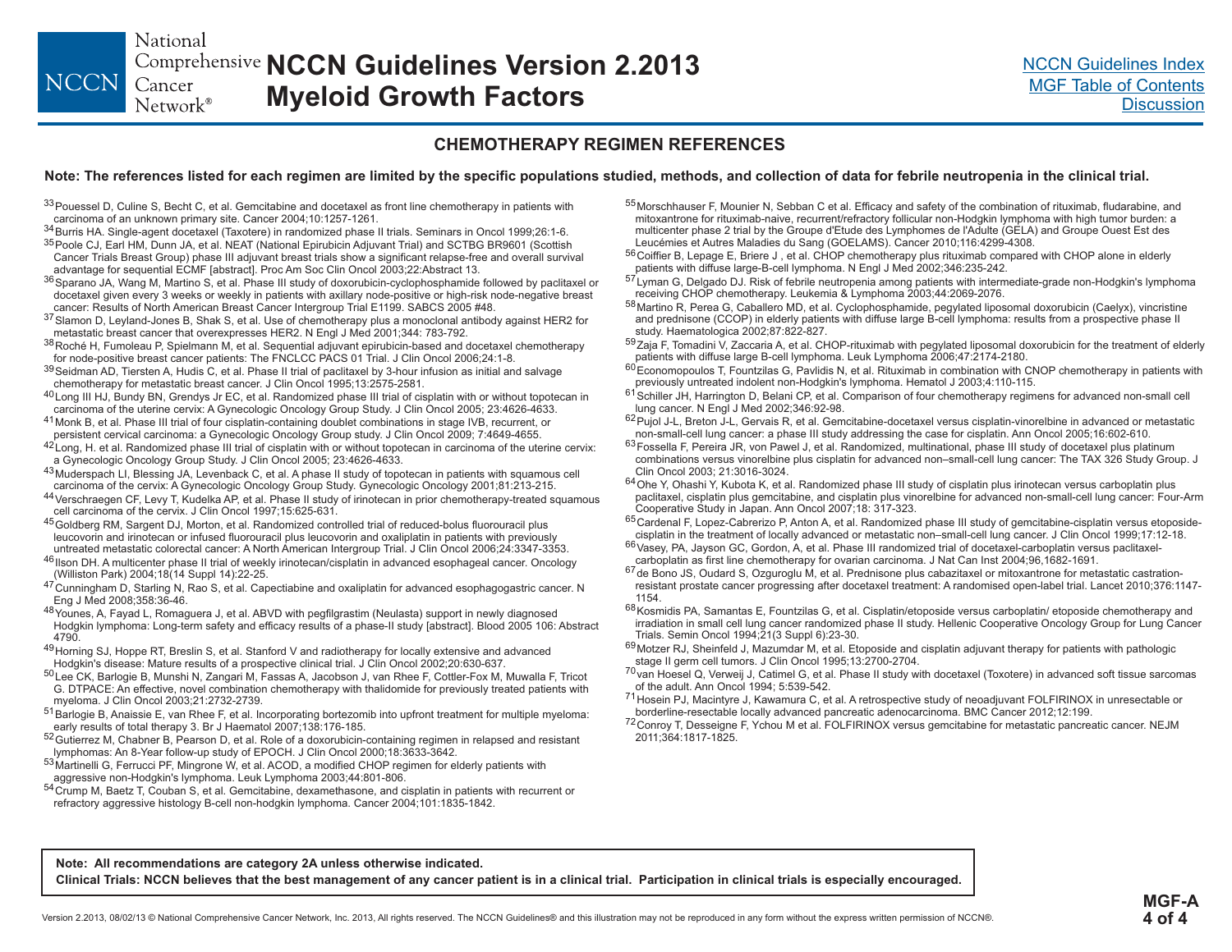## CHEMOTHERAPY REGIMEN REFERENCES

**Note: The references listed for each regimen are limited by the specific populations studied, methods, and collection of data for febrile neutropenia in the clinical trial.**

[33] Pouessel D, Culine S, Becht C, et al. Gemcitabine and docetaxel as front line chemotherapy in patients with carcinoma of an unknown primary site. Cancer 2004;10:1257-1261.

[34] Burris HA. Single-agent docetaxel (Taxotere) in randomized phase II trials. Seminars in Oncol 1999;26:1-6.

[35] Poole CJ, Earl HM, Dunn JA, et al. NEAT (National Epirubicin Adjuvant Trial) and SCTBG BR9601 (Scottish Cancer Trials Breast Group) phase III adjuvant breast trials show a significant relapse-free and overall survival advantage for sequential ECMF [abstract]. Proc Am Soc Clin Oncol 2003;22:Abstract 13.

[36] Sparano JA, Wang M, Martino S, et al. Phase III study of doxorubicin-cyclophosphamide followed by paclitaxel or docetaxel given every 3 weeks or weekly in patients with axillary node-positive or high-risk node-negative breast cancer: Results of North American Breast Cancer Intergroup Trial E1199. SABCS 2005 #48.

[37] Slamon D, Leyland-Jones B, Shak S, et al. Use of chemotherapy plus a monoclonal antibody against HER2 for metastatic breast cancer that overexpresses HER2. N Engl J Med 2001;344: 783-792.

[38] Roché H, Fumoleau P, Spielmann M, et al. Sequential adjuvant epirubicin-based and docetaxel chemotherapy for node-positive breast cancer patients: The FNCLCC PACS 01 Trial. J Clin Oncol 2006;24:1-8.

[39] Seidman AD, Tiersten A, Hudis C, et al. Phase II trial of paclitaxel by 3-hour infusion as initial and salvage chemotherapy for metastatic breast cancer. J Clin Oncol 1995;13:2575-2581.

[40] Long III HJ, Bundy BN, Grendys Jr EC, et al. Randomized phase III trial of cisplatin with or without topotecan in carcinoma of the uterine cervix: A Gynecologic Oncology Group Study. J Clin Oncol 2005; 23:4626-4633.

[41] Monk B, et al. Phase III trial of four cisplatin-containing doublet combinations in stage IVB, recurrent, or persistent cervical carcinoma: a Gynecologic Oncology Group study. J Clin Oncol 2009; 7:4649-4655.

[42] Long, H. et al. Randomized phase III trial of cisplatin with or without topotecan in carcinoma of the uterine cervix: a Gynecologic Oncology Group Study. J Clin Oncol 2005; 23:4626-4633.

[43] Muderspach LI, Blessing JA, Levenback C, et al. A phase II study of topotecan in patients with squamous cell carcinoma of the cervix: A Gynecologic Oncology Group Study. Gynecologic Oncology 2001;81:213-215.

[44] Verschraegen CF, Levy T, Kudelka AP, et al. Phase II study of irinotecan in prior chemotherapy-treated squamous cell carcinoma of the cervix. J Clin Oncol 1997;15:625-631.

[45] Goldberg RM, Sargent DJ, Morton, et al. Randomized controlled trial of reduced-bolus fluorouracil plus leucovorin and irinotecan or infused fluorouracil plus leucovorin and oxaliplatin in patients with previously untreated metastatic colorectal cancer: A North American Intergroup Trial. J Clin Oncol 2006;24:3347-3353.

[46] Ilson DH. A multicenter phase II trial of weekly irinotecan/cisplatin in advanced esophageal cancer. Oncology (Williston Park) 2004;18(14 Suppl 14):22-25.

[47] Cunningham D, Starling N, Rao S, et al. Capectiabine and oxaliplatin for advanced esophagogastric cancer. N Eng J Med 2008;358:36-46.

[48] Younes, A, Fayad L, Romaguera J, et al. ABVD with pegfilgrastim (Neulasta) support in newly diagnosed Hodgkin lymphoma: Long-term safety and efficacy results of a phase-II study [abstract]. Blood 2005 106: Abstract 4790.

[49] Horning SJ, Hoppe RT, Breslin S, et al. Stanford V and radiotherapy for locally extensive and advanced Hodgkin's disease: Mature results of a prospective clinical trial. J Clin Oncol 2002;20:630-637.

[50] Lee CK, Barlogie B, Munshi N, Zangari M, Fassas A, Jacobson J, van Rhee F, Cottler-Fox M, Muwalla F, Tricot G. DTPACE: An effective, novel combination chemotherapy with thalidomide for previously treated patients with myeloma. J Clin Oncol 2003;21:2732-2739.

[51] Barlogie B, Anaissie E, van Rhee F, et al. Incorporating bortezomib into upfront treatment for multiple myeloma: early results of total therapy 3. Br J Haematol 2007;138:176-185.

[52] Gutierrez M, Chabner B, Pearson D, et al. Role of a doxorubicin-containing regimen in relapsed and resistant lymphomas: An 8-Year follow-up study of EPOCH. J Clin Oncol 2000;18:3633-3642.

[53] Martinelli G, Ferrucci PF, Mingrone W, et al. ACOD, a modified CHOP regimen for elderly patients with aggressive non-Hodgkin's lymphoma. Leuk Lymphoma 2003;44:801-806.

[54] Crump M, Baetz T, Couban S, et al. Gemcitabine, dexamethasone, and cisplatin in patients with recurrent or refractory aggressive histology B-cell non-hodgkin lymphoma. Cancer 2004;101:1835-1842.

[55] Morschhauser F, Mounier N, Sebban C et al. Efficacy and safety of the combination of rituximab, fludarabine, and mitoxantrone for rituximab-naive, recurrent/refractory follicular non-Hodgkin lymphoma with high tumor burden: a multicenter phase 2 trial by the Groupe d'Etude des Lymphomes de l'Adulte (GELA) and Groupe Ouest Est des Leucémies et Autres Maladies du Sang (GOELAMS). Cancer 2010;116:4299-4308.

[56] Coiffier B, Lepage E, Briere J , et al. CHOP chemotherapy plus rituximab compared with CHOP alone in elderly patients with diffuse large-B-cell lymphoma. N Engl J Med 2002;346:235-242.

[57] Lyman G, Delgado DJ. Risk of febrile neutropenia among patients with intermediate-grade non-Hodgkin's lymphoma receiving CHOP chemotherapy. Leukemia & Lymphoma 2003;44:2069-2076.

[58] Martino R, Perea G, Caballero MD, et al. Cyclophosphamide, pegylated liposomal doxorubicin (Caelyx), vincristine and prednisone (CCOP) in elderly patients with diffuse large B-cell lymphoma: results from a prospective phase II study. Haematologica 2002;87:822-827.

[59] Zaja F, Tomadini V, Zaccaria A, et al. CHOP-rituximab with pegylated liposomal doxorubicin for the treatment of elderly patients with diffuse large B-cell lymphoma. Leuk Lymphoma 2006;47:2174-2180.

[60] Economopoulos T, Fountzilas G, Pavlidis N, et al. Rituximab in combination with CNOP chemotherapy in patients with previously untreated indolent non-Hodgkin's lymphoma. Hematol J 2003;4:110-115.

[61] Schiller JH, Harrington D, Belani CP, et al. Comparison of four chemotherapy regimens for advanced non-small cell lung cancer. N Engl J Med 2002;346:92-98.

[62] Pujol J-L, Breton J-L, Gervais R, et al. Gemcitabine-docetaxel versus cisplatin-vinorelbine in advanced or metastatic non-small-cell lung cancer: a phase III study addressing the case for cisplatin. Ann Oncol 2005;16:602-610.

[63] Fossella F, Pereira JR, von Pawel J, et al. Randomized, multinational, phase III study of docetaxel plus platinum combinations versus vinorelbine plus cisplatin for advanced non–small-cell lung cancer: The TAX 326 Study Group. J Clin Oncol 2003; 21:3016-3024.

[64] Ohe Y, Ohashi Y, Kubota K, et al. Randomized phase III study of cisplatin plus irinotecan versus carboplatin plus paclitaxel, cisplatin plus gemcitabine, and cisplatin plus vinorelbine for advanced non-small-cell lung cancer: Four-Arm Cooperative Study in Japan. Ann Oncol 2007;18: 317-323.

[65] Cardenal F, Lopez-Cabrerizo P, Anton A, et al. Randomized phase III study of gemcitabine-cisplatin versus etoposide-cisplatin in the treatment of locally advanced or metastatic non–small-cell lung cancer. J Clin Oncol 1999;17:12-18.

[66] Vasey, PA, Jayson GC, Gordon, A, et al. Phase III randomized trial of docetaxel-carboplatin versus paclitaxel-carboplatin as first line chemotherapy for ovarian carcinoma. J Nat Can Inst 2004;96,1682-1691.

[67] de Bono JS, Oudard S, Ozguroglu M, et al. Prednisone plus cabazitaxel or mitoxantrone for metastatic castration-resistant prostate cancer progressing after docetaxel treatment: A randomised open-label trial. Lancet 2010;376:1147-1154.

[68] Kosmidis PA, Samantas E, Fountzilas G, et al. Cisplatin/etoposide versus carboplatin/ etoposide chemotherapy and irradiation in small cell lung cancer randomized phase II study. Hellenic Cooperative Oncology Group for Lung Cancer Trials. Semin Oncol 1994;21(3 Suppl 6):23-30.

[69] Motzer RJ, Sheinfeld J, Mazumdar M, et al. Etoposide and cisplatin adjuvant therapy for patients with pathologic stage II germ cell tumors. J Clin Oncol 1995;13:2700-2704.

[70] van Hoesel Q, Verweij J, Catimel G, et al. Phase II study with docetaxel (Toxotere) in advanced soft tissue sarcomas of the adult. Ann Oncol 1994; 5:539-542.

[71] Hosein PJ, Macintyre J, Kawamura C, et al. A retrospective study of neoadjuvant FOLFIRINOX in unresectable or borderline-resectable locally advanced pancreatic adenocarcinoma. BMC Cancer 2012;12:199.

[72] Conroy T, Desseigne F, Ychou M et al. FOLFIRINOX versus gemcitabine for metastatic pancreatic cancer. NEJM 2011;364:1817-1825.

**Note: All recommendations are category 2A unless otherwise indicated.**
**Clinical Trials: NCCN believes that the best management of any cancer patient is in a clinical trial. Participation in clinical trials is especially encouraged.**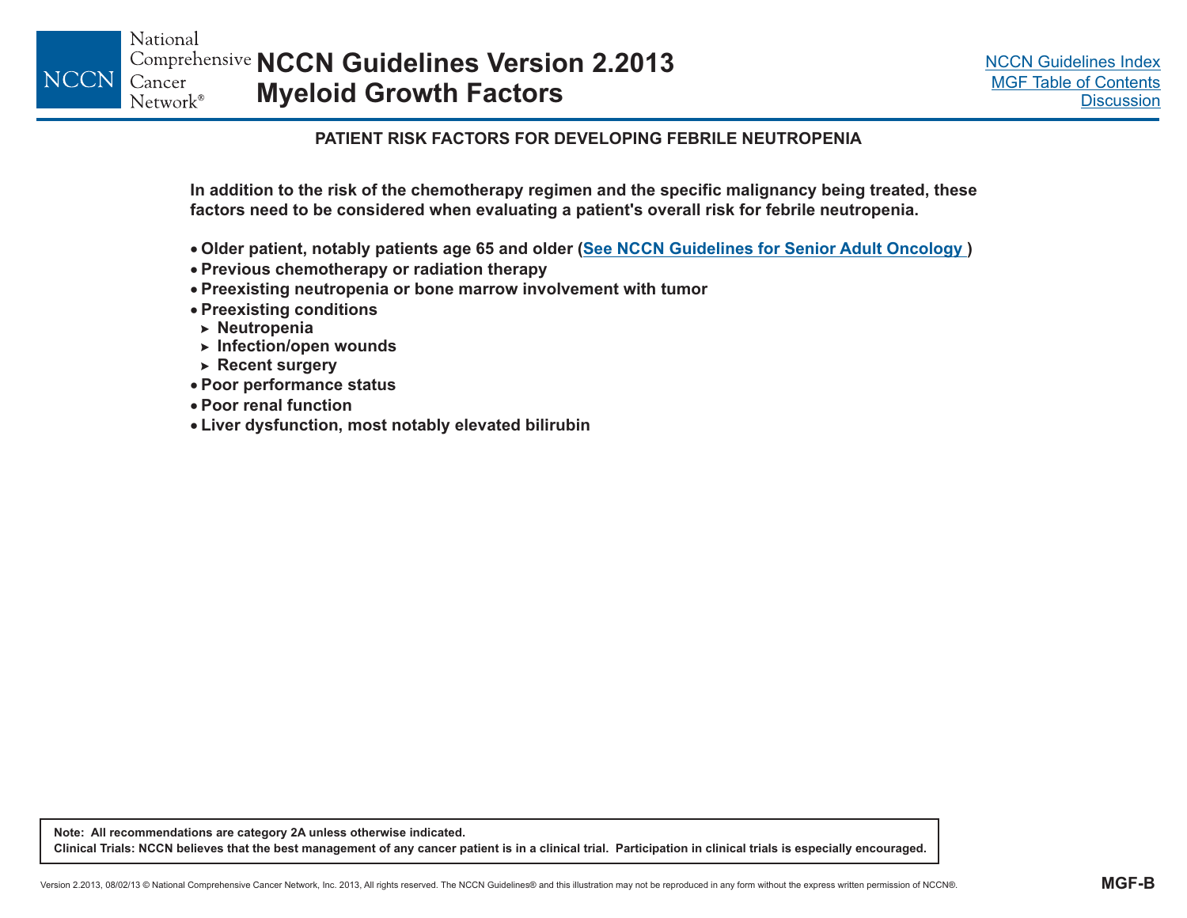## PATIENT RISK FACTORS FOR DEVELOPING FEBRILE NEUTROPENIA

**In addition to the risk of the chemotherapy regimen and the specific malignancy being treated, these factors need to be considered when evaluating a patient's overall risk for febrile neutropenia.**

- **Older patient, notably patients age 65 and older (See NCCN Guidelines for Senior Adult Oncology )**
- **Previous chemotherapy or radiation therapy**
- **Preexisting neutropenia or bone marrow involvement with tumor**
- **Preexisting conditions**
  - **Neutropenia**
  - **Infection/open wounds**
  - **Recent surgery**
- **Poor performance status**
- **Poor renal function**
- **Liver dysfunction, most notably elevated bilirubin**

**Note: All recommendations are category 2A unless otherwise indicated.**
**Clinical Trials: NCCN believes that the best management of any cancer patient is in a clinical trial. Participation in clinical trials is especially encouraged.**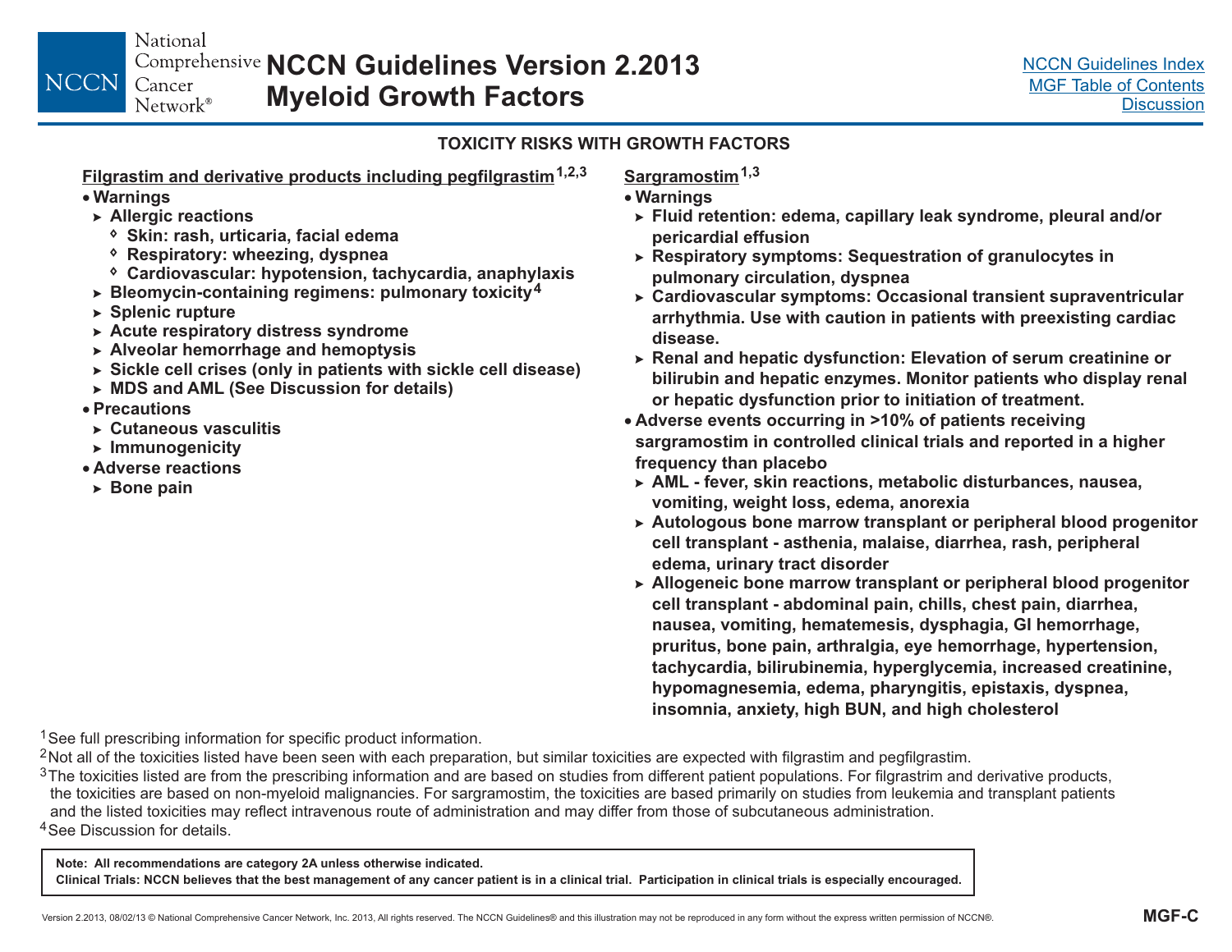## TOXICITY RISKS WITH GROWTH FACTORS

### Filgrastim and derivative products including pegfilgrastim[1,2,3]

- **Warnings**
  - Allergic reactions
    - Skin: rash, urticaria, facial edema
    - Respiratory: wheezing, dyspnea
    - Cardiovascular: hypotension, tachycardia, anaphylaxis
  - Bleomycin-containing regimens: pulmonary toxicity[4]
  - Splenic rupture
  - Acute respiratory distress syndrome
  - Alveolar hemorrhage and hemoptysis
  - Sickle cell crises (only in patients with sickle cell disease)
  - MDS and AML (See Discussion for details)
- **Precautions**
  - Cutaneous vasculitis
  - Immunogenicity
- **Adverse reactions**
  - Bone pain

### Sargramostim[1,3]

- **Warnings**
  - Fluid retention: edema, capillary leak syndrome, pleural and/or pericardial effusion
  - Respiratory symptoms: Sequestration of granulocytes in pulmonary circulation, dyspnea
  - Cardiovascular symptoms: Occasional transient supraventricular arrhythmia. Use with caution in patients with preexisting cardiac disease.
  - Renal and hepatic dysfunction: Elevation of serum creatinine or bilirubin and hepatic enzymes. Monitor patients who display renal or hepatic dysfunction prior to initiation of treatment.
- **Adverse events occurring in >10% of patients receiving sargramostim in controlled clinical trials and reported in a higher frequency than placebo**
  - AML - fever, skin reactions, metabolic disturbances, nausea, vomiting, weight loss, edema, anorexia
  - Autologous bone marrow transplant or peripheral blood progenitor cell transplant - asthenia, malaise, diarrhea, rash, peripheral edema, urinary tract disorder
  - Allogeneic bone marrow transplant or peripheral blood progenitor cell transplant - abdominal pain, chills, chest pain, diarrhea, nausea, vomiting, hematemesis, dysphagia, GI hemorrhage, pruritus, bone pain, arthralgia, eye hemorrhage, hypertension, tachycardia, bilirubinemia, hyperglycemia, increased creatinine, hypomagnesemia, edema, pharyngitis, epistaxis, dyspnea, insomnia, anxiety, high BUN, and high cholesterol

[1] See full prescribing information for specific product information.

[2] Not all of the toxicities listed have been seen with each preparation, but similar toxicities are expected with filgrastim and pegfilgrastim.

[3] The toxicities listed are from the prescribing information and are based on studies from different patient populations. For filgrastrim and derivative products, the toxicities are based on non-myeloid malignancies. For sargramostim, the toxicities are based primarily on studies from leukemia and transplant patients and the listed toxicities may reflect intravenous route of administration and may differ from those of subcutaneous administration.

[4] See Discussion for details.

**Note: All recommendations are category 2A unless otherwise indicated.**
**Clinical Trials: NCCN believes that the best management of any cancer patient is in a clinical trial. Participation in clinical trials is especially encouraged.**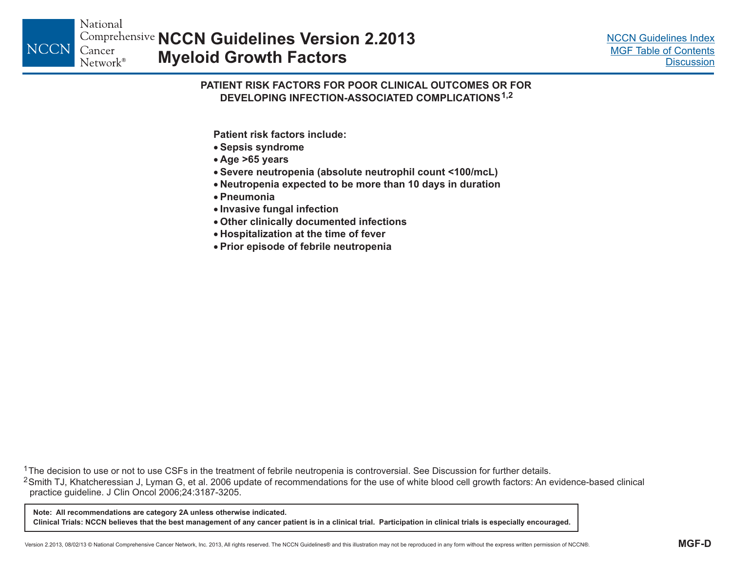## PATIENT RISK FACTORS FOR POOR CLINICAL OUTCOMES OR FOR DEVELOPING INFECTION-ASSOCIATED COMPLICATIONS[1,2]

**Patient risk factors include:**

- **Sepsis syndrome**
- **Age >65 years**
- **Severe neutropenia (absolute neutrophil count <100/mcL)**
- **Neutropenia expected to be more than 10 days in duration**
- **Pneumonia**
- **Invasive fungal infection**
- **Other clinically documented infections**
- **Hospitalization at the time of fever**
- **Prior episode of febrile neutropenia**

[1]The decision to use or not to use CSFs in the treatment of febrile neutropenia is controversial. See Discussion for further details.

[2]Smith TJ, Khatcheressian J, Lyman G, et al. 2006 update of recommendations for the use of white blood cell growth factors: An evidence-based clinical practice guideline. J Clin Oncol 2006;24:3187-3205.

**Note: All recommendations are category 2A unless otherwise indicated.**
**Clinical Trials: NCCN believes that the best management of any cancer patient is in a clinical trial. Participation in clinical trials is especially encouraged.**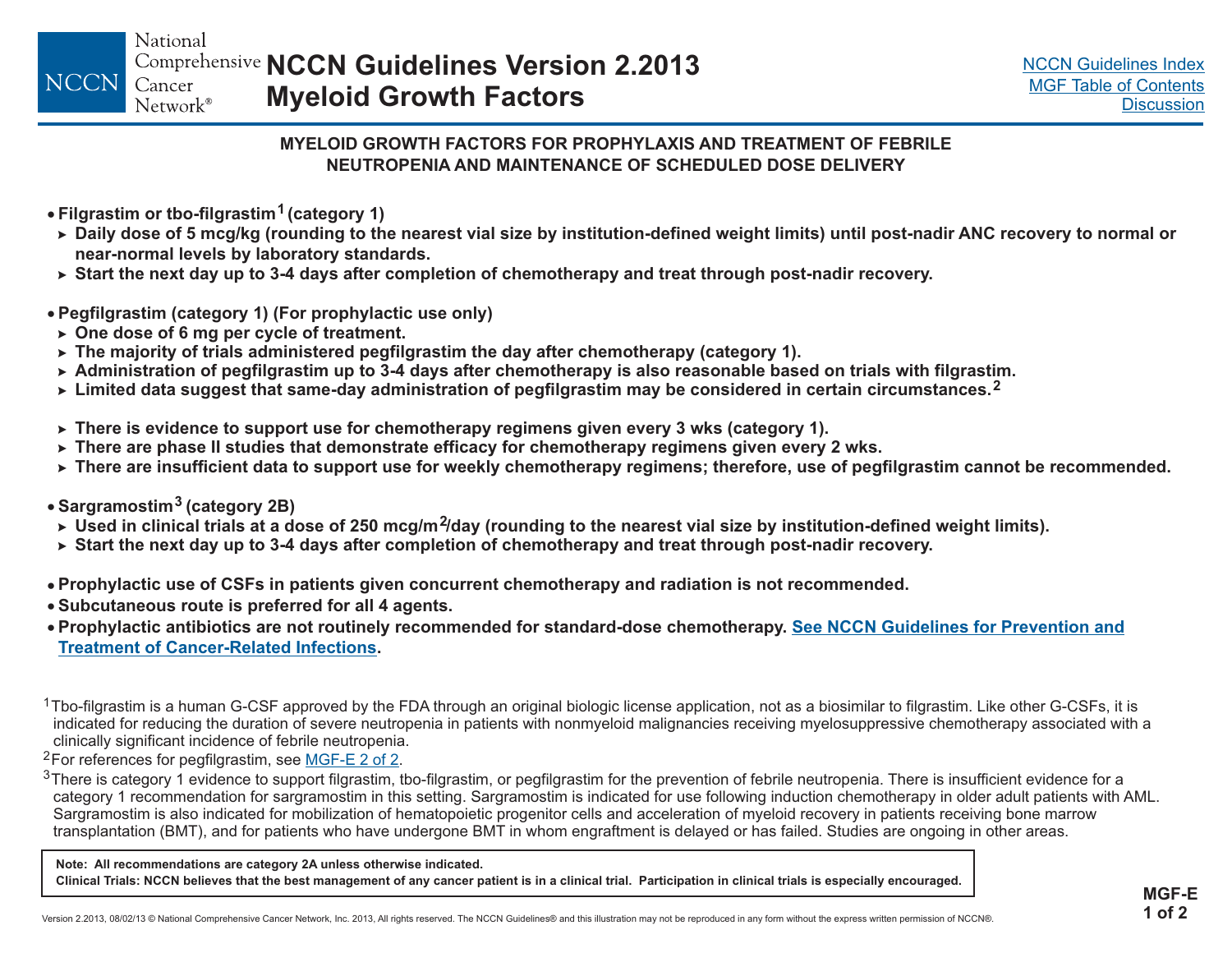## MYELOID GROWTH FACTORS FOR PROPHYLAXIS AND TREATMENT OF FEBRILE NEUTROPENIA AND MAINTENANCE OF SCHEDULED DOSE DELIVERY

- **Filgrastim or tbo-filgrastim[1] (category 1)**
  - **Daily dose of 5 mcg/kg (rounding to the nearest vial size by institution-defined weight limits) until post-nadir ANC recovery to normal or near-normal levels by laboratory standards.**
  - **Start the next day up to 3-4 days after completion of chemotherapy and treat through post-nadir recovery.**

- **Pegfilgrastim (category 1) (For prophylactic use only)**
  - **One dose of 6 mg per cycle of treatment.**
  - **The majority of trials administered pegfilgrastim the day after chemotherapy (category 1).**
  - **Administration of pegfilgrastim up to 3-4 days after chemotherapy is also reasonable based on trials with filgrastim.**
  - **Limited data suggest that same-day administration of pegfilgrastim may be considered in certain circumstances.[2]**
  - **There is evidence to support use for chemotherapy regimens given every 3 wks (category 1).**
  - **There are phase II studies that demonstrate efficacy for chemotherapy regimens given every 2 wks.**
  - **There are insufficient data to support use for weekly chemotherapy regimens; therefore, use of pegfilgrastim cannot be recommended.**

- **Sargramostim[3] (category 2B)**
  - **Used in clinical trials at a dose of 250 mcg/m$^2$/day (rounding to the nearest vial size by institution-defined weight limits).**
  - **Start the next day up to 3-4 days after completion of chemotherapy and treat through post-nadir recovery.**

- **Prophylactic use of CSFs in patients given concurrent chemotherapy and radiation is not recommended.**
- **Subcutaneous route is preferred for all 4 agents.**
- **Prophylactic antibiotics are not routinely recommended for standard-dose chemotherapy. See NCCN Guidelines for Prevention and Treatment of Cancer-Related Infections.**

[1]Tbo-filgrastim is a human G-CSF approved by the FDA through an original biologic license application, not as a biosimilar to filgrastim. Like other G-CSFs, it is indicated for reducing the duration of severe neutropenia in patients with nonmyeloid malignancies receiving myelosuppressive chemotherapy associated with a clinically significant incidence of febrile neutropenia.

[2]For references for pegfilgrastim, see MGF-E 2 of 2.

[3]There is category 1 evidence to support filgrastim, tbo-filgrastim, or pegfilgrastim for the prevention of febrile neutropenia. There is insufficient evidence for a category 1 recommendation for sargramostim in this setting. Sargramostim is indicated for use following induction chemotherapy in older adult patients with AML. Sargramostim is also indicated for mobilization of hematopoietic progenitor cells and acceleration of myeloid recovery in patients receiving bone marrow transplantation (BMT), and for patients who have undergone BMT in whom engraftment is delayed or has failed. Studies are ongoing in other areas.

**Note: All recommendations are category 2A unless otherwise indicated.**
**Clinical Trials: NCCN believes that the best management of any cancer patient is in a clinical trial. Participation in clinical trials is especially encouraged.**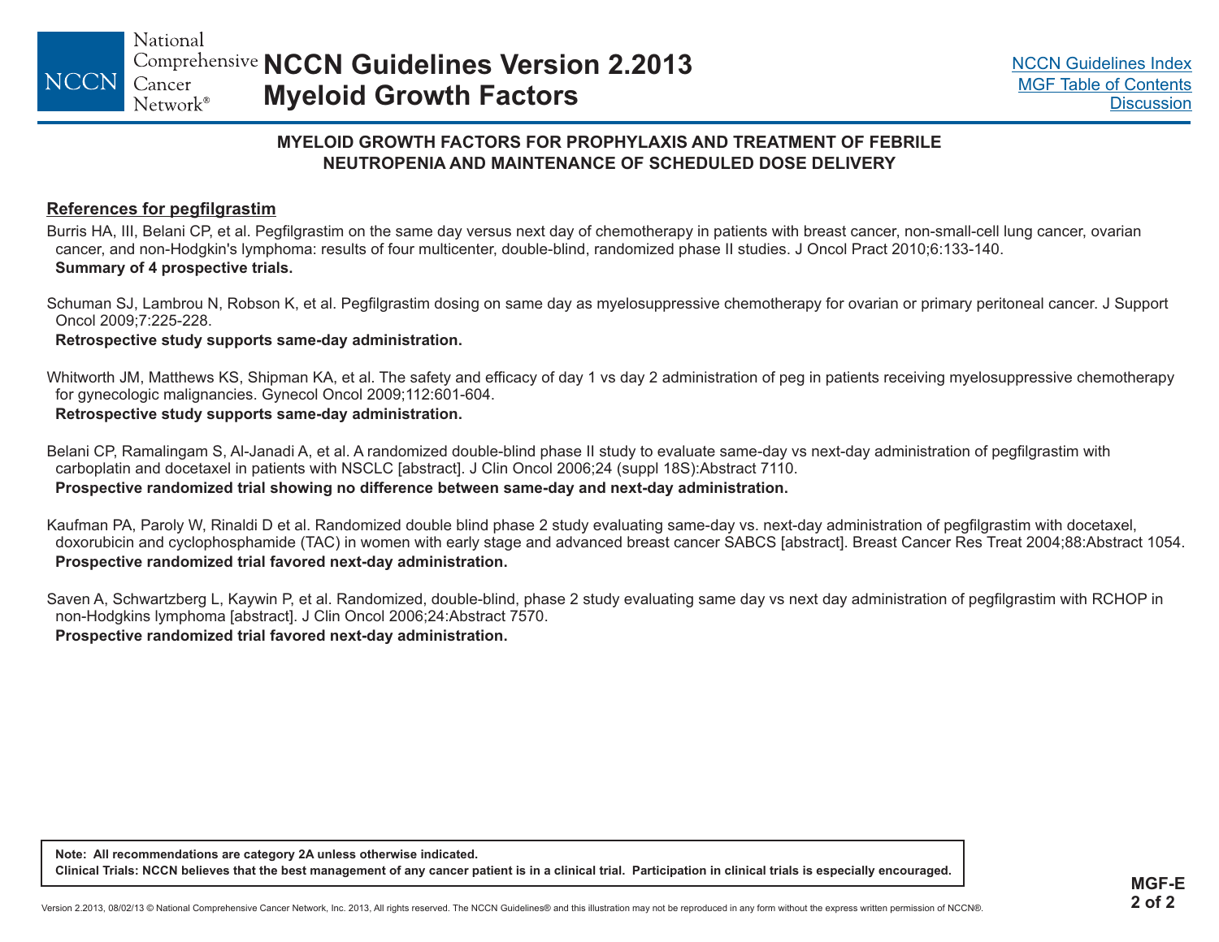## MYELOID GROWTH FACTORS FOR PROPHYLAXIS AND TREATMENT OF FEBRILE NEUTROPENIA AND MAINTENANCE OF SCHEDULED DOSE DELIVERY

### References for pegfilgrastim

Burris HA, III, Belani CP, et al. Pegfilgrastim on the same day versus next day of chemotherapy in patients with breast cancer, non-small-cell lung cancer, ovarian cancer, and non-Hodgkin's lymphoma: results of four multicenter, double-blind, randomized phase II studies. J Oncol Pract 2010;6:133-140.
**Summary of 4 prospective trials.**

Schuman SJ, Lambrou N, Robson K, et al. Pegfilgrastim dosing on same day as myelosuppressive chemotherapy for ovarian or primary peritoneal cancer. J Support Oncol 2009;7:225-228.
**Retrospective study supports same-day administration.**

Whitworth JM, Matthews KS, Shipman KA, et al. The safety and efficacy of day 1 vs day 2 administration of peg in patients receiving myelosuppressive chemotherapy for gynecologic malignancies. Gynecol Oncol 2009;112:601-604.
**Retrospective study supports same-day administration.**

Belani CP, Ramalingam S, Al-Janadi A, et al. A randomized double-blind phase II study to evaluate same-day vs next-day administration of pegfilgrastim with carboplatin and docetaxel in patients with NSCLC [abstract]. J Clin Oncol 2006;24 (suppl 18S):Abstract 7110.
**Prospective randomized trial showing no difference between same-day and next-day administration.**

Kaufman PA, Paroly W, Rinaldi D et al. Randomized double blind phase 2 study evaluating same-day vs. next-day administration of pegfilgrastim with docetaxel, doxorubicin and cyclophosphamide (TAC) in women with early stage and advanced breast cancer SABCS [abstract]. Breast Cancer Res Treat 2004;88:Abstract 1054.
**Prospective randomized trial favored next-day administration.**

Saven A, Schwartzberg L, Kaywin P, et al. Randomized, double-blind, phase 2 study evaluating same day vs next day administration of pegfilgrastim with RCHOP in non-Hodgkins lymphoma [abstract]. J Clin Oncol 2006;24:Abstract 7570.
**Prospective randomized trial favored next-day administration.**

**Note: All recommendations are category 2A unless otherwise indicated.**
**Clinical Trials: NCCN believes that the best management of any cancer patient is in a clinical trial. Participation in clinical trials is especially encouraged.**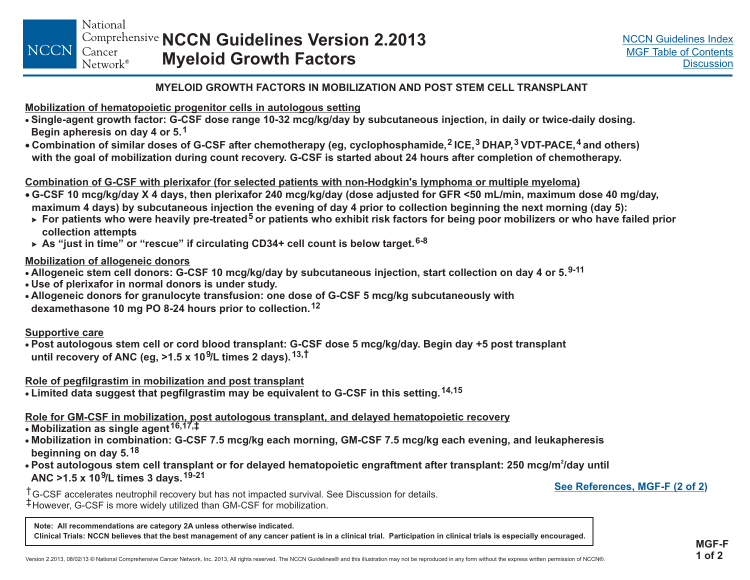# MYELOID GROWTH FACTORS IN MOBILIZATION AND POST STEM CELL TRANSPLANT

## Mobilization of hematopoietic progenitor cells in autologous setting

- **Single-agent growth factor: G-CSF dose range 10-32 mcg/kg/day by subcutaneous injection, in daily or twice-daily dosing. Begin apheresis on day 4 or 5.[1]**
- **Combination of similar doses of G-CSF after chemotherapy (eg, cyclophosphamide,[2] ICE,[3] DHAP,[3] VDT-PACE,[4] and others) with the goal of mobilization during count recovery. G-CSF is started about 24 hours after completion of chemotherapy.**

## Combination of G-CSF with plerixafor (for selected patients with non-Hodgkin's lymphoma or multiple myeloma)

- **G-CSF 10 mcg/kg/day X 4 days, then plerixafor 240 mcg/kg/day (dose adjusted for GFR <50 mL/min, maximum dose 40 mg/day, maximum 4 days) by subcutaneous injection the evening of day 4 prior to collection beginning the next morning (day 5):**
  - **For patients who were heavily pre-treated[5] or patients who exhibit risk factors for being poor mobilizers or who have failed prior collection attempts**
  - **As "just in time" or "rescue" if circulating CD34+ cell count is below target.[6-8]**

## Mobilization of allogeneic donors

- **Allogeneic stem cell donors: G-CSF 10 mcg/kg/day by subcutaneous injection, start collection on day 4 or 5.[9-11]**
- **Use of plerixafor in normal donors is under study.**
- **Allogeneic donors for granulocyte transfusion: one dose of G-CSF 5 mcg/kg subcutaneously with dexamethasone 10 mg PO 8-24 hours prior to collection.[12]**

## Supportive care

- **Post autologous stem cell or cord blood transplant: G-CSF dose 5 mcg/kg/day. Begin day +5 post transplant until recovery of ANC (eg, >1.5 x $10^9$/L times 2 days).[13,†]**

## Role of pegfilgrastim in mobilization and post transplant

- **Limited data suggest that pegfilgrastim may be equivalent to G-CSF in this setting.[14,15]**

## Role for GM-CSF in mobilization, post autologous transplant, and delayed hematopoietic recovery

- **Mobilization as single agent[16,17,‡]**
- **Mobilization in combination: G-CSF 7.5 mcg/kg each morning, GM-CSF 7.5 mcg/kg each evening, and leukapheresis beginning on day 5.[18]**
- **Post autologous stem cell transplant or for delayed hematopoietic engraftment after transplant: 250 mcg/$m^2$/day until ANC >1.5 x $10^9$/L times 3 days.[19-21]**

† G-CSF accelerates neutrophil recovery but has not impacted survival. See Discussion for details.

‡ However, G-CSF is more widely utilized than GM-CSF for mobilization.

**See References, MGF-F (2 of 2)**

**Note: All recommendations are category 2A unless otherwise indicated.**
**Clinical Trials: NCCN believes that the best management of any cancer patient is in a clinical trial. Participation in clinical trials is especially encouraged.**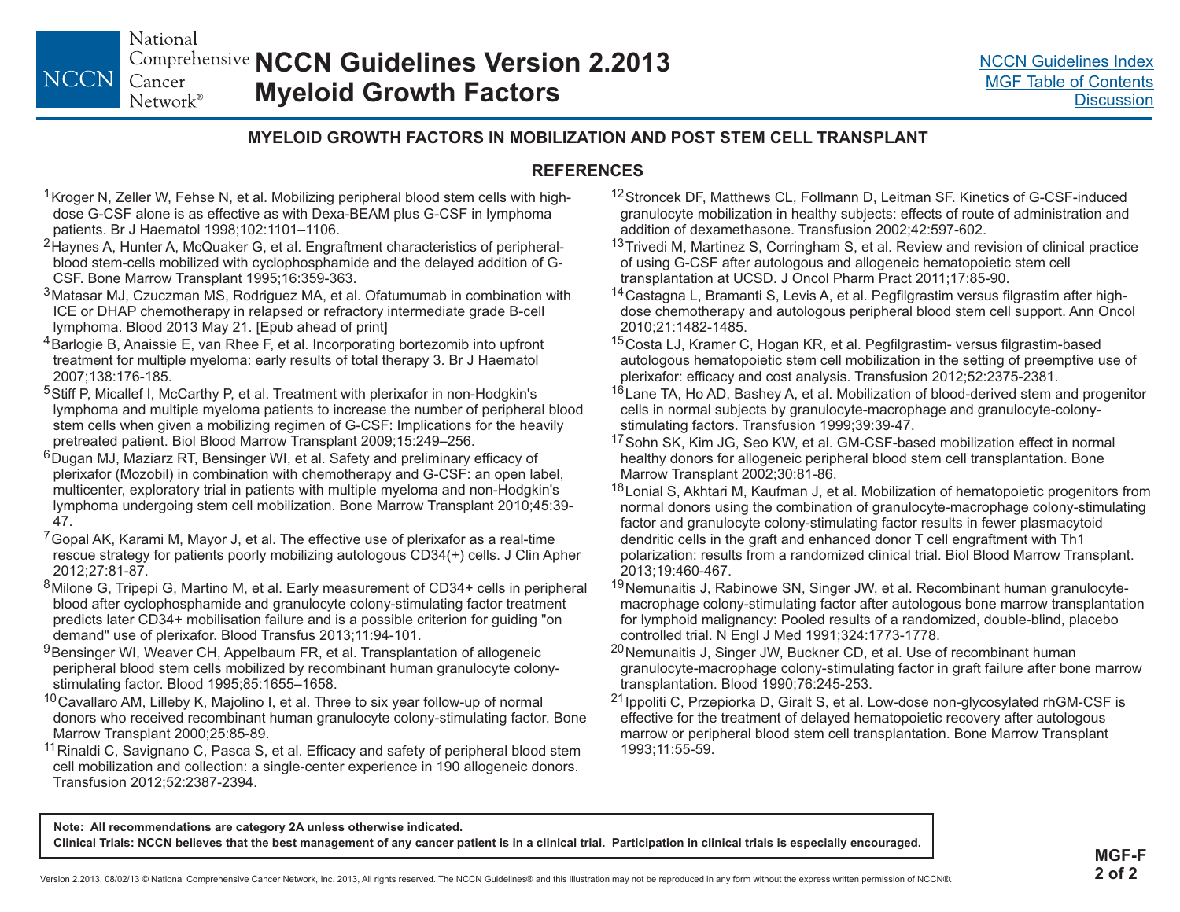## MYELOID GROWTH FACTORS IN MOBILIZATION AND POST STEM CELL TRANSPLANT

### REFERENCES

[1] Kroger N, Zeller W, Fehse N, et al. Mobilizing peripheral blood stem cells with high-dose G-CSF alone is as effective as with Dexa-BEAM plus G-CSF in lymphoma patients. Br J Haematol 1998;102:1101–1106.

[2] Haynes A, Hunter A, McQuaker G, et al. Engraftment characteristics of peripheral-blood stem-cells mobilized with cyclophosphamide and the delayed addition of G-CSF. Bone Marrow Transplant 1995;16:359-363.

[3] Matasar MJ, Czuczman MS, Rodriguez MA, et al. Ofatumumab in combination with ICE or DHAP chemotherapy in relapsed or refractory intermediate grade B-cell lymphoma. Blood 2013 May 21. [Epub ahead of print]

[4] Barlogie B, Anaissie E, van Rhee F, et al. Incorporating bortezomib into upfront treatment for multiple myeloma: early results of total therapy 3. Br J Haematol 2007;138:176-185.

[5] Stiff P, Micallef I, McCarthy P, et al. Treatment with plerixafor in non-Hodgkin's lymphoma and multiple myeloma patients to increase the number of peripheral blood stem cells when given a mobilizing regimen of G-CSF: Implications for the heavily pretreated patient. Biol Blood Marrow Transplant 2009;15:249–256.

[6] Dugan MJ, Maziarz RT, Bensinger WI, et al. Safety and preliminary efficacy of plerixafor (Mozobil) in combination with chemotherapy and G-CSF: an open label, multicenter, exploratory trial in patients with multiple myeloma and non-Hodgkin's lymphoma undergoing stem cell mobilization. Bone Marrow Transplant 2010;45:39-47.

[7] Gopal AK, Karami M, Mayor J, et al. The effective use of plerixafor as a real-time rescue strategy for patients poorly mobilizing autologous CD34(+) cells. J Clin Apher 2012;27:81-87.

[8] Milone G, Tripepi G, Martino M, et al. Early measurement of CD34+ cells in peripheral blood after cyclophosphamide and granulocyte colony-stimulating factor treatment predicts later CD34+ mobilisation failure and is a possible criterion for guiding "on demand" use of plerixafor. Blood Transfus 2013;11:94-101.

[9] Bensinger WI, Weaver CH, Appelbaum FR, et al. Transplantation of allogeneic peripheral blood stem cells mobilized by recombinant human granulocyte colony-stimulating factor. Blood 1995;85:1655–1658.

[10] Cavallaro AM, Lilleby K, Majolino I, et al. Three to six year follow-up of normal donors who received recombinant human granulocyte colony-stimulating factor. Bone Marrow Transplant 2000;25:85-89.

[11] Rinaldi C, Savignano C, Pasca S, et al. Efficacy and safety of peripheral blood stem cell mobilization and collection: a single-center experience in 190 allogeneic donors. Transfusion 2012;52:2387-2394.

[12] Stroncek DF, Matthews CL, Follmann D, Leitman SF. Kinetics of G-CSF-induced granulocyte mobilization in healthy subjects: effects of route of administration and addition of dexamethasone. Transfusion 2002;42:597-602.

[13] Trivedi M, Martinez S, Corringham S, et al. Review and revision of clinical practice of using G-CSF after autologous and allogeneic hematopoietic stem cell transplantation at UCSD. J Oncol Pharm Pract 2011;17:85-90.

[14] Castagna L, Bramanti S, Levis A, et al. Pegfilgrastim versus filgrastim after high-dose chemotherapy and autologous peripheral blood stem cell support. Ann Oncol 2010;21:1482-1485.

[15] Costa LJ, Kramer C, Hogan KR, et al. Pegfilgrastim- versus filgrastim-based autologous hematopoietic stem cell mobilization in the setting of preemptive use of plerixafor: efficacy and cost analysis. Transfusion 2012;52:2375-2381.

[16] Lane TA, Ho AD, Bashey A, et al. Mobilization of blood-derived stem and progenitor cells in normal subjects by granulocyte-macrophage and granulocyte-colony-stimulating factors. Transfusion 1999;39:39-47.

[17] Sohn SK, Kim JG, Seo KW, et al. GM-CSF-based mobilization effect in normal healthy donors for allogeneic peripheral blood stem cell transplantation. Bone Marrow Transplant 2002;30:81-86.

[18] Lonial S, Akhtari M, Kaufman J, et al. Mobilization of hematopoietic progenitors from normal donors using the combination of granulocyte-macrophage colony-stimulating factor and granulocyte colony-stimulating factor results in fewer plasmacytoid dendritic cells in the graft and enhanced donor T cell engraftment with Th1 polarization: results from a randomized clinical trial. Biol Blood Marrow Transplant. 2013;19:460-467.

[19] Nemunaitis J, Rabinowe SN, Singer JW, et al. Recombinant human granulocyte-macrophage colony-stimulating factor after autologous bone marrow transplantation for lymphoid malignancy: Pooled results of a randomized, double-blind, placebo controlled trial. N Engl J Med 1991;324:1773-1778.

[20] Nemunaitis J, Singer JW, Buckner CD, et al. Use of recombinant human granulocyte-macrophage colony-stimulating factor in graft failure after bone marrow transplantation. Blood 1990;76:245-253.

[21] Ippoliti C, Przepiorka D, Giralt S, et al. Low-dose non-glycosylated rhGM-CSF is effective for the treatment of delayed hematopoietic recovery after autologous marrow or peripheral blood stem cell transplantation. Bone Marrow Transplant 1993;11:55-59.

**Note: All recommendations are category 2A unless otherwise indicated.**
**Clinical Trials: NCCN believes that the best management of any cancer patient is in a clinical trial. Participation in clinical trials is especially encouraged.**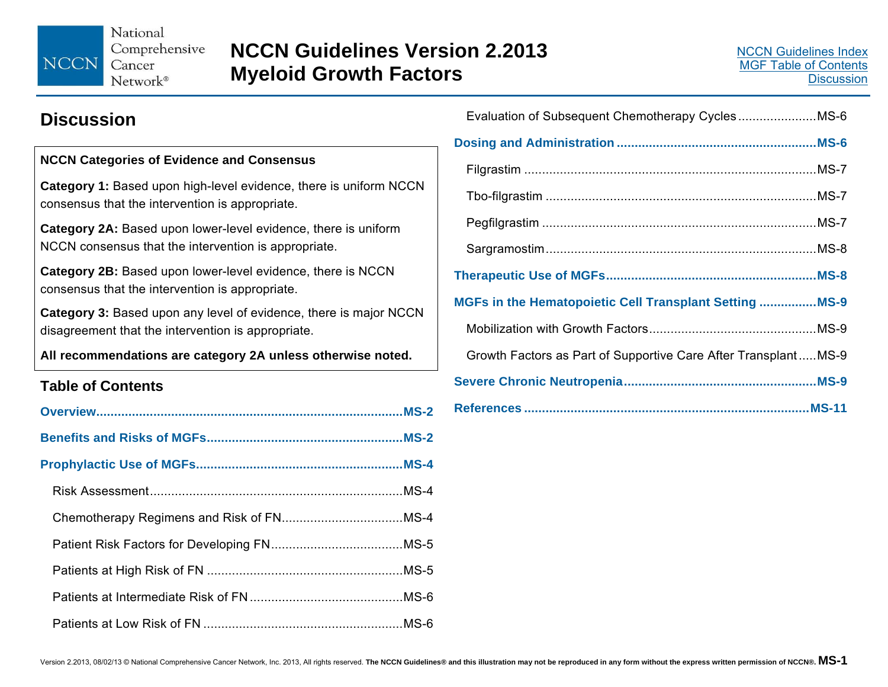# Discussion

**NCCN Categories of Evidence and Consensus**

**Category 1:** Based upon high-level evidence, there is uniform NCCN consensus that the intervention is appropriate.

**Category 2A:** Based upon lower-level evidence, there is uniform NCCN consensus that the intervention is appropriate.

**Category 2B:** Based upon lower-level evidence, there is NCCN consensus that the intervention is appropriate.

**Category 3:** Based upon any level of evidence, there is major NCCN disagreement that the intervention is appropriate.

**All recommendations are category 2A unless otherwise noted.**

## Table of Contents

**Overview** ..... MS-2

**Benefits and Risks of MGFs** ..... MS-2

**Prophylactic Use of MGFs** ..... MS-4

- Risk Assessment ..... MS-4
- Chemotherapy Regimens and Risk of FN ..... MS-4
- Patient Risk Factors for Developing FN ..... MS-5
- Patients at High Risk of FN ..... MS-5
- Patients at Intermediate Risk of FN ..... MS-6
- Patients at Low Risk of FN ..... MS-6
- Evaluation of Subsequent Chemotherapy Cycles ..... MS-6

**Dosing and Administration** ..... MS-6

- Filgrastim ..... MS-7
- Tbo-filgrastim ..... MS-7
- Pegfilgrastim ..... MS-7
- Sargramostim ..... MS-8

**Therapeutic Use of MGFs** ..... MS-8

**MGFs in the Hematopoietic Cell Transplant Setting** ..... MS-9

- Mobilization with Growth Factors ..... MS-9
- Growth Factors as Part of Supportive Care After Transplant ..... MS-9

**Severe Chronic Neutropenia** ..... MS-9

**References** ..... MS-11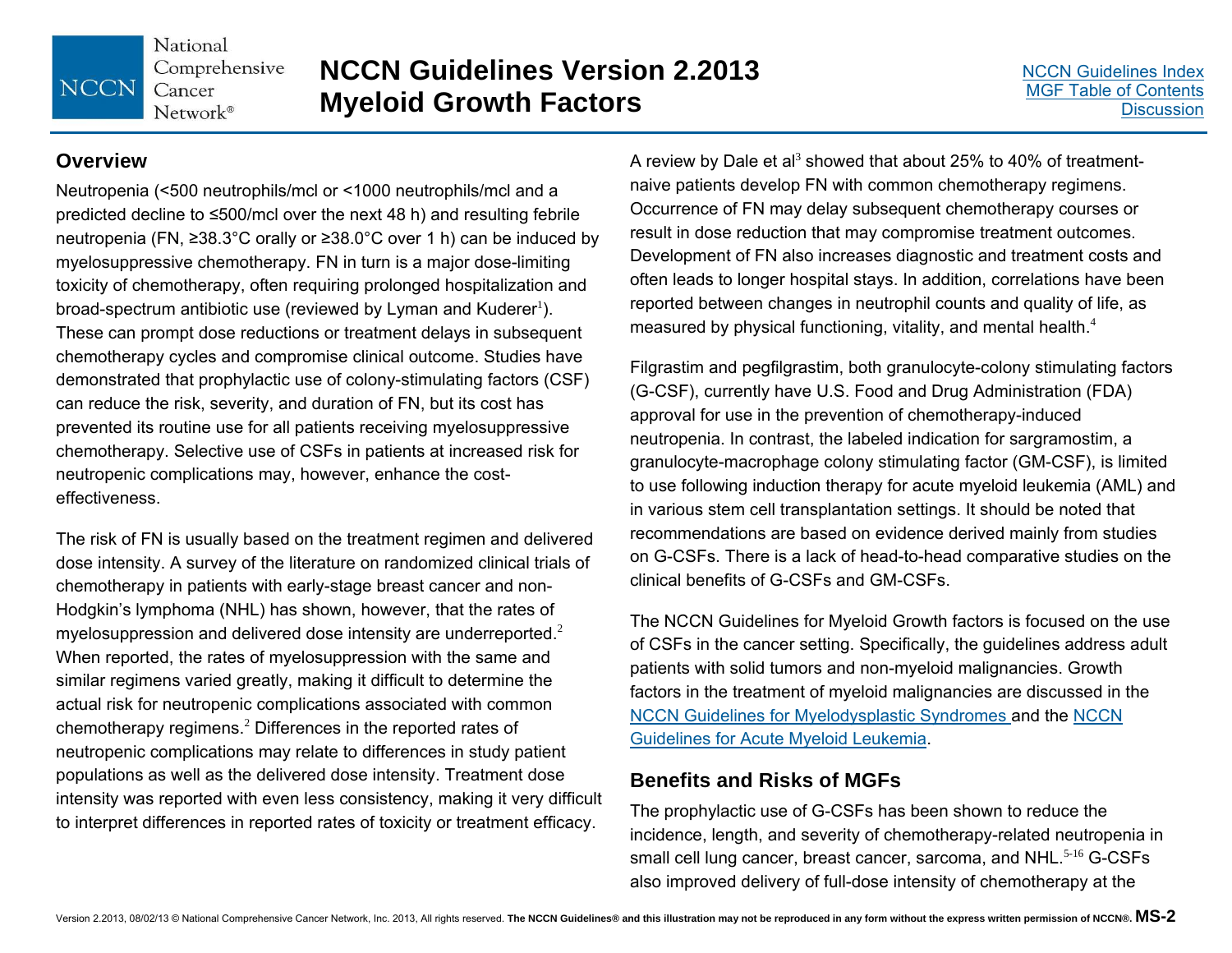## Overview

Neutropenia (<500 neutrophils/mcl or <1000 neutrophils/mcl and a predicted decline to ≤500/mcl over the next 48 h) and resulting febrile neutropenia (FN, ≥38.3°C orally or ≥38.0°C over 1 h) can be induced by myelosuppressive chemotherapy. FN in turn is a major dose-limiting toxicity of chemotherapy, often requiring prolonged hospitalization and broad-spectrum antibiotic use (reviewed by Lyman and Kuderer[1]). These can prompt dose reductions or treatment delays in subsequent chemotherapy cycles and compromise clinical outcome. Studies have demonstrated that prophylactic use of colony-stimulating factors (CSF) can reduce the risk, severity, and duration of FN, but its cost has prevented its routine use for all patients receiving myelosuppressive chemotherapy. Selective use of CSFs in patients at increased risk for neutropenic complications may, however, enhance the cost-effectiveness.

The risk of FN is usually based on the treatment regimen and delivered dose intensity. A survey of the literature on randomized clinical trials of chemotherapy in patients with early-stage breast cancer and non-Hodgkin's lymphoma (NHL) has shown, however, that the rates of myelosuppression and delivered dose intensity are underreported.[2] When reported, the rates of myelosuppression with the same and similar regimens varied greatly, making it difficult to determine the actual risk for neutropenic complications associated with common chemotherapy regimens.[2] Differences in the reported rates of neutropenic complications may relate to differences in study patient populations as well as the delivered dose intensity. Treatment dose intensity was reported with even less consistency, making it very difficult to interpret differences in reported rates of toxicity or treatment efficacy.

A review by Dale et al[3] showed that about 25% to 40% of treatment-naive patients develop FN with common chemotherapy regimens. Occurrence of FN may delay subsequent chemotherapy courses or result in dose reduction that may compromise treatment outcomes. Development of FN also increases diagnostic and treatment costs and often leads to longer hospital stays. In addition, correlations have been reported between changes in neutrophil counts and quality of life, as measured by physical functioning, vitality, and mental health.[4]

Filgrastim and pegfilgrastim, both granulocyte-colony stimulating factors (G-CSF), currently have U.S. Food and Drug Administration (FDA) approval for use in the prevention of chemotherapy-induced neutropenia. In contrast, the labeled indication for sargramostim, a granulocyte-macrophage colony stimulating factor (GM-CSF), is limited to use following induction therapy for acute myeloid leukemia (AML) and in various stem cell transplantation settings. It should be noted that recommendations are based on evidence derived mainly from studies on G-CSFs. There is a lack of head-to-head comparative studies on the clinical benefits of G-CSFs and GM-CSFs.

The NCCN Guidelines for Myeloid Growth factors is focused on the use of CSFs in the cancer setting. Specifically, the guidelines address adult patients with solid tumors and non-myeloid malignancies. Growth factors in the treatment of myeloid malignancies are discussed in the NCCN Guidelines for Myelodysplastic Syndromes and the NCCN Guidelines for Acute Myeloid Leukemia.

## Benefits and Risks of MGFs

The prophylactic use of G-CSFs has been shown to reduce the incidence, length, and severity of chemotherapy-related neutropenia in small cell lung cancer, breast cancer, sarcoma, and NHL.[5-16] G-CSFs also improved delivery of full-dose intensity of chemotherapy at the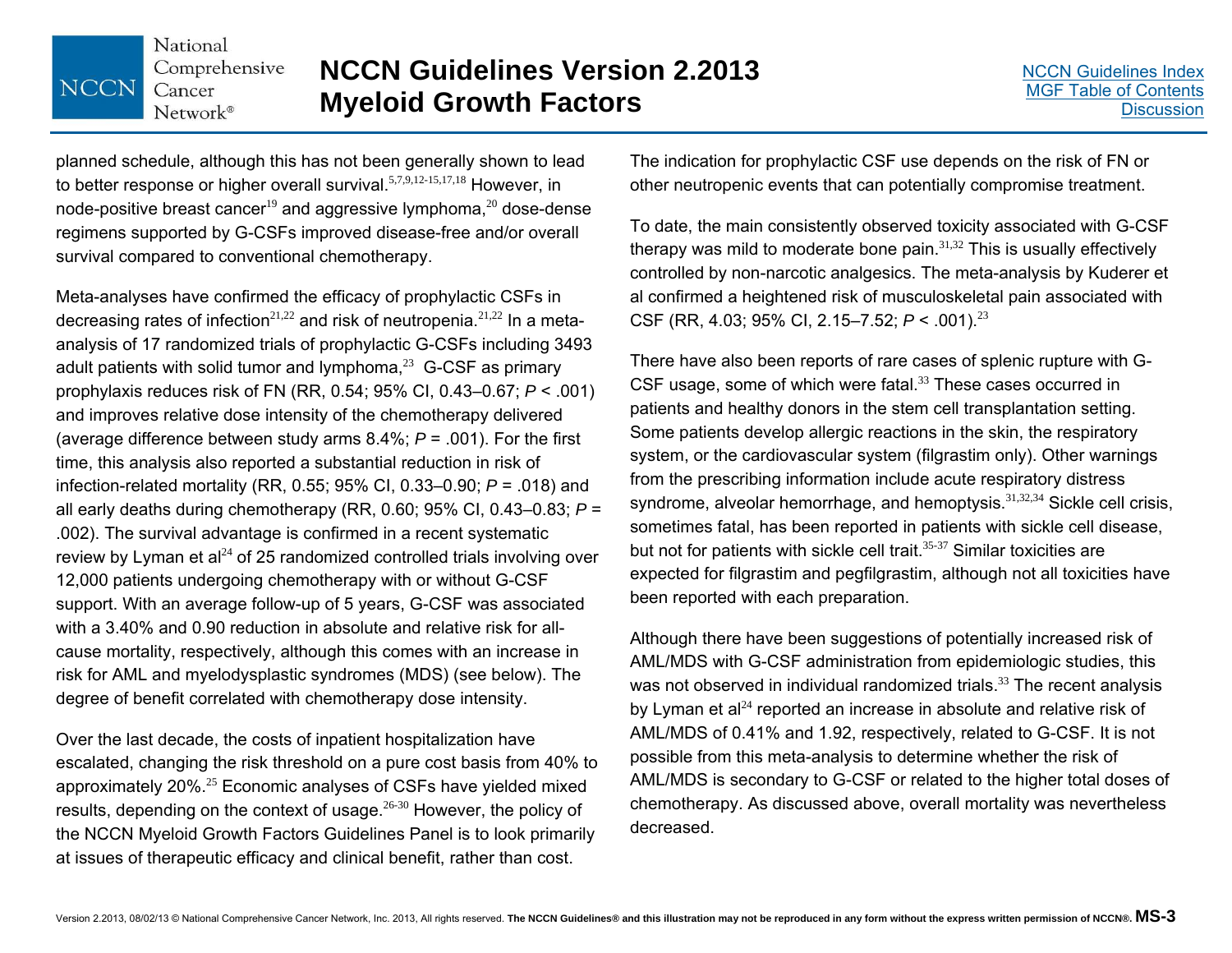planned schedule, although this has not been generally shown to lead to better response or higher overall survival.[5,7,9,12-15,17,18] However, in node-positive breast cancer[19] and aggressive lymphoma,[20] dose-dense regimens supported by G-CSFs improved disease-free and/or overall survival compared to conventional chemotherapy.

Meta-analyses have confirmed the efficacy of prophylactic CSFs in decreasing rates of infection[21,22] and risk of neutropenia.[21,22] In a meta-analysis of 17 randomized trials of prophylactic G-CSFs including 3493 adult patients with solid tumor and lymphoma,[23] G-CSF as primary prophylaxis reduces risk of FN (RR, 0.54; 95% CI, 0.43–0.67; *P* < .001) and improves relative dose intensity of the chemotherapy delivered (average difference between study arms 8.4%; *P* = .001). For the first time, this analysis also reported a substantial reduction in risk of infection-related mortality (RR, 0.55; 95% CI, 0.33–0.90; *P* = .018) and all early deaths during chemotherapy (RR, 0.60; 95% CI, 0.43–0.83; *P* = .002). The survival advantage is confirmed in a recent systematic review by Lyman et al[24] of 25 randomized controlled trials involving over 12,000 patients undergoing chemotherapy with or without G-CSF support. With an average follow-up of 5 years, G-CSF was associated with a 3.40% and 0.90 reduction in absolute and relative risk for all-cause mortality, respectively, although this comes with an increase in risk for AML and myelodysplastic syndromes (MDS) (see below). The degree of benefit correlated with chemotherapy dose intensity.

Over the last decade, the costs of inpatient hospitalization have escalated, changing the risk threshold on a pure cost basis from 40% to approximately 20%.[25] Economic analyses of CSFs have yielded mixed results, depending on the context of usage.[26-30] However, the policy of the NCCN Myeloid Growth Factors Guidelines Panel is to look primarily at issues of therapeutic efficacy and clinical benefit, rather than cost.

The indication for prophylactic CSF use depends on the risk of FN or other neutropenic events that can potentially compromise treatment.

To date, the main consistently observed toxicity associated with G-CSF therapy was mild to moderate bone pain.[31,32] This is usually effectively controlled by non-narcotic analgesics. The meta-analysis by Kuderer et al confirmed a heightened risk of musculoskeletal pain associated with CSF (RR, 4.03; 95% CI, 2.15–7.52; *P* < .001).[23]

There have also been reports of rare cases of splenic rupture with G-CSF usage, some of which were fatal.[33] These cases occurred in patients and healthy donors in the stem cell transplantation setting. Some patients develop allergic reactions in the skin, the respiratory system, or the cardiovascular system (filgrastim only). Other warnings from the prescribing information include acute respiratory distress syndrome, alveolar hemorrhage, and hemoptysis.[31,32,34] Sickle cell crisis, sometimes fatal, has been reported in patients with sickle cell disease, but not for patients with sickle cell trait.[35-37] Similar toxicities are expected for filgrastim and pegfilgrastim, although not all toxicities have been reported with each preparation.

Although there have been suggestions of potentially increased risk of AML/MDS with G-CSF administration from epidemiologic studies, this was not observed in individual randomized trials.[33] The recent analysis by Lyman et al[24] reported an increase in absolute and relative risk of AML/MDS of 0.41% and 1.92, respectively, related to G-CSF. It is not possible from this meta-analysis to determine whether the risk of AML/MDS is secondary to G-CSF or related to the higher total doses of chemotherapy. As discussed above, overall mortality was nevertheless decreased.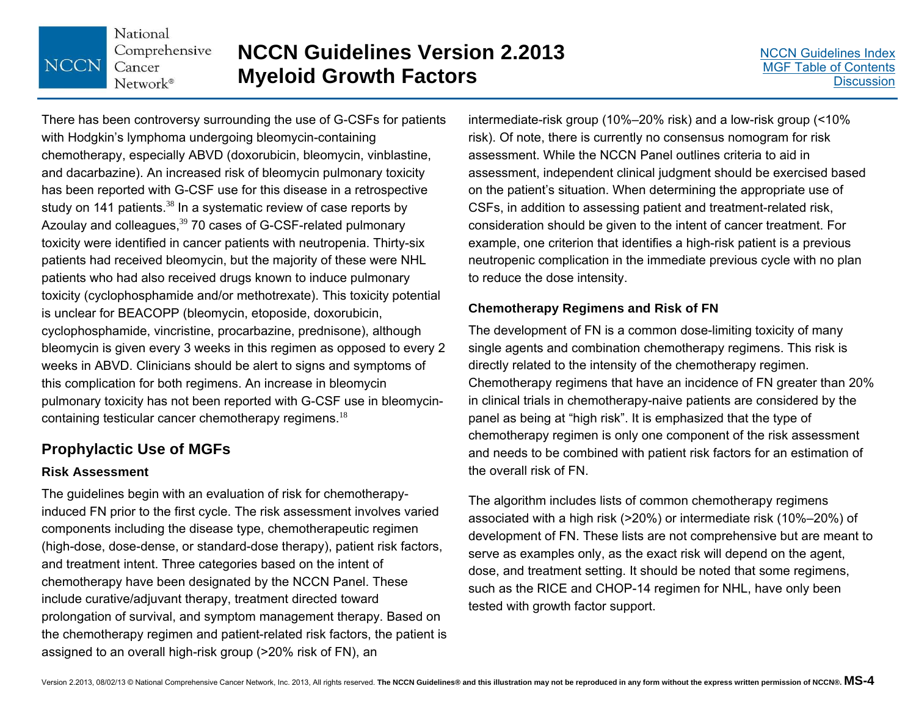There has been controversy surrounding the use of G-CSFs for patients with Hodgkin's lymphoma undergoing bleomycin-containing chemotherapy, especially ABVD (doxorubicin, bleomycin, vinblastine, and dacarbazine). An increased risk of bleomycin pulmonary toxicity has been reported with G-CSF use for this disease in a retrospective study on 141 patients.[38] In a systematic review of case reports by Azoulay and colleagues,[39] 70 cases of G-CSF-related pulmonary toxicity were identified in cancer patients with neutropenia. Thirty-six patients had received bleomycin, but the majority of these were NHL patients who had also received drugs known to induce pulmonary toxicity (cyclophosphamide and/or methotrexate). This toxicity potential is unclear for BEACOPP (bleomycin, etoposide, doxorubicin, cyclophosphamide, vincristine, procarbazine, prednisone), although bleomycin is given every 3 weeks in this regimen as opposed to every 2 weeks in ABVD. Clinicians should be alert to signs and symptoms of this complication for both regimens. An increase in bleomycin pulmonary toxicity has not been reported with G-CSF use in bleomycin-containing testicular cancer chemotherapy regimens.[18]

## Prophylactic Use of MGFs

### Risk Assessment

The guidelines begin with an evaluation of risk for chemotherapy-induced FN prior to the first cycle. The risk assessment involves varied components including the disease type, chemotherapeutic regimen (high-dose, dose-dense, or standard-dose therapy), patient risk factors, and treatment intent. Three categories based on the intent of chemotherapy have been designated by the NCCN Panel. These include curative/adjuvant therapy, treatment directed toward prolongation of survival, and symptom management therapy. Based on the chemotherapy regimen and patient-related risk factors, the patient is assigned to an overall high-risk group (>20% risk of FN), an intermediate-risk group (10%–20% risk) and a low-risk group (<10% risk). Of note, there is currently no consensus nomogram for risk assessment. While the NCCN Panel outlines criteria to aid in assessment, independent clinical judgment should be exercised based on the patient's situation. When determining the appropriate use of CSFs, in addition to assessing patient and treatment-related risk, consideration should be given to the intent of cancer treatment. For example, one criterion that identifies a high-risk patient is a previous neutropenic complication in the immediate previous cycle with no plan to reduce the dose intensity.

### Chemotherapy Regimens and Risk of FN

The development of FN is a common dose-limiting toxicity of many single agents and combination chemotherapy regimens. This risk is directly related to the intensity of the chemotherapy regimen. Chemotherapy regimens that have an incidence of FN greater than 20% in clinical trials in chemotherapy-naive patients are considered by the panel as being at "high risk". It is emphasized that the type of chemotherapy regimen is only one component of the risk assessment and needs to be combined with patient risk factors for an estimation of the overall risk of FN.

The algorithm includes lists of common chemotherapy regimens associated with a high risk (>20%) or intermediate risk (10%–20%) of development of FN. These lists are not comprehensive but are meant to serve as examples only, as the exact risk will depend on the agent, dose, and treatment setting. It should be noted that some regimens, such as the RICE and CHOP-14 regimen for NHL, have only been tested with growth factor support.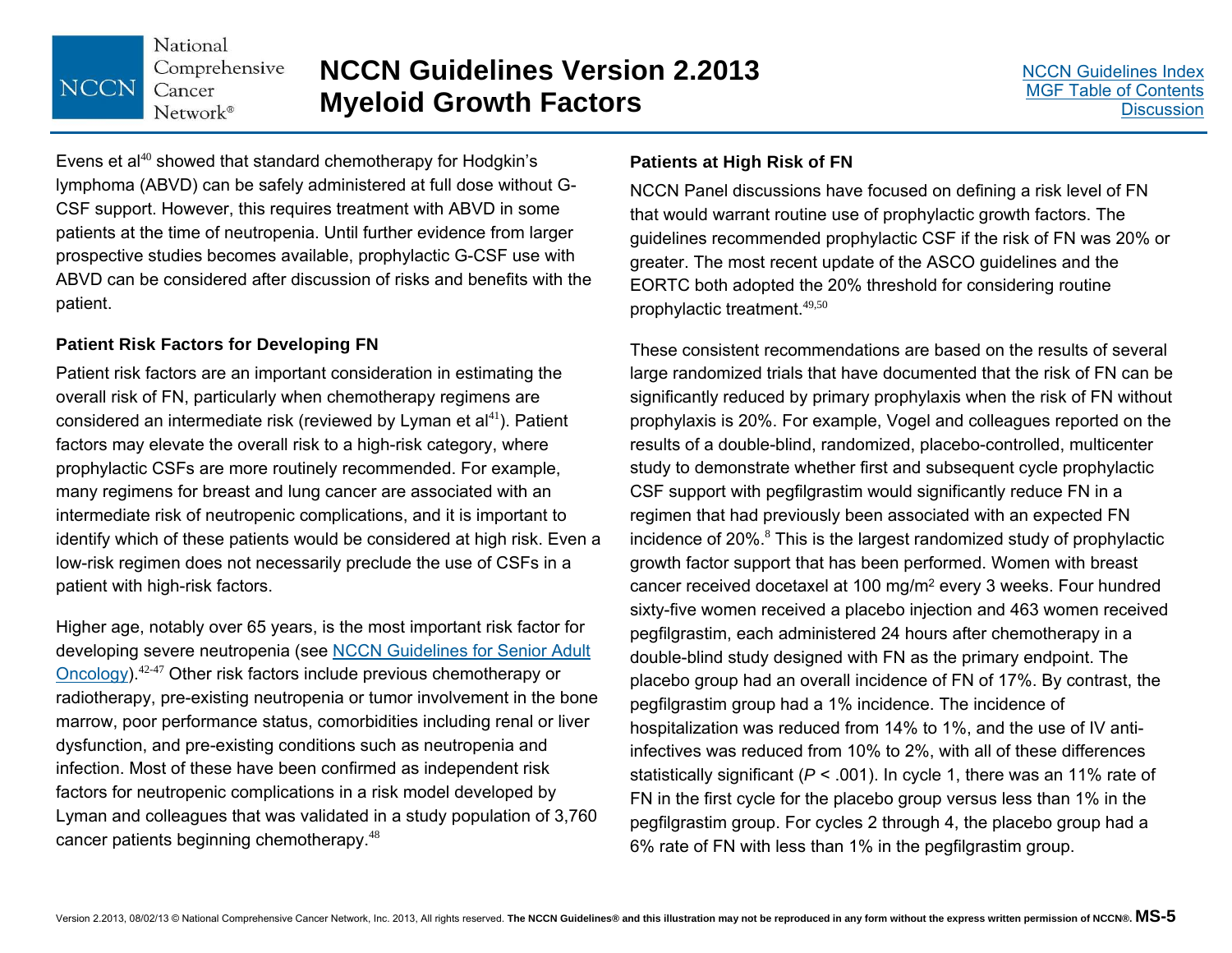Evens et al[40] showed that standard chemotherapy for Hodgkin's lymphoma (ABVD) can be safely administered at full dose without G-CSF support. However, this requires treatment with ABVD in some patients at the time of neutropenia. Until further evidence from larger prospective studies becomes available, prophylactic G-CSF use with ABVD can be considered after discussion of risks and benefits with the patient.

### Patient Risk Factors for Developing FN

Patient risk factors are an important consideration in estimating the overall risk of FN, particularly when chemotherapy regimens are considered an intermediate risk (reviewed by Lyman et al[41]). Patient factors may elevate the overall risk to a high-risk category, where prophylactic CSFs are more routinely recommended. For example, many regimens for breast and lung cancer are associated with an intermediate risk of neutropenic complications, and it is important to identify which of these patients would be considered at high risk. Even a low-risk regimen does not necessarily preclude the use of CSFs in a patient with high-risk factors.

Higher age, notably over 65 years, is the most important risk factor for developing severe neutropenia (see NCCN Guidelines for Senior Adult Oncology).[42-47] Other risk factors include previous chemotherapy or radiotherapy, pre-existing neutropenia or tumor involvement in the bone marrow, poor performance status, comorbidities including renal or liver dysfunction, and pre-existing conditions such as neutropenia and infection. Most of these have been confirmed as independent risk factors for neutropenic complications in a risk model developed by Lyman and colleagues that was validated in a study population of 3,760 cancer patients beginning chemotherapy.[48]

### Patients at High Risk of FN

NCCN Panel discussions have focused on defining a risk level of FN that would warrant routine use of prophylactic growth factors. The guidelines recommended prophylactic CSF if the risk of FN was 20% or greater. The most recent update of the ASCO guidelines and the EORTC both adopted the 20% threshold for considering routine prophylactic treatment.[49,50]

These consistent recommendations are based on the results of several large randomized trials that have documented that the risk of FN can be significantly reduced by primary prophylaxis when the risk of FN without prophylaxis is 20%. For example, Vogel and colleagues reported on the results of a double-blind, randomized, placebo-controlled, multicenter study to demonstrate whether first and subsequent cycle prophylactic CSF support with pegfilgrastim would significantly reduce FN in a regimen that had previously been associated with an expected FN incidence of 20%.[8] This is the largest randomized study of prophylactic growth factor support that has been performed. Women with breast cancer received docetaxel at 100 mg/m$^2$ every 3 weeks. Four hundred sixty-five women received a placebo injection and 463 women received pegfilgrastim, each administered 24 hours after chemotherapy in a double-blind study designed with FN as the primary endpoint. The placebo group had an overall incidence of FN of 17%. By contrast, the pegfilgrastim group had a 1% incidence. The incidence of hospitalization was reduced from 14% to 1%, and the use of IV anti-infectives was reduced from 10% to 2%, with all of these differences statistically significant ($P < .001$). In cycle 1, there was an 11% rate of FN in the first cycle for the placebo group versus less than 1% in the pegfilgrastim group. For cycles 2 through 4, the placebo group had a 6% rate of FN with less than 1% in the pegfilgrastim group.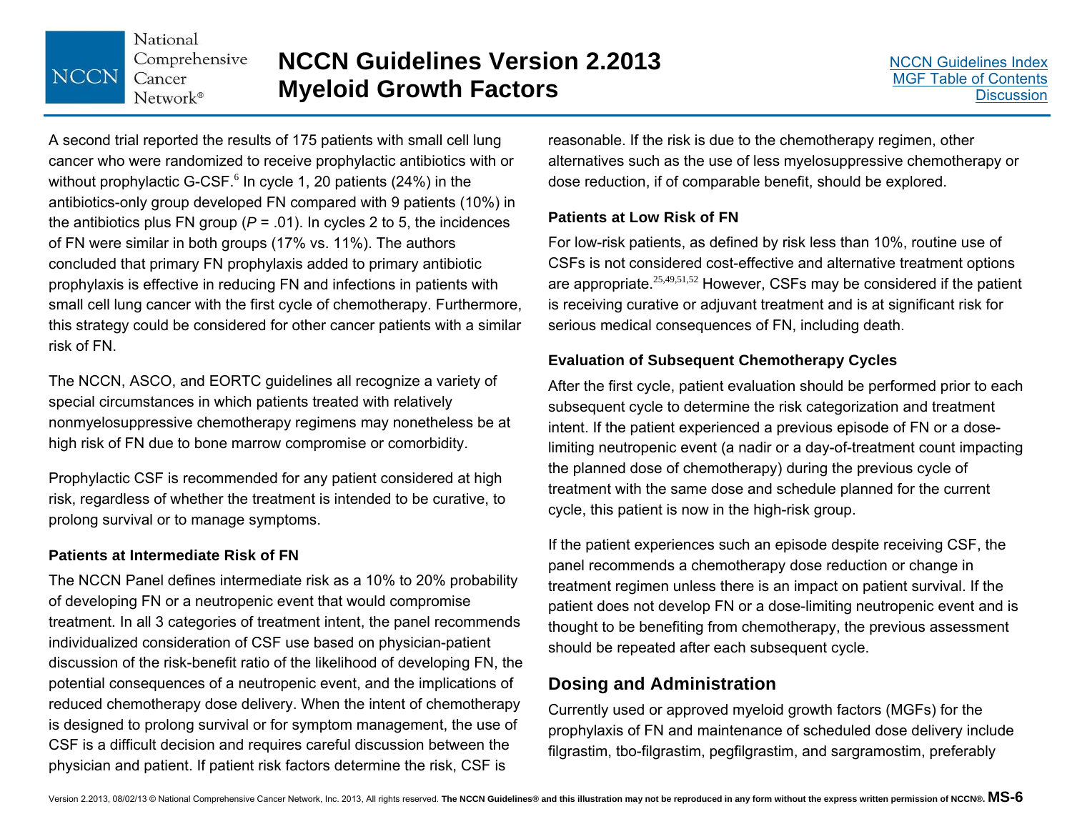A second trial reported the results of 175 patients with small cell lung cancer who were randomized to receive prophylactic antibiotics with or without prophylactic G-CSF.[6] In cycle 1, 20 patients (24%) in the antibiotics-only group developed FN compared with 9 patients (10%) in the antibiotics plus FN group ($P$ = .01). In cycles 2 to 5, the incidences of FN were similar in both groups (17% vs. 11%). The authors concluded that primary FN prophylaxis added to primary antibiotic prophylaxis is effective in reducing FN and infections in patients with small cell lung cancer with the first cycle of chemotherapy. Furthermore, this strategy could be considered for other cancer patients with a similar risk of FN.

The NCCN, ASCO, and EORTC guidelines all recognize a variety of special circumstances in which patients treated with relatively nonmyelosuppressive chemotherapy regimens may nonetheless be at high risk of FN due to bone marrow compromise or comorbidity.

Prophylactic CSF is recommended for any patient considered at high risk, regardless of whether the treatment is intended to be curative, to prolong survival or to manage symptoms.

### Patients at Intermediate Risk of FN

The NCCN Panel defines intermediate risk as a 10% to 20% probability of developing FN or a neutropenic event that would compromise treatment. In all 3 categories of treatment intent, the panel recommends individualized consideration of CSF use based on physician-patient discussion of the risk-benefit ratio of the likelihood of developing FN, the potential consequences of a neutropenic event, and the implications of reduced chemotherapy dose delivery. When the intent of chemotherapy is designed to prolong survival or for symptom management, the use of CSF is a difficult decision and requires careful discussion between the physician and patient. If patient risk factors determine the risk, CSF is reasonable. If the risk is due to the chemotherapy regimen, other alternatives such as the use of less myelosuppressive chemotherapy or dose reduction, if of comparable benefit, should be explored.

### Patients at Low Risk of FN

For low-risk patients, as defined by risk less than 10%, routine use of CSFs is not considered cost-effective and alternative treatment options are appropriate.[25,49,51,52] However, CSFs may be considered if the patient is receiving curative or adjuvant treatment and is at significant risk for serious medical consequences of FN, including death.

### Evaluation of Subsequent Chemotherapy Cycles

After the first cycle, patient evaluation should be performed prior to each subsequent cycle to determine the risk categorization and treatment intent. If the patient experienced a previous episode of FN or a dose-limiting neutropenic event (a nadir or a day-of-treatment count impacting the planned dose of chemotherapy) during the previous cycle of treatment with the same dose and schedule planned for the current cycle, this patient is now in the high-risk group.

If the patient experiences such an episode despite receiving CSF, the panel recommends a chemotherapy dose reduction or change in treatment regimen unless there is an impact on patient survival. If the patient does not develop FN or a dose-limiting neutropenic event and is thought to be benefiting from chemotherapy, the previous assessment should be repeated after each subsequent cycle.

## Dosing and Administration

Currently used or approved myeloid growth factors (MGFs) for the prophylaxis of FN and maintenance of scheduled dose delivery include filgrastim, tbo-filgrastim, pegfilgrastim, and sargramostim, preferably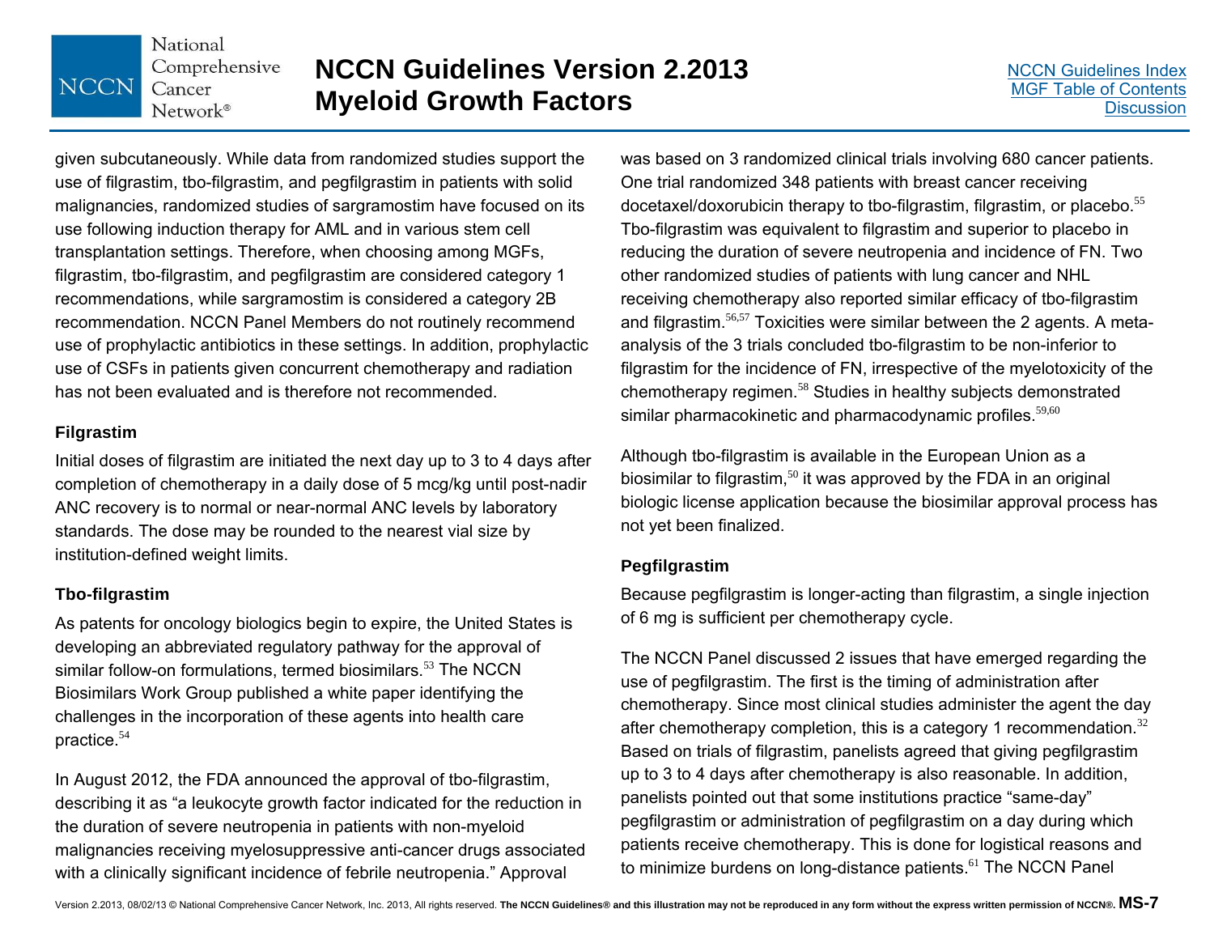given subcutaneously. While data from randomized studies support the use of filgrastim, tbo-filgrastim, and pegfilgrastim in patients with solid malignancies, randomized studies of sargramostim have focused on its use following induction therapy for AML and in various stem cell transplantation settings. Therefore, when choosing among MGFs, filgrastim, tbo-filgrastim, and pegfilgrastim are considered category 1 recommendations, while sargramostim is considered a category 2B recommendation. NCCN Panel Members do not routinely recommend use of prophylactic antibiotics in these settings. In addition, prophylactic use of CSFs in patients given concurrent chemotherapy and radiation has not been evaluated and is therefore not recommended.

### Filgrastim

Initial doses of filgrastim are initiated the next day up to 3 to 4 days after completion of chemotherapy in a daily dose of 5 mcg/kg until post-nadir ANC recovery is to normal or near-normal ANC levels by laboratory standards. The dose may be rounded to the nearest vial size by institution-defined weight limits.

### Tbo-filgrastim

As patents for oncology biologics begin to expire, the United States is developing an abbreviated regulatory pathway for the approval of similar follow-on formulations, termed biosimilars.[53] The NCCN Biosimilars Work Group published a white paper identifying the challenges in the incorporation of these agents into health care practice.[54]

In August 2012, the FDA announced the approval of tbo-filgrastim, describing it as "a leukocyte growth factor indicated for the reduction in the duration of severe neutropenia in patients with non-myeloid malignancies receiving myelosuppressive anti-cancer drugs associated with a clinically significant incidence of febrile neutropenia." Approval was based on 3 randomized clinical trials involving 680 cancer patients. One trial randomized 348 patients with breast cancer receiving docetaxel/doxorubicin therapy to tbo-filgrastim, filgrastim, or placebo.[55] Tbo-filgrastim was equivalent to filgrastim and superior to placebo in reducing the duration of severe neutropenia and incidence of FN. Two other randomized studies of patients with lung cancer and NHL receiving chemotherapy also reported similar efficacy of tbo-filgrastim and filgrastim.[56,57] Toxicities were similar between the 2 agents. A meta-analysis of the 3 trials concluded tbo-filgrastim to be non-inferior to filgrastim for the incidence of FN, irrespective of the myelotoxicity of the chemotherapy regimen.[58] Studies in healthy subjects demonstrated similar pharmacokinetic and pharmacodynamic profiles.[59,60]

Although tbo-filgrastim is available in the European Union as a biosimilar to filgrastim,[50] it was approved by the FDA in an original biologic license application because the biosimilar approval process has not yet been finalized.

### Pegfilgrastim

Because pegfilgrastim is longer-acting than filgrastim, a single injection of 6 mg is sufficient per chemotherapy cycle.

The NCCN Panel discussed 2 issues that have emerged regarding the use of pegfilgrastim. The first is the timing of administration after chemotherapy. Since most clinical studies administer the agent the day after chemotherapy completion, this is a category 1 recommendation.[32] Based on trials of filgrastim, panelists agreed that giving pegfilgrastim up to 3 to 4 days after chemotherapy is also reasonable. In addition, panelists pointed out that some institutions practice "same-day" pegfilgrastim or administration of pegfilgrastim on a day during which patients receive chemotherapy. This is done for logistical reasons and to minimize burdens on long-distance patients.[61] The NCCN Panel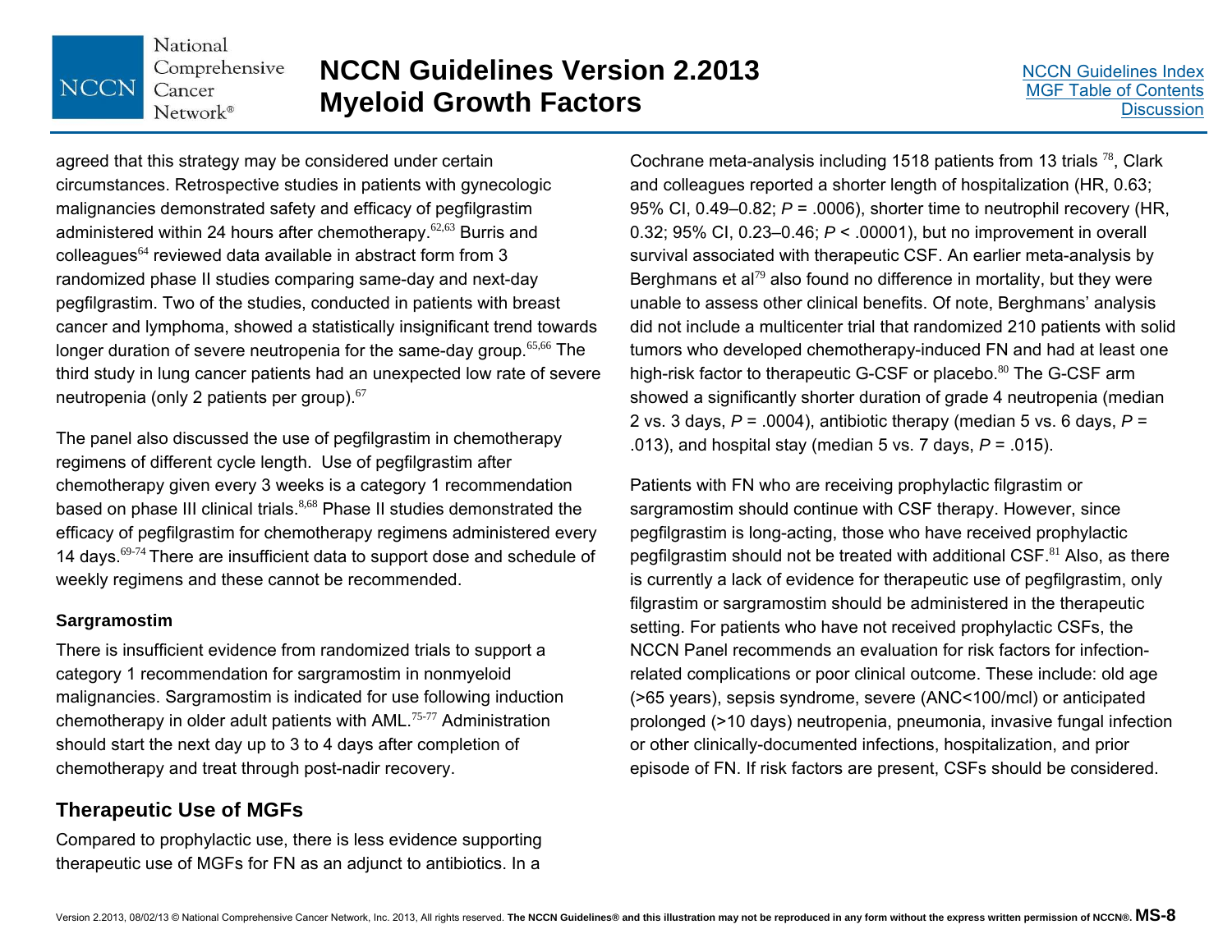agreed that this strategy may be considered under certain circumstances. Retrospective studies in patients with gynecologic malignancies demonstrated safety and efficacy of pegfilgrastim administered within 24 hours after chemotherapy.[62,63] Burris and colleagues[64] reviewed data available in abstract form from 3 randomized phase II studies comparing same-day and next-day pegfilgrastim. Two of the studies, conducted in patients with breast cancer and lymphoma, showed a statistically insignificant trend towards longer duration of severe neutropenia for the same-day group.[65,66] The third study in lung cancer patients had an unexpected low rate of severe neutropenia (only 2 patients per group).[67]

The panel also discussed the use of pegfilgrastim in chemotherapy regimens of different cycle length. Use of pegfilgrastim after chemotherapy given every 3 weeks is a category 1 recommendation based on phase III clinical trials.[8,68] Phase II studies demonstrated the efficacy of pegfilgrastim for chemotherapy regimens administered every 14 days.[69-74] There are insufficient data to support dose and schedule of weekly regimens and these cannot be recommended.

### Sargramostim

There is insufficient evidence from randomized trials to support a category 1 recommendation for sargramostim in nonmyeloid malignancies. Sargramostim is indicated for use following induction chemotherapy in older adult patients with AML.[75-77] Administration should start the next day up to 3 to 4 days after completion of chemotherapy and treat through post-nadir recovery.

## Therapeutic Use of MGFs

Compared to prophylactic use, there is less evidence supporting therapeutic use of MGFs for FN as an adjunct to antibiotics. In a Cochrane meta-analysis including 1518 patients from 13 trials [78], Clark and colleagues reported a shorter length of hospitalization (HR, 0.63; 95% CI, 0.49–0.82; $P$ = .0006), shorter time to neutrophil recovery (HR, 0.32; 95% CI, 0.23–0.46; $P$ < .00001), but no improvement in overall survival associated with therapeutic CSF. An earlier meta-analysis by Berghmans et al[79] also found no difference in mortality, but they were unable to assess other clinical benefits. Of note, Berghmans' analysis did not include a multicenter trial that randomized 210 patients with solid tumors who developed chemotherapy-induced FN and had at least one high-risk factor to therapeutic G-CSF or placebo.[80] The G-CSF arm showed a significantly shorter duration of grade 4 neutropenia (median 2 vs. 3 days, $P$ = .0004), antibiotic therapy (median 5 vs. 6 days, $P$ = .013), and hospital stay (median 5 vs. 7 days, $P$ = .015).

Patients with FN who are receiving prophylactic filgrastim or sargramostim should continue with CSF therapy. However, since pegfilgrastim is long-acting, those who have received prophylactic pegfilgrastim should not be treated with additional CSF.[81] Also, as there is currently a lack of evidence for therapeutic use of pegfilgrastim, only filgrastim or sargramostim should be administered in the therapeutic setting. For patients who have not received prophylactic CSFs, the NCCN Panel recommends an evaluation for risk factors for infection-related complications or poor clinical outcome. These include: old age (>65 years), sepsis syndrome, severe (ANC<100/mcl) or anticipated prolonged (>10 days) neutropenia, pneumonia, invasive fungal infection or other clinically-documented infections, hospitalization, and prior episode of FN. If risk factors are present, CSFs should be considered.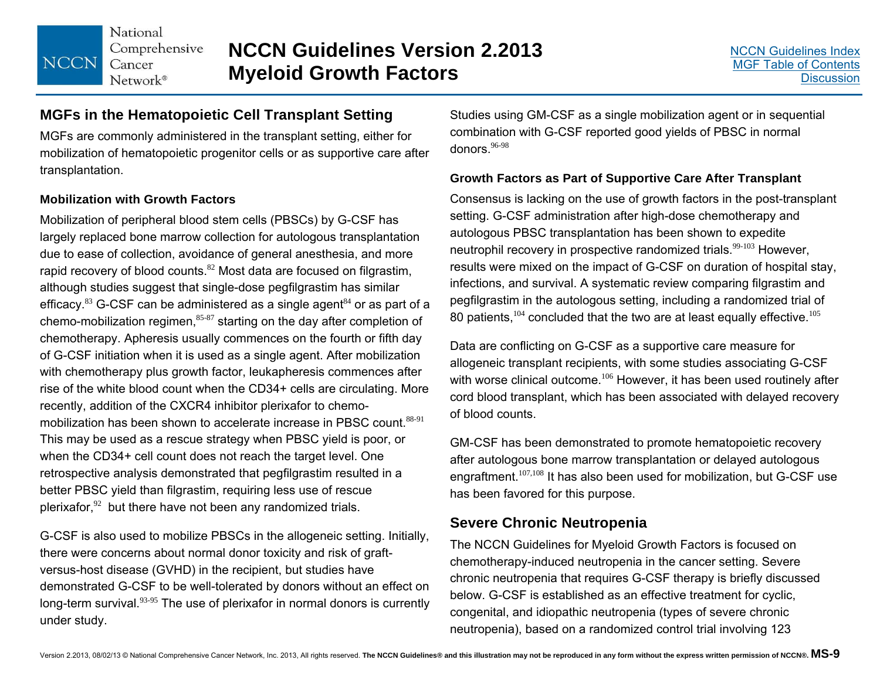## MGFs in the Hematopoietic Cell Transplant Setting

MGFs are commonly administered in the transplant setting, either for mobilization of hematopoietic progenitor cells or as supportive care after transplantation.

### Mobilization with Growth Factors

Mobilization of peripheral blood stem cells (PBSCs) by G-CSF has largely replaced bone marrow collection for autologous transplantation due to ease of collection, avoidance of general anesthesia, and more rapid recovery of blood counts.[82] Most data are focused on filgrastim, although studies suggest that single-dose pegfilgrastim has similar efficacy.[83] G-CSF can be administered as a single agent[84] or as part of a chemo-mobilization regimen,[85-87] starting on the day after completion of chemotherapy. Apheresis usually commences on the fourth or fifth day of G-CSF initiation when it is used as a single agent. After mobilization with chemotherapy plus growth factor, leukapheresis commences after rise of the white blood count when the CD34+ cells are circulating. More recently, addition of the CXCR4 inhibitor plerixafor to chemo-mobilization has been shown to accelerate increase in PBSC count.[88-91] This may be used as a rescue strategy when PBSC yield is poor, or when the CD34+ cell count does not reach the target level. One retrospective analysis demonstrated that pegfilgrastim resulted in a better PBSC yield than filgrastim, requiring less use of rescue plerixafor,[92] but there have not been any randomized trials.

G-CSF is also used to mobilize PBSCs in the allogeneic setting. Initially, there were concerns about normal donor toxicity and risk of graft-versus-host disease (GVHD) in the recipient, but studies have demonstrated G-CSF to be well-tolerated by donors without an effect on long-term survival.[93-95] The use of plerixafor in normal donors is currently under study.

Studies using GM-CSF as a single mobilization agent or in sequential combination with G-CSF reported good yields of PBSC in normal donors.[96-98]

### Growth Factors as Part of Supportive Care After Transplant

Consensus is lacking on the use of growth factors in the post-transplant setting. G-CSF administration after high-dose chemotherapy and autologous PBSC transplantation has been shown to expedite neutrophil recovery in prospective randomized trials.[99-103] However, results were mixed on the impact of G-CSF on duration of hospital stay, infections, and survival. A systematic review comparing filgrastim and pegfilgrastim in the autologous setting, including a randomized trial of 80 patients,[104] concluded that the two are at least equally effective.[105]

Data are conflicting on G-CSF as a supportive care measure for allogeneic transplant recipients, with some studies associating G-CSF with worse clinical outcome.[106] However, it has been used routinely after cord blood transplant, which has been associated with delayed recovery of blood counts.

GM-CSF has been demonstrated to promote hematopoietic recovery after autologous bone marrow transplantation or delayed autologous engraftment.[107,108] It has also been used for mobilization, but G-CSF use has been favored for this purpose.

## Severe Chronic Neutropenia

The NCCN Guidelines for Myeloid Growth Factors is focused on chemotherapy-induced neutropenia in the cancer setting. Severe chronic neutropenia that requires G-CSF therapy is briefly discussed below. G-CSF is established as an effective treatment for cyclic, congenital, and idiopathic neutropenia (types of severe chronic neutropenia), based on a randomized control trial involving 123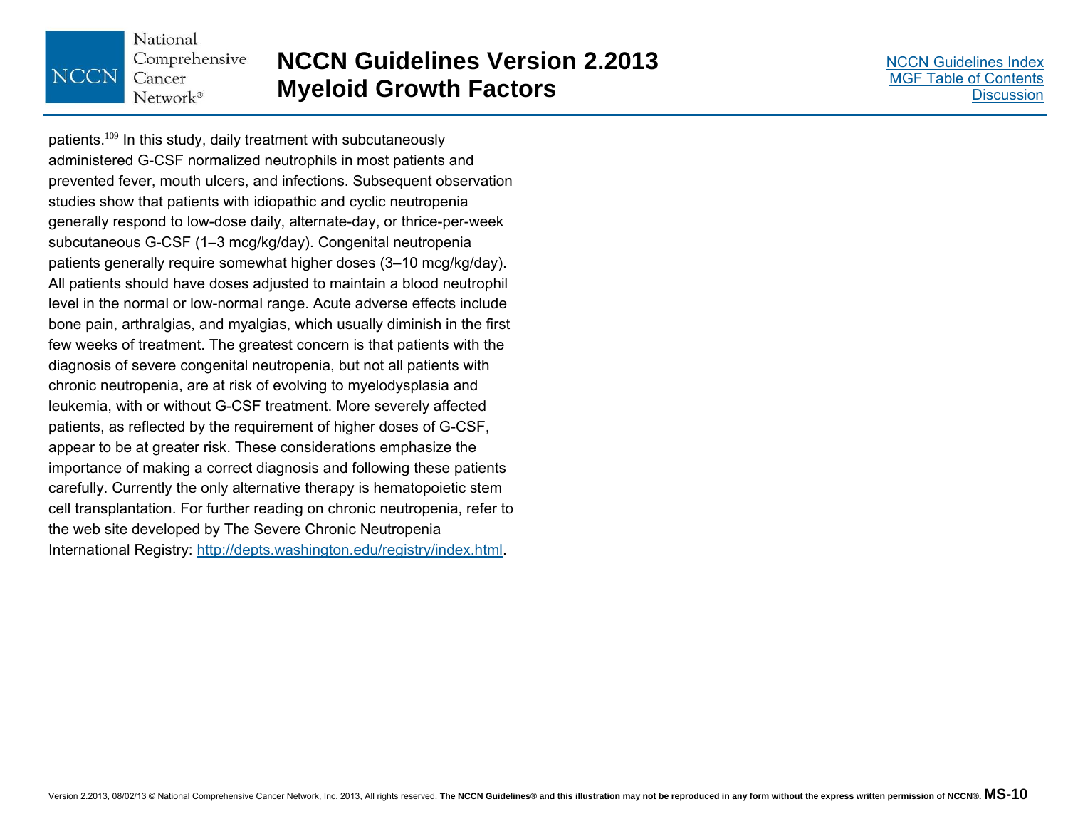patients.[109] In this study, daily treatment with subcutaneously administered G-CSF normalized neutrophils in most patients and prevented fever, mouth ulcers, and infections. Subsequent observation studies show that patients with idiopathic and cyclic neutropenia generally respond to low-dose daily, alternate-day, or thrice-per-week subcutaneous G-CSF (1–3 mcg/kg/day). Congenital neutropenia patients generally require somewhat higher doses (3–10 mcg/kg/day). All patients should have doses adjusted to maintain a blood neutrophil level in the normal or low-normal range. Acute adverse effects include bone pain, arthralgias, and myalgias, which usually diminish in the first few weeks of treatment. The greatest concern is that patients with the diagnosis of severe congenital neutropenia, but not all patients with chronic neutropenia, are at risk of evolving to myelodysplasia and leukemia, with or without G-CSF treatment. More severely affected patients, as reflected by the requirement of higher doses of G-CSF, appear to be at greater risk. These considerations emphasize the importance of making a correct diagnosis and following these patients carefully. Currently the only alternative therapy is hematopoietic stem cell transplantation. For further reading on chronic neutropenia, refer to the web site developed by The Severe Chronic Neutropenia International Registry: [http://depts.washington.edu/registry/index.html](http://depts.washington.edu/registry/index.html).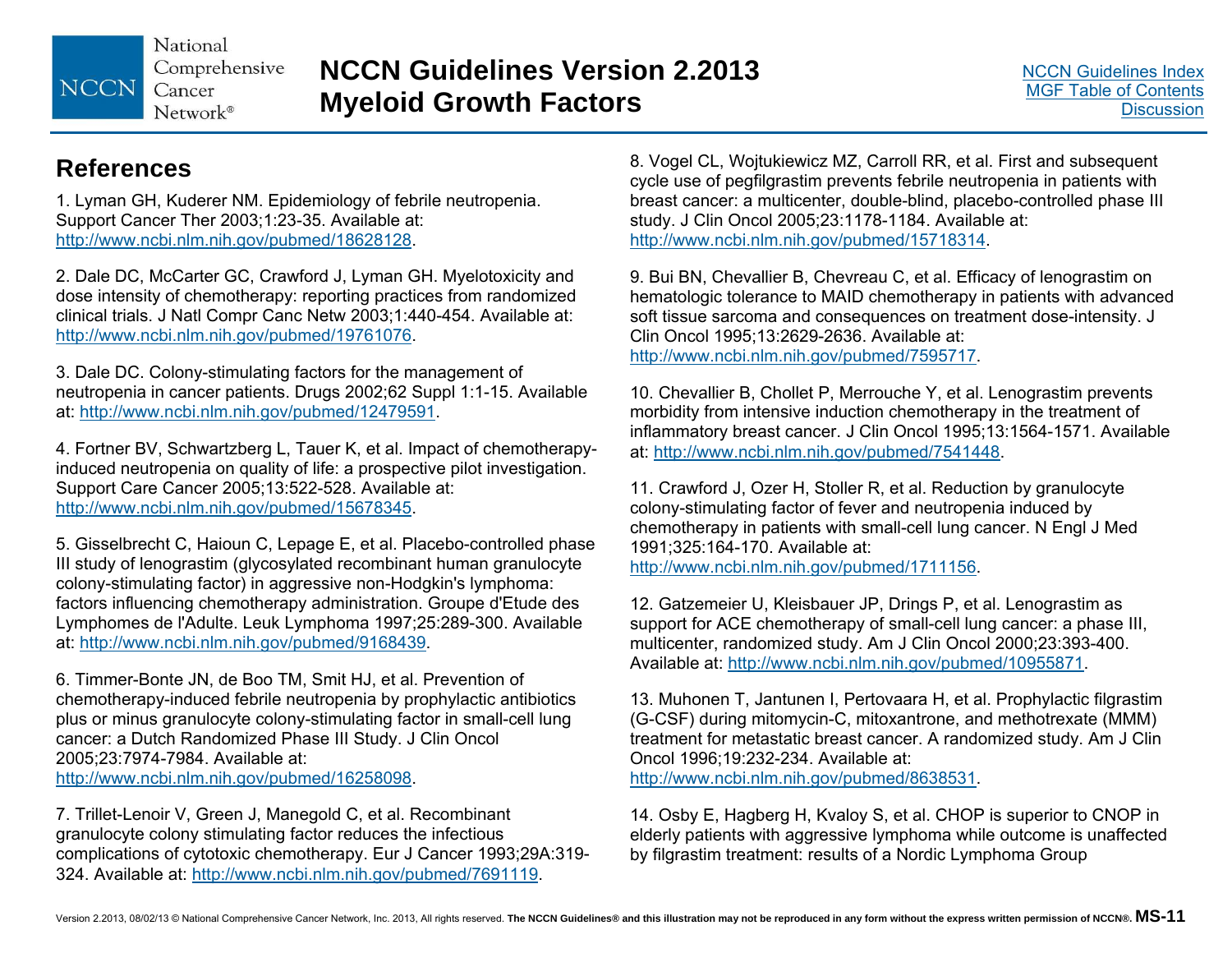## References

1. Lyman GH, Kuderer NM. Epidemiology of febrile neutropenia. Support Cancer Ther 2003;1:23-35. Available at: http://www.ncbi.nlm.nih.gov/pubmed/18628128.

2. Dale DC, McCarter GC, Crawford J, Lyman GH. Myelotoxicity and dose intensity of chemotherapy: reporting practices from randomized clinical trials. J Natl Compr Canc Netw 2003;1:440-454. Available at: http://www.ncbi.nlm.nih.gov/pubmed/19761076.

3. Dale DC. Colony-stimulating factors for the management of neutropenia in cancer patients. Drugs 2002;62 Suppl 1:1-15. Available at: http://www.ncbi.nlm.nih.gov/pubmed/12479591.

4. Fortner BV, Schwartzberg L, Tauer K, et al. Impact of chemotherapy-induced neutropenia on quality of life: a prospective pilot investigation. Support Care Cancer 2005;13:522-528. Available at: http://www.ncbi.nlm.nih.gov/pubmed/15678345.

5. Gisselbrecht C, Haioun C, Lepage E, et al. Placebo-controlled phase III study of lenograstim (glycosylated recombinant human granulocyte colony-stimulating factor) in aggressive non-Hodgkin's lymphoma: factors influencing chemotherapy administration. Groupe d'Etude des Lymphomes de l'Adulte. Leuk Lymphoma 1997;25:289-300. Available at: http://www.ncbi.nlm.nih.gov/pubmed/9168439.

6. Timmer-Bonte JN, de Boo TM, Smit HJ, et al. Prevention of chemotherapy-induced febrile neutropenia by prophylactic antibiotics plus or minus granulocyte colony-stimulating factor in small-cell lung cancer: a Dutch Randomized Phase III Study. J Clin Oncol 2005;23:7974-7984. Available at: http://www.ncbi.nlm.nih.gov/pubmed/16258098.

7. Trillet-Lenoir V, Green J, Manegold C, et al. Recombinant granulocyte colony stimulating factor reduces the infectious complications of cytotoxic chemotherapy. Eur J Cancer 1993;29A:319-324. Available at: http://www.ncbi.nlm.nih.gov/pubmed/7691119.

8. Vogel CL, Wojtukiewicz MZ, Carroll RR, et al. First and subsequent cycle use of pegfilgrastim prevents febrile neutropenia in patients with breast cancer: a multicenter, double-blind, placebo-controlled phase III study. J Clin Oncol 2005;23:1178-1184. Available at: http://www.ncbi.nlm.nih.gov/pubmed/15718314.

9. Bui BN, Chevallier B, Chevreau C, et al. Efficacy of lenograstim on hematologic tolerance to MAID chemotherapy in patients with advanced soft tissue sarcoma and consequences on treatment dose-intensity. J Clin Oncol 1995;13:2629-2636. Available at: http://www.ncbi.nlm.nih.gov/pubmed/7595717.

10. Chevallier B, Chollet P, Merrouche Y, et al. Lenograstim prevents morbidity from intensive induction chemotherapy in the treatment of inflammatory breast cancer. J Clin Oncol 1995;13:1564-1571. Available at: http://www.ncbi.nlm.nih.gov/pubmed/7541448.

11. Crawford J, Ozer H, Stoller R, et al. Reduction by granulocyte colony-stimulating factor of fever and neutropenia induced by chemotherapy in patients with small-cell lung cancer. N Engl J Med 1991;325:164-170. Available at: http://www.ncbi.nlm.nih.gov/pubmed/1711156.

12. Gatzemeier U, Kleisbauer JP, Drings P, et al. Lenograstim as support for ACE chemotherapy of small-cell lung cancer: a phase III, multicenter, randomized study. Am J Clin Oncol 2000;23:393-400. Available at: http://www.ncbi.nlm.nih.gov/pubmed/10955871.

13. Muhonen T, Jantunen I, Pertovaara H, et al. Prophylactic filgrastim (G-CSF) during mitomycin-C, mitoxantrone, and methotrexate (MMM) treatment for metastatic breast cancer. A randomized study. Am J Clin Oncol 1996;19:232-234. Available at: http://www.ncbi.nlm.nih.gov/pubmed/8638531.

14. Osby E, Hagberg H, Kvaloy S, et al. CHOP is superior to CNOP in elderly patients with aggressive lymphoma while outcome is unaffected by filgrastim treatment: results of a Nordic Lymphoma Group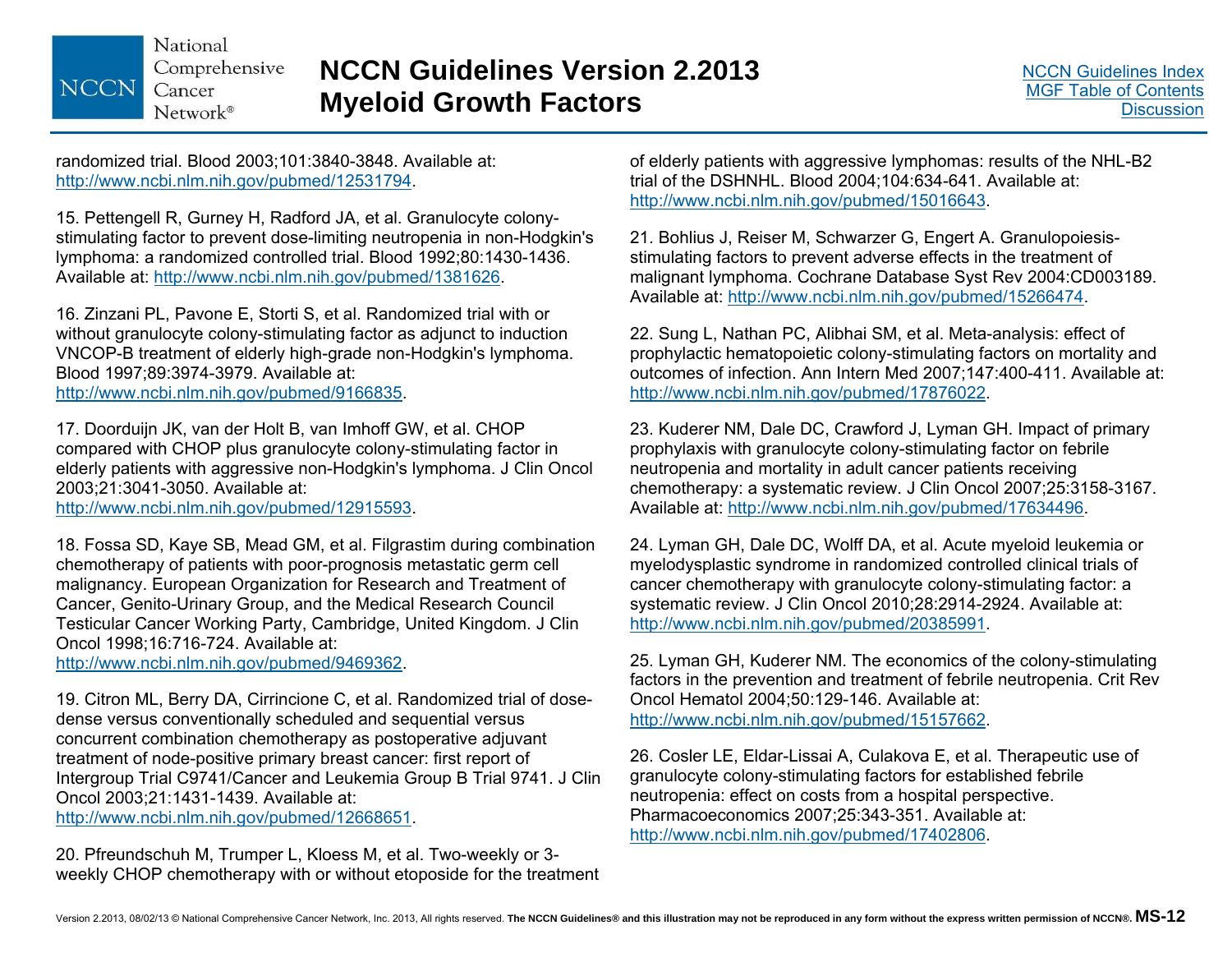randomized trial. Blood 2003;101:3840-3848. Available at: http://www.ncbi.nlm.nih.gov/pubmed/12531794.

15. Pettengell R, Gurney H, Radford JA, et al. Granulocyte colony-stimulating factor to prevent dose-limiting neutropenia in non-Hodgkin's lymphoma: a randomized controlled trial. Blood 1992;80:1430-1436. Available at: http://www.ncbi.nlm.nih.gov/pubmed/1381626.

16. Zinzani PL, Pavone E, Storti S, et al. Randomized trial with or without granulocyte colony-stimulating factor as adjunct to induction VNCOP-B treatment of elderly high-grade non-Hodgkin's lymphoma. Blood 1997;89:3974-3979. Available at: http://www.ncbi.nlm.nih.gov/pubmed/9166835.

17. Doorduijn JK, van der Holt B, van Imhoff GW, et al. CHOP compared with CHOP plus granulocyte colony-stimulating factor in elderly patients with aggressive non-Hodgkin's lymphoma. J Clin Oncol 2003;21:3041-3050. Available at: http://www.ncbi.nlm.nih.gov/pubmed/12915593.

18. Fossa SD, Kaye SB, Mead GM, et al. Filgrastim during combination chemotherapy of patients with poor-prognosis metastatic germ cell malignancy. European Organization for Research and Treatment of Cancer, Genito-Urinary Group, and the Medical Research Council Testicular Cancer Working Party, Cambridge, United Kingdom. J Clin Oncol 1998;16:716-724. Available at: http://www.ncbi.nlm.nih.gov/pubmed/9469362.

19. Citron ML, Berry DA, Cirrincione C, et al. Randomized trial of dose-dense versus conventionally scheduled and sequential versus concurrent combination chemotherapy as postoperative adjuvant treatment of node-positive primary breast cancer: first report of Intergroup Trial C9741/Cancer and Leukemia Group B Trial 9741. J Clin Oncol 2003;21:1431-1439. Available at: http://www.ncbi.nlm.nih.gov/pubmed/12668651.

20. Pfreundschuh M, Trumper L, Kloess M, et al. Two-weekly or 3-weekly CHOP chemotherapy with or without etoposide for the treatment of elderly patients with aggressive lymphomas: results of the NHL-B2 trial of the DSHNHL. Blood 2004;104:634-641. Available at: http://www.ncbi.nlm.nih.gov/pubmed/15016643.

21. Bohlius J, Reiser M, Schwarzer G, Engert A. Granulopoiesis-stimulating factors to prevent adverse effects in the treatment of malignant lymphoma. Cochrane Database Syst Rev 2004:CD003189. Available at: http://www.ncbi.nlm.nih.gov/pubmed/15266474.

22. Sung L, Nathan PC, Alibhai SM, et al. Meta-analysis: effect of prophylactic hematopoietic colony-stimulating factors on mortality and outcomes of infection. Ann Intern Med 2007;147:400-411. Available at: http://www.ncbi.nlm.nih.gov/pubmed/17876022.

23. Kuderer NM, Dale DC, Crawford J, Lyman GH. Impact of primary prophylaxis with granulocyte colony-stimulating factor on febrile neutropenia and mortality in adult cancer patients receiving chemotherapy: a systematic review. J Clin Oncol 2007;25:3158-3167. Available at: http://www.ncbi.nlm.nih.gov/pubmed/17634496.

24. Lyman GH, Dale DC, Wolff DA, et al. Acute myeloid leukemia or myelodysplastic syndrome in randomized controlled clinical trials of cancer chemotherapy with granulocyte colony-stimulating factor: a systematic review. J Clin Oncol 2010;28:2914-2924. Available at: http://www.ncbi.nlm.nih.gov/pubmed/20385991.

25. Lyman GH, Kuderer NM. The economics of the colony-stimulating factors in the prevention and treatment of febrile neutropenia. Crit Rev Oncol Hematol 2004;50:129-146. Available at: http://www.ncbi.nlm.nih.gov/pubmed/15157662.

26. Cosler LE, Eldar-Lissai A, Culakova E, et al. Therapeutic use of granulocyte colony-stimulating factors for established febrile neutropenia: effect on costs from a hospital perspective. Pharmacoeconomics 2007;25:343-351. Available at: http://www.ncbi.nlm.nih.gov/pubmed/17402806.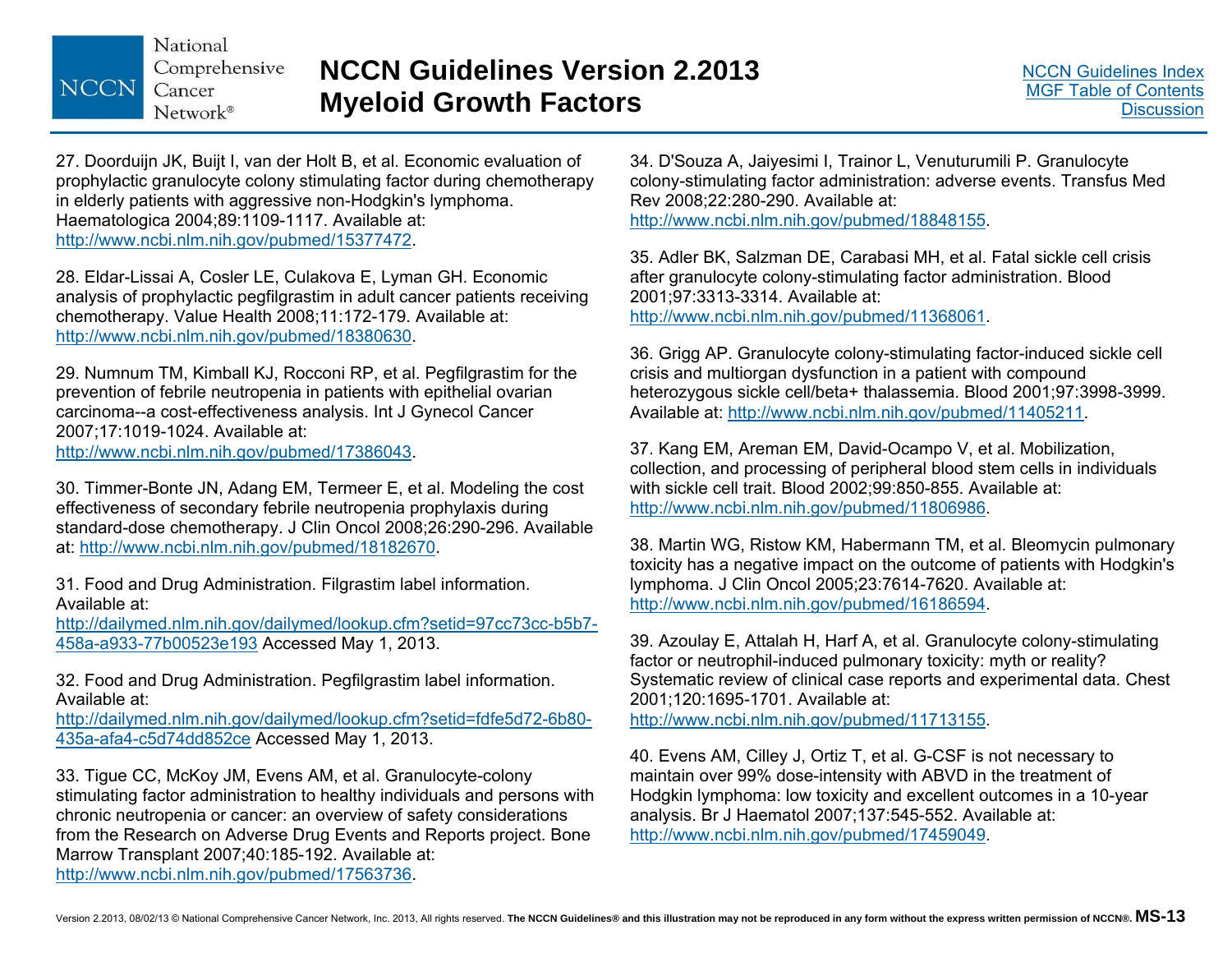27. Doorduijn JK, Buijt I, van der Holt B, et al. Economic evaluation of prophylactic granulocyte colony stimulating factor during chemotherapy in elderly patients with aggressive non-Hodgkin's lymphoma. Haematologica 2004;89:1109-1117. Available at: http://www.ncbi.nlm.nih.gov/pubmed/15377472.

28. Eldar-Lissai A, Cosler LE, Culakova E, Lyman GH. Economic analysis of prophylactic pegfilgrastim in adult cancer patients receiving chemotherapy. Value Health 2008;11:172-179. Available at: http://www.ncbi.nlm.nih.gov/pubmed/18380630.

29. Numnum TM, Kimball KJ, Rocconi RP, et al. Pegfilgrastim for the prevention of febrile neutropenia in patients with epithelial ovarian carcinoma--a cost-effectiveness analysis. Int J Gynecol Cancer 2007;17:1019-1024. Available at: http://www.ncbi.nlm.nih.gov/pubmed/17386043.

30. Timmer-Bonte JN, Adang EM, Termeer E, et al. Modeling the cost effectiveness of secondary febrile neutropenia prophylaxis during standard-dose chemotherapy. J Clin Oncol 2008;26:290-296. Available at: http://www.ncbi.nlm.nih.gov/pubmed/18182670.

31. Food and Drug Administration. Filgrastim label information. Available at: http://dailymed.nlm.nih.gov/dailymed/lookup.cfm?setid=97cc73cc-b5b7-458a-a933-77b00523e193 Accessed May 1, 2013.

32. Food and Drug Administration. Pegfilgrastim label information. Available at: http://dailymed.nlm.nih.gov/dailymed/lookup.cfm?setid=fdfe5d72-6b80-435a-afa4-c5d74dd852ce Accessed May 1, 2013.

33. Tigue CC, McKoy JM, Evens AM, et al. Granulocyte-colony stimulating factor administration to healthy individuals and persons with chronic neutropenia or cancer: an overview of safety considerations from the Research on Adverse Drug Events and Reports project. Bone Marrow Transplant 2007;40:185-192. Available at: http://www.ncbi.nlm.nih.gov/pubmed/17563736.

34. D'Souza A, Jaiyesimi I, Trainor L, Venuturumili P. Granulocyte colony-stimulating factor administration: adverse events. Transfus Med Rev 2008;22:280-290. Available at: http://www.ncbi.nlm.nih.gov/pubmed/18848155.

35. Adler BK, Salzman DE, Carabasi MH, et al. Fatal sickle cell crisis after granulocyte colony-stimulating factor administration. Blood 2001;97:3313-3314. Available at: http://www.ncbi.nlm.nih.gov/pubmed/11368061.

36. Grigg AP. Granulocyte colony-stimulating factor-induced sickle cell crisis and multiorgan dysfunction in a patient with compound heterozygous sickle cell/beta+ thalassemia. Blood 2001;97:3998-3999. Available at: http://www.ncbi.nlm.nih.gov/pubmed/11405211.

37. Kang EM, Areman EM, David-Ocampo V, et al. Mobilization, collection, and processing of peripheral blood stem cells in individuals with sickle cell trait. Blood 2002;99:850-855. Available at: http://www.ncbi.nlm.nih.gov/pubmed/11806986.

38. Martin WG, Ristow KM, Habermann TM, et al. Bleomycin pulmonary toxicity has a negative impact on the outcome of patients with Hodgkin's lymphoma. J Clin Oncol 2005;23:7614-7620. Available at: http://www.ncbi.nlm.nih.gov/pubmed/16186594.

39. Azoulay E, Attalah H, Harf A, et al. Granulocyte colony-stimulating factor or neutrophil-induced pulmonary toxicity: myth or reality? Systematic review of clinical case reports and experimental data. Chest 2001;120:1695-1701. Available at: http://www.ncbi.nlm.nih.gov/pubmed/11713155.

40. Evens AM, Cilley J, Ortiz T, et al. G-CSF is not necessary to maintain over 99% dose-intensity with ABVD in the treatment of Hodgkin lymphoma: low toxicity and excellent outcomes in a 10-year analysis. Br J Haematol 2007;137:545-552. Available at: http://www.ncbi.nlm.nih.gov/pubmed/17459049.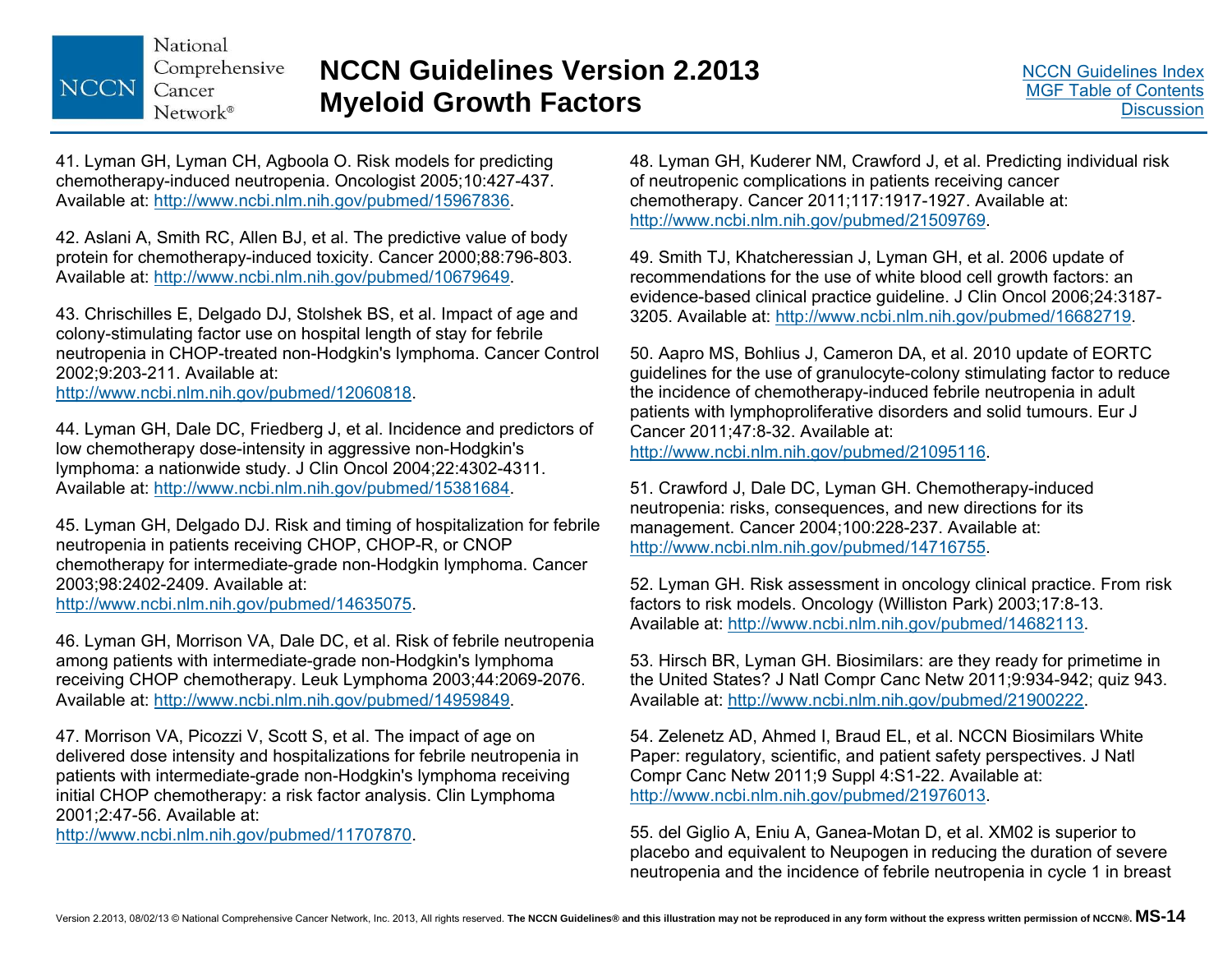41. Lyman GH, Lyman CH, Agboola O. Risk models for predicting chemotherapy-induced neutropenia. Oncologist 2005;10:427-437. Available at: http://www.ncbi.nlm.nih.gov/pubmed/15967836.

42. Aslani A, Smith RC, Allen BJ, et al. The predictive value of body protein for chemotherapy-induced toxicity. Cancer 2000;88:796-803. Available at: http://www.ncbi.nlm.nih.gov/pubmed/10679649.

43. Chrischilles E, Delgado DJ, Stolshek BS, et al. Impact of age and colony-stimulating factor use on hospital length of stay for febrile neutropenia in CHOP-treated non-Hodgkin's lymphoma. Cancer Control 2002;9:203-211. Available at: http://www.ncbi.nlm.nih.gov/pubmed/12060818.

44. Lyman GH, Dale DC, Friedberg J, et al. Incidence and predictors of low chemotherapy dose-intensity in aggressive non-Hodgkin's lymphoma: a nationwide study. J Clin Oncol 2004;22:4302-4311. Available at: http://www.ncbi.nlm.nih.gov/pubmed/15381684.

45. Lyman GH, Delgado DJ. Risk and timing of hospitalization for febrile neutropenia in patients receiving CHOP, CHOP-R, or CNOP chemotherapy for intermediate-grade non-Hodgkin lymphoma. Cancer 2003;98:2402-2409. Available at: http://www.ncbi.nlm.nih.gov/pubmed/14635075.

46. Lyman GH, Morrison VA, Dale DC, et al. Risk of febrile neutropenia among patients with intermediate-grade non-Hodgkin's lymphoma receiving CHOP chemotherapy. Leuk Lymphoma 2003;44:2069-2076. Available at: http://www.ncbi.nlm.nih.gov/pubmed/14959849.

47. Morrison VA, Picozzi V, Scott S, et al. The impact of age on delivered dose intensity and hospitalizations for febrile neutropenia in patients with intermediate-grade non-Hodgkin's lymphoma receiving initial CHOP chemotherapy: a risk factor analysis. Clin Lymphoma 2001;2:47-56. Available at: http://www.ncbi.nlm.nih.gov/pubmed/11707870.

48. Lyman GH, Kuderer NM, Crawford J, et al. Predicting individual risk of neutropenic complications in patients receiving cancer chemotherapy. Cancer 2011;117:1917-1927. Available at: http://www.ncbi.nlm.nih.gov/pubmed/21509769.

49. Smith TJ, Khatcheressian J, Lyman GH, et al. 2006 update of recommendations for the use of white blood cell growth factors: an evidence-based clinical practice guideline. J Clin Oncol 2006;24:3187-3205. Available at: http://www.ncbi.nlm.nih.gov/pubmed/16682719.

50. Aapro MS, Bohlius J, Cameron DA, et al. 2010 update of EORTC guidelines for the use of granulocyte-colony stimulating factor to reduce the incidence of chemotherapy-induced febrile neutropenia in adult patients with lymphoproliferative disorders and solid tumours. Eur J Cancer 2011;47:8-32. Available at: http://www.ncbi.nlm.nih.gov/pubmed/21095116.

51. Crawford J, Dale DC, Lyman GH. Chemotherapy-induced neutropenia: risks, consequences, and new directions for its management. Cancer 2004;100:228-237. Available at: http://www.ncbi.nlm.nih.gov/pubmed/14716755.

52. Lyman GH. Risk assessment in oncology clinical practice. From risk factors to risk models. Oncology (Williston Park) 2003;17:8-13. Available at: http://www.ncbi.nlm.nih.gov/pubmed/14682113.

53. Hirsch BR, Lyman GH. Biosimilars: are they ready for primetime in the United States? J Natl Compr Canc Netw 2011;9:934-942; quiz 943. Available at: http://www.ncbi.nlm.nih.gov/pubmed/21900222.

54. Zelenetz AD, Ahmed I, Braud EL, et al. NCCN Biosimilars White Paper: regulatory, scientific, and patient safety perspectives. J Natl Compr Canc Netw 2011;9 Suppl 4:S1-22. Available at: http://www.ncbi.nlm.nih.gov/pubmed/21976013.

55. del Giglio A, Eniu A, Ganea-Motan D, et al. XM02 is superior to placebo and equivalent to Neupogen in reducing the duration of severe neutropenia and the incidence of febrile neutropenia in cycle 1 in breast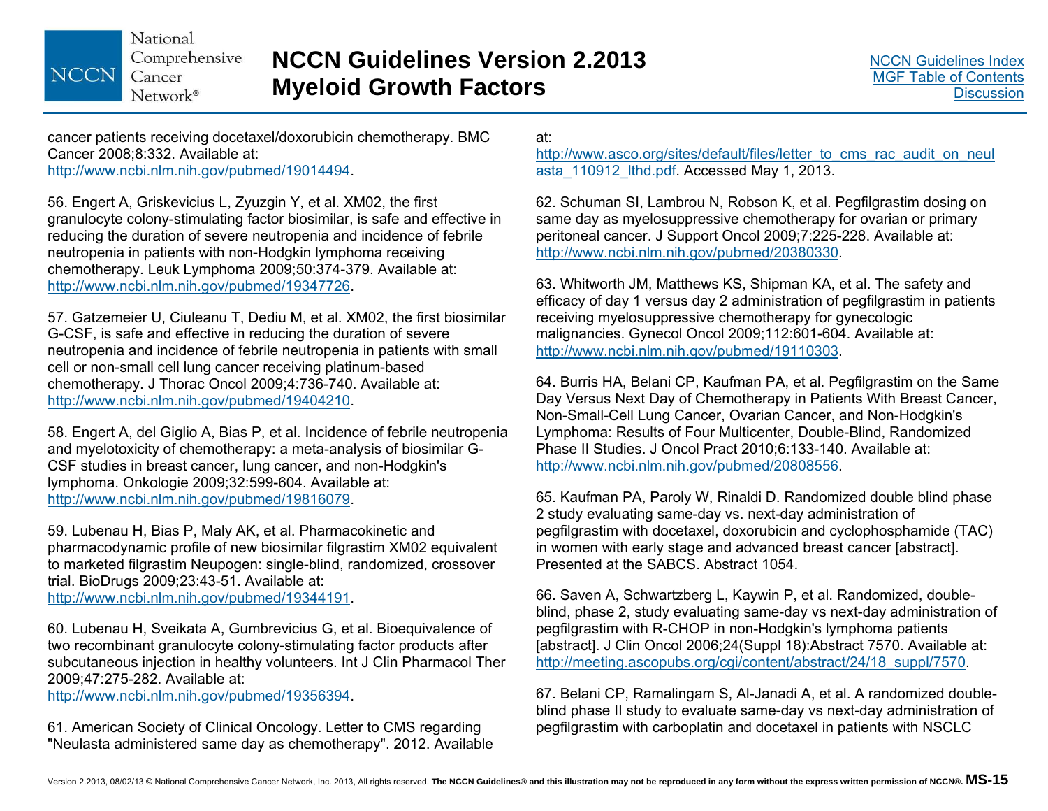cancer patients receiving docetaxel/doxorubicin chemotherapy. BMC Cancer 2008;8:332. Available at: http://www.ncbi.nlm.nih.gov/pubmed/19014494.

56. Engert A, Griskevicius L, Zyuzgin Y, et al. XM02, the first granulocyte colony-stimulating factor biosimilar, is safe and effective in reducing the duration of severe neutropenia and incidence of febrile neutropenia in patients with non-Hodgkin lymphoma receiving chemotherapy. Leuk Lymphoma 2009;50:374-379. Available at: http://www.ncbi.nlm.nih.gov/pubmed/19347726.

57. Gatzemeier U, Ciuleanu T, Dediu M, et al. XM02, the first biosimilar G-CSF, is safe and effective in reducing the duration of severe neutropenia and incidence of febrile neutropenia in patients with small cell or non-small cell lung cancer receiving platinum-based chemotherapy. J Thorac Oncol 2009;4:736-740. Available at: http://www.ncbi.nlm.nih.gov/pubmed/19404210.

58. Engert A, del Giglio A, Bias P, et al. Incidence of febrile neutropenia and myelotoxicity of chemotherapy: a meta-analysis of biosimilar G-CSF studies in breast cancer, lung cancer, and non-Hodgkin's lymphoma. Onkologie 2009;32:599-604. Available at: http://www.ncbi.nlm.nih.gov/pubmed/19816079.

59. Lubenau H, Bias P, Maly AK, et al. Pharmacokinetic and pharmacodynamic profile of new biosimilar filgrastim XM02 equivalent to marketed filgrastim Neupogen: single-blind, randomized, crossover trial. BioDrugs 2009;23:43-51. Available at: http://www.ncbi.nlm.nih.gov/pubmed/19344191.

60. Lubenau H, Sveikata A, Gumbrevicius G, et al. Bioequivalence of two recombinant granulocyte colony-stimulating factor products after subcutaneous injection in healthy volunteers. Int J Clin Pharmacol Ther 2009;47:275-282. Available at: http://www.ncbi.nlm.nih.gov/pubmed/19356394.

61. American Society of Clinical Oncology. Letter to CMS regarding "Neulasta administered same day as chemotherapy". 2012. Available at: http://www.asco.org/sites/default/files/letter_to_cms_rac_audit_on_neulasta_110912_lthd.pdf. Accessed May 1, 2013.

62. Schuman SI, Lambrou N, Robson K, et al. Pegfilgrastim dosing on same day as myelosuppressive chemotherapy for ovarian or primary peritoneal cancer. J Support Oncol 2009;7:225-228. Available at: http://www.ncbi.nlm.nih.gov/pubmed/20380330.

63. Whitworth JM, Matthews KS, Shipman KA, et al. The safety and efficacy of day 1 versus day 2 administration of pegfilgrastim in patients receiving myelosuppressive chemotherapy for gynecologic malignancies. Gynecol Oncol 2009;112:601-604. Available at: http://www.ncbi.nlm.nih.gov/pubmed/19110303.

64. Burris HA, Belani CP, Kaufman PA, et al. Pegfilgrastim on the Same Day Versus Next Day of Chemotherapy in Patients With Breast Cancer, Non-Small-Cell Lung Cancer, Ovarian Cancer, and Non-Hodgkin's Lymphoma: Results of Four Multicenter, Double-Blind, Randomized Phase II Studies. J Oncol Pract 2010;6:133-140. Available at: http://www.ncbi.nlm.nih.gov/pubmed/20808556.

65. Kaufman PA, Paroly W, Rinaldi D. Randomized double blind phase 2 study evaluating same-day vs. next-day administration of pegfilgrastim with docetaxel, doxorubicin and cyclophosphamide (TAC) in women with early stage and advanced breast cancer [abstract]. Presented at the SABCS. Abstract 1054.

66. Saven A, Schwartzberg L, Kaywin P, et al. Randomized, double-blind, phase 2, study evaluating same-day vs next-day administration of pegfilgrastim with R-CHOP in non-Hodgkin's lymphoma patients [abstract]. J Clin Oncol 2006;24(Suppl 18):Abstract 7570. Available at: http://meeting.ascopubs.org/cgi/content/abstract/24/18_suppl/7570.

67. Belani CP, Ramalingam S, Al-Janadi A, et al. A randomized double-blind phase II study to evaluate same-day vs next-day administration of pegfilgrastim with carboplatin and docetaxel in patients with NSCLC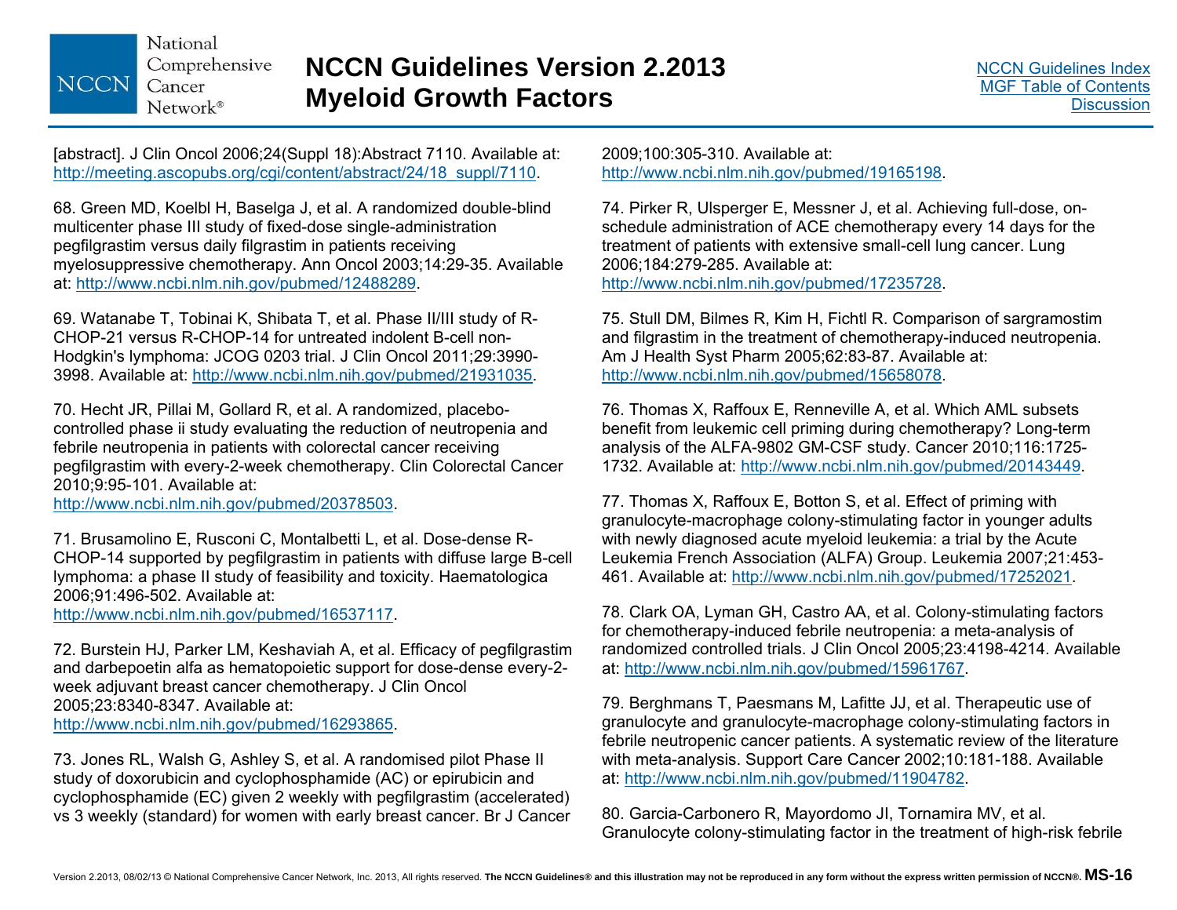[abstract]. J Clin Oncol 2006;24(Suppl 18):Abstract 7110. Available at: http://meeting.ascopubs.org/cgi/content/abstract/24/18_suppl/7110.

68. Green MD, Koelbl H, Baselga J, et al. A randomized double-blind multicenter phase III study of fixed-dose single-administration pegfilgrastim versus daily filgrastim in patients receiving myelosuppressive chemotherapy. Ann Oncol 2003;14:29-35. Available at: http://www.ncbi.nlm.nih.gov/pubmed/12488289.

69. Watanabe T, Tobinai K, Shibata T, et al. Phase II/III study of R-CHOP-21 versus R-CHOP-14 for untreated indolent B-cell non-Hodgkin's lymphoma: JCOG 0203 trial. J Clin Oncol 2011;29:3990-3998. Available at: http://www.ncbi.nlm.nih.gov/pubmed/21931035.

70. Hecht JR, Pillai M, Gollard R, et al. A randomized, placebo-controlled phase ii study evaluating the reduction of neutropenia and febrile neutropenia in patients with colorectal cancer receiving pegfilgrastim with every-2-week chemotherapy. Clin Colorectal Cancer 2010;9:95-101. Available at: http://www.ncbi.nlm.nih.gov/pubmed/20378503.

71. Brusamolino E, Rusconi C, Montalbetti L, et al. Dose-dense R-CHOP-14 supported by pegfilgrastim in patients with diffuse large B-cell lymphoma: a phase II study of feasibility and toxicity. Haematologica 2006;91:496-502. Available at: http://www.ncbi.nlm.nih.gov/pubmed/16537117.

72. Burstein HJ, Parker LM, Keshaviah A, et al. Efficacy of pegfilgrastim and darbepoetin alfa as hematopoietic support for dose-dense every-2-week adjuvant breast cancer chemotherapy. J Clin Oncol 2005;23:8340-8347. Available at: http://www.ncbi.nlm.nih.gov/pubmed/16293865.

73. Jones RL, Walsh G, Ashley S, et al. A randomised pilot Phase II study of doxorubicin and cyclophosphamide (AC) or epirubicin and cyclophosphamide (EC) given 2 weekly with pegfilgrastim (accelerated) vs 3 weekly (standard) for women with early breast cancer. Br J Cancer 2009;100:305-310. Available at: http://www.ncbi.nlm.nih.gov/pubmed/19165198.

74. Pirker R, Ulsperger E, Messner J, et al. Achieving full-dose, on-schedule administration of ACE chemotherapy every 14 days for the treatment of patients with extensive small-cell lung cancer. Lung 2006;184:279-285. Available at: http://www.ncbi.nlm.nih.gov/pubmed/17235728.

75. Stull DM, Bilmes R, Kim H, Fichtl R. Comparison of sargramostim and filgrastim in the treatment of chemotherapy-induced neutropenia. Am J Health Syst Pharm 2005;62:83-87. Available at: http://www.ncbi.nlm.nih.gov/pubmed/15658078.

76. Thomas X, Raffoux E, Renneville A, et al. Which AML subsets benefit from leukemic cell priming during chemotherapy? Long-term analysis of the ALFA-9802 GM-CSF study. Cancer 2010;116:1725-1732. Available at: http://www.ncbi.nlm.nih.gov/pubmed/20143449.

77. Thomas X, Raffoux E, Botton S, et al. Effect of priming with granulocyte-macrophage colony-stimulating factor in younger adults with newly diagnosed acute myeloid leukemia: a trial by the Acute Leukemia French Association (ALFA) Group. Leukemia 2007;21:453-461. Available at: http://www.ncbi.nlm.nih.gov/pubmed/17252021.

78. Clark OA, Lyman GH, Castro AA, et al. Colony-stimulating factors for chemotherapy-induced febrile neutropenia: a meta-analysis of randomized controlled trials. J Clin Oncol 2005;23:4198-4214. Available at: http://www.ncbi.nlm.nih.gov/pubmed/15961767.

79. Berghmans T, Paesmans M, Lafitte JJ, et al. Therapeutic use of granulocyte and granulocyte-macrophage colony-stimulating factors in febrile neutropenic cancer patients. A systematic review of the literature with meta-analysis. Support Care Cancer 2002;10:181-188. Available at: http://www.ncbi.nlm.nih.gov/pubmed/11904782.

80. Garcia-Carbonero R, Mayordomo JI, Tornamira MV, et al. Granulocyte colony-stimulating factor in the treatment of high-risk febrile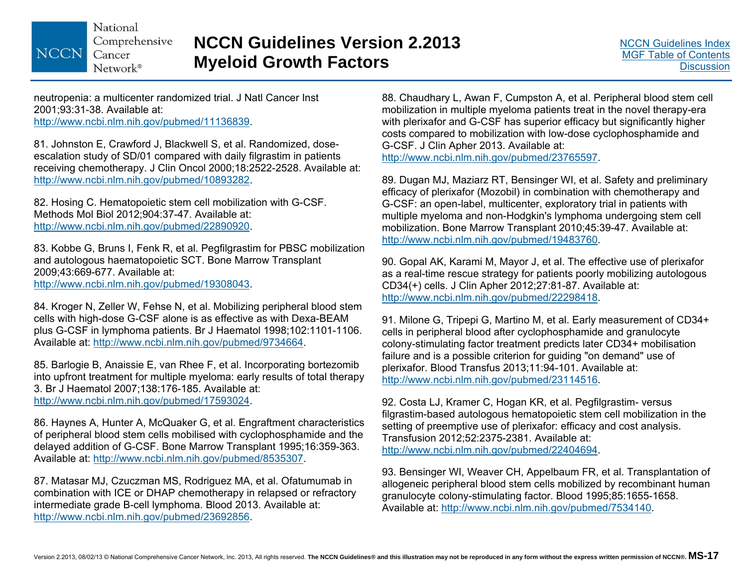neutropenia: a multicenter randomized trial. J Natl Cancer Inst 2001;93:31-38. Available at: http://www.ncbi.nlm.nih.gov/pubmed/11136839.

81. Johnston E, Crawford J, Blackwell S, et al. Randomized, dose-escalation study of SD/01 compared with daily filgrastim in patients receiving chemotherapy. J Clin Oncol 2000;18:2522-2528. Available at: http://www.ncbi.nlm.nih.gov/pubmed/10893282.

82. Hosing C. Hematopoietic stem cell mobilization with G-CSF. Methods Mol Biol 2012;904:37-47. Available at: http://www.ncbi.nlm.nih.gov/pubmed/22890920.

83. Kobbe G, Bruns I, Fenk R, et al. Pegfilgrastim for PBSC mobilization and autologous haematopoietic SCT. Bone Marrow Transplant 2009;43:669-677. Available at: http://www.ncbi.nlm.nih.gov/pubmed/19308043.

84. Kroger N, Zeller W, Fehse N, et al. Mobilizing peripheral blood stem cells with high-dose G-CSF alone is as effective as with Dexa-BEAM plus G-CSF in lymphoma patients. Br J Haematol 1998;102:1101-1106. Available at: http://www.ncbi.nlm.nih.gov/pubmed/9734664.

85. Barlogie B, Anaissie E, van Rhee F, et al. Incorporating bortezomib into upfront treatment for multiple myeloma: early results of total therapy 3. Br J Haematol 2007;138:176-185. Available at: http://www.ncbi.nlm.nih.gov/pubmed/17593024.

86. Haynes A, Hunter A, McQuaker G, et al. Engraftment characteristics of peripheral blood stem cells mobilised with cyclophosphamide and the delayed addition of G-CSF. Bone Marrow Transplant 1995;16:359-363. Available at: http://www.ncbi.nlm.nih.gov/pubmed/8535307.

87. Matasar MJ, Czuczman MS, Rodriguez MA, et al. Ofatumumab in combination with ICE or DHAP chemotherapy in relapsed or refractory intermediate grade B-cell lymphoma. Blood 2013. Available at: http://www.ncbi.nlm.nih.gov/pubmed/23692856.

88. Chaudhary L, Awan F, Cumpston A, et al. Peripheral blood stem cell mobilization in multiple myeloma patients treat in the novel therapy-era with plerixafor and G-CSF has superior efficacy but significantly higher costs compared to mobilization with low-dose cyclophosphamide and G-CSF. J Clin Apher 2013. Available at: http://www.ncbi.nlm.nih.gov/pubmed/23765597.

89. Dugan MJ, Maziarz RT, Bensinger WI, et al. Safety and preliminary efficacy of plerixafor (Mozobil) in combination with chemotherapy and G-CSF: an open-label, multicenter, exploratory trial in patients with multiple myeloma and non-Hodgkin's lymphoma undergoing stem cell mobilization. Bone Marrow Transplant 2010;45:39-47. Available at: http://www.ncbi.nlm.nih.gov/pubmed/19483760.

90. Gopal AK, Karami M, Mayor J, et al. The effective use of plerixafor as a real-time rescue strategy for patients poorly mobilizing autologous CD34(+) cells. J Clin Apher 2012;27:81-87. Available at: http://www.ncbi.nlm.nih.gov/pubmed/22298418.

91. Milone G, Tripepi G, Martino M, et al. Early measurement of CD34+ cells in peripheral blood after cyclophosphamide and granulocyte colony-stimulating factor treatment predicts later CD34+ mobilisation failure and is a possible criterion for guiding "on demand" use of plerixafor. Blood Transfus 2013;11:94-101. Available at: http://www.ncbi.nlm.nih.gov/pubmed/23114516.

92. Costa LJ, Kramer C, Hogan KR, et al. Pegfilgrastim- versus filgrastim-based autologous hematopoietic stem cell mobilization in the setting of preemptive use of plerixafor: efficacy and cost analysis. Transfusion 2012;52:2375-2381. Available at: http://www.ncbi.nlm.nih.gov/pubmed/22404694.

93. Bensinger WI, Weaver CH, Appelbaum FR, et al. Transplantation of allogeneic peripheral blood stem cells mobilized by recombinant human granulocyte colony-stimulating factor. Blood 1995;85:1655-1658. Available at: http://www.ncbi.nlm.nih.gov/pubmed/7534140.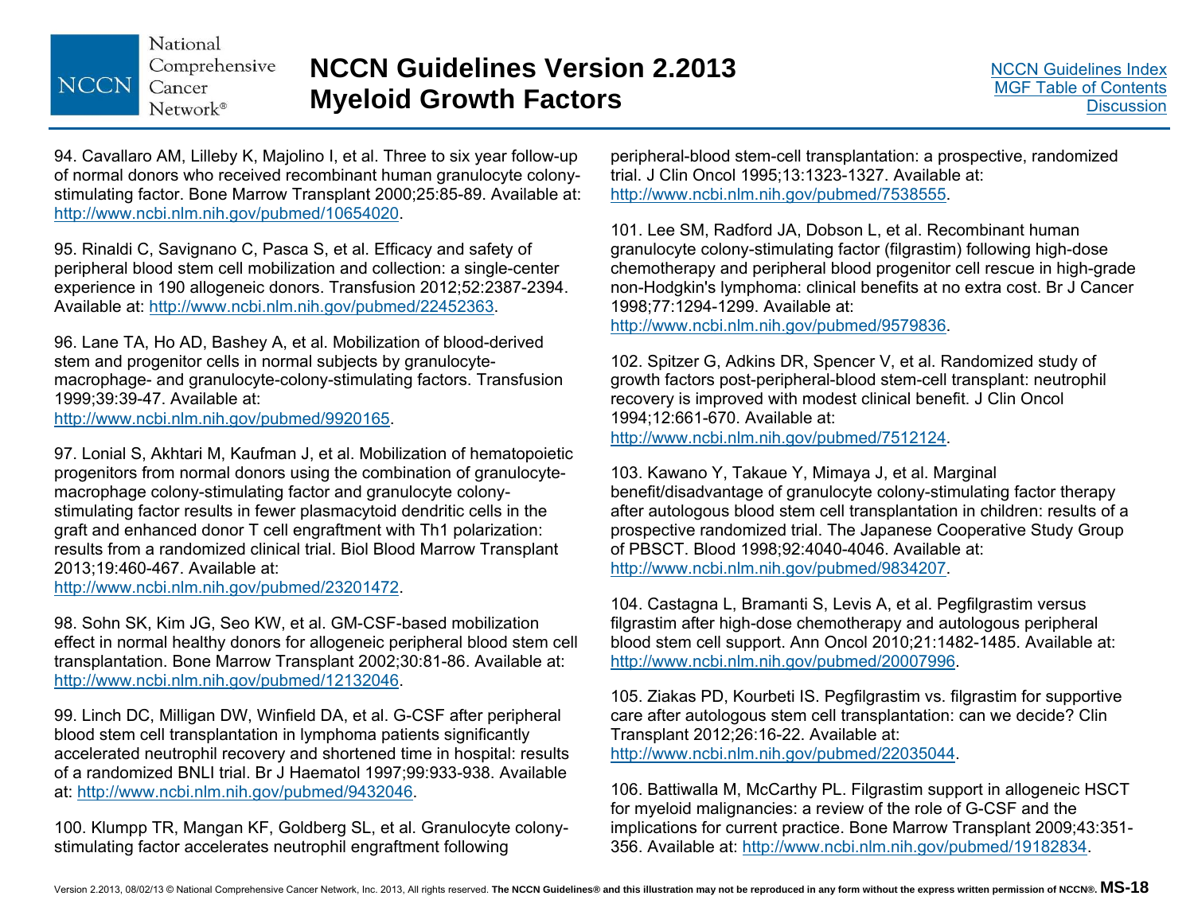94. Cavallaro AM, Lilleby K, Majolino I, et al. Three to six year follow-up of normal donors who received recombinant human granulocyte colony-stimulating factor. Bone Marrow Transplant 2000;25:85-89. Available at: http://www.ncbi.nlm.nih.gov/pubmed/10654020.

95. Rinaldi C, Savignano C, Pasca S, et al. Efficacy and safety of peripheral blood stem cell mobilization and collection: a single-center experience in 190 allogeneic donors. Transfusion 2012;52:2387-2394. Available at: http://www.ncbi.nlm.nih.gov/pubmed/22452363.

96. Lane TA, Ho AD, Bashey A, et al. Mobilization of blood-derived stem and progenitor cells in normal subjects by granulocyte-macrophage- and granulocyte-colony-stimulating factors. Transfusion 1999;39:39-47. Available at: http://www.ncbi.nlm.nih.gov/pubmed/9920165.

97. Lonial S, Akhtari M, Kaufman J, et al. Mobilization of hematopoietic progenitors from normal donors using the combination of granulocyte-macrophage colony-stimulating factor and granulocyte colony-stimulating factor results in fewer plasmacytoid dendritic cells in the graft and enhanced donor T cell engraftment with Th1 polarization: results from a randomized clinical trial. Biol Blood Marrow Transplant 2013;19:460-467. Available at: http://www.ncbi.nlm.nih.gov/pubmed/23201472.

98. Sohn SK, Kim JG, Seo KW, et al. GM-CSF-based mobilization effect in normal healthy donors for allogeneic peripheral blood stem cell transplantation. Bone Marrow Transplant 2002;30:81-86. Available at: http://www.ncbi.nlm.nih.gov/pubmed/12132046.

99. Linch DC, Milligan DW, Winfield DA, et al. G-CSF after peripheral blood stem cell transplantation in lymphoma patients significantly accelerated neutrophil recovery and shortened time in hospital: results of a randomized BNLI trial. Br J Haematol 1997;99:933-938. Available at: http://www.ncbi.nlm.nih.gov/pubmed/9432046.

100. Klumpp TR, Mangan KF, Goldberg SL, et al. Granulocyte colony-stimulating factor accelerates neutrophil engraftment following peripheral-blood stem-cell transplantation: a prospective, randomized trial. J Clin Oncol 1995;13:1323-1327. Available at: http://www.ncbi.nlm.nih.gov/pubmed/7538555.

101. Lee SM, Radford JA, Dobson L, et al. Recombinant human granulocyte colony-stimulating factor (filgrastim) following high-dose chemotherapy and peripheral blood progenitor cell rescue in high-grade non-Hodgkin's lymphoma: clinical benefits at no extra cost. Br J Cancer 1998;77:1294-1299. Available at: http://www.ncbi.nlm.nih.gov/pubmed/9579836.

102. Spitzer G, Adkins DR, Spencer V, et al. Randomized study of growth factors post-peripheral-blood stem-cell transplant: neutrophil recovery is improved with modest clinical benefit. J Clin Oncol 1994;12:661-670. Available at: http://www.ncbi.nlm.nih.gov/pubmed/7512124.

103. Kawano Y, Takaue Y, Mimaya J, et al. Marginal benefit/disadvantage of granulocyte colony-stimulating factor therapy after autologous blood stem cell transplantation in children: results of a prospective randomized trial. The Japanese Cooperative Study Group of PBSCT. Blood 1998;92:4040-4046. Available at: http://www.ncbi.nlm.nih.gov/pubmed/9834207.

104. Castagna L, Bramanti S, Levis A, et al. Pegfilgrastim versus filgrastim after high-dose chemotherapy and autologous peripheral blood stem cell support. Ann Oncol 2010;21:1482-1485. Available at: http://www.ncbi.nlm.nih.gov/pubmed/20007996.

105. Ziakas PD, Kourbeti IS. Pegfilgrastim vs. filgrastim for supportive care after autologous stem cell transplantation: can we decide? Clin Transplant 2012;26:16-22. Available at: http://www.ncbi.nlm.nih.gov/pubmed/22035044.

106. Battiwalla M, McCarthy PL. Filgrastim support in allogeneic HSCT for myeloid malignancies: a review of the role of G-CSF and the implications for current practice. Bone Marrow Transplant 2009;43:351-356. Available at: http://www.ncbi.nlm.nih.gov/pubmed/19182834.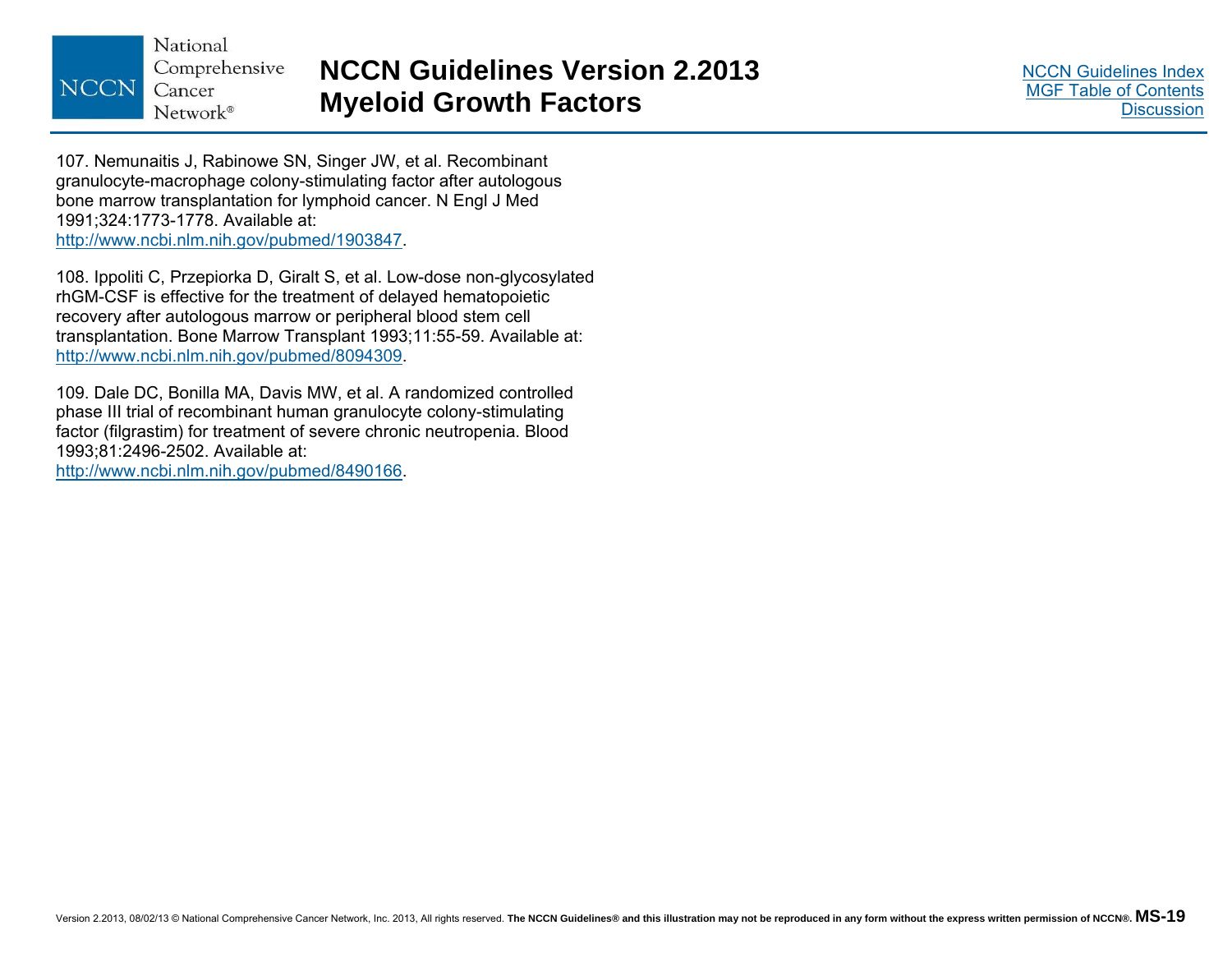107. Nemunaitis J, Rabinowe SN, Singer JW, et al. Recombinant granulocyte-macrophage colony-stimulating factor after autologous bone marrow transplantation for lymphoid cancer. N Engl J Med 1991;324:1773-1778. Available at: http://www.ncbi.nlm.nih.gov/pubmed/1903847.

108. Ippoliti C, Przepiorka D, Giralt S, et al. Low-dose non-glycosylated rhGM-CSF is effective for the treatment of delayed hematopoietic recovery after autologous marrow or peripheral blood stem cell transplantation. Bone Marrow Transplant 1993;11:55-59. Available at: http://www.ncbi.nlm.nih.gov/pubmed/8094309.

109. Dale DC, Bonilla MA, Davis MW, et al. A randomized controlled phase III trial of recombinant human granulocyte colony-stimulating factor (filgrastim) for treatment of severe chronic neutropenia. Blood 1993;81:2496-2502. Available at: http://www.ncbi.nlm.nih.gov/pubmed/8490166.